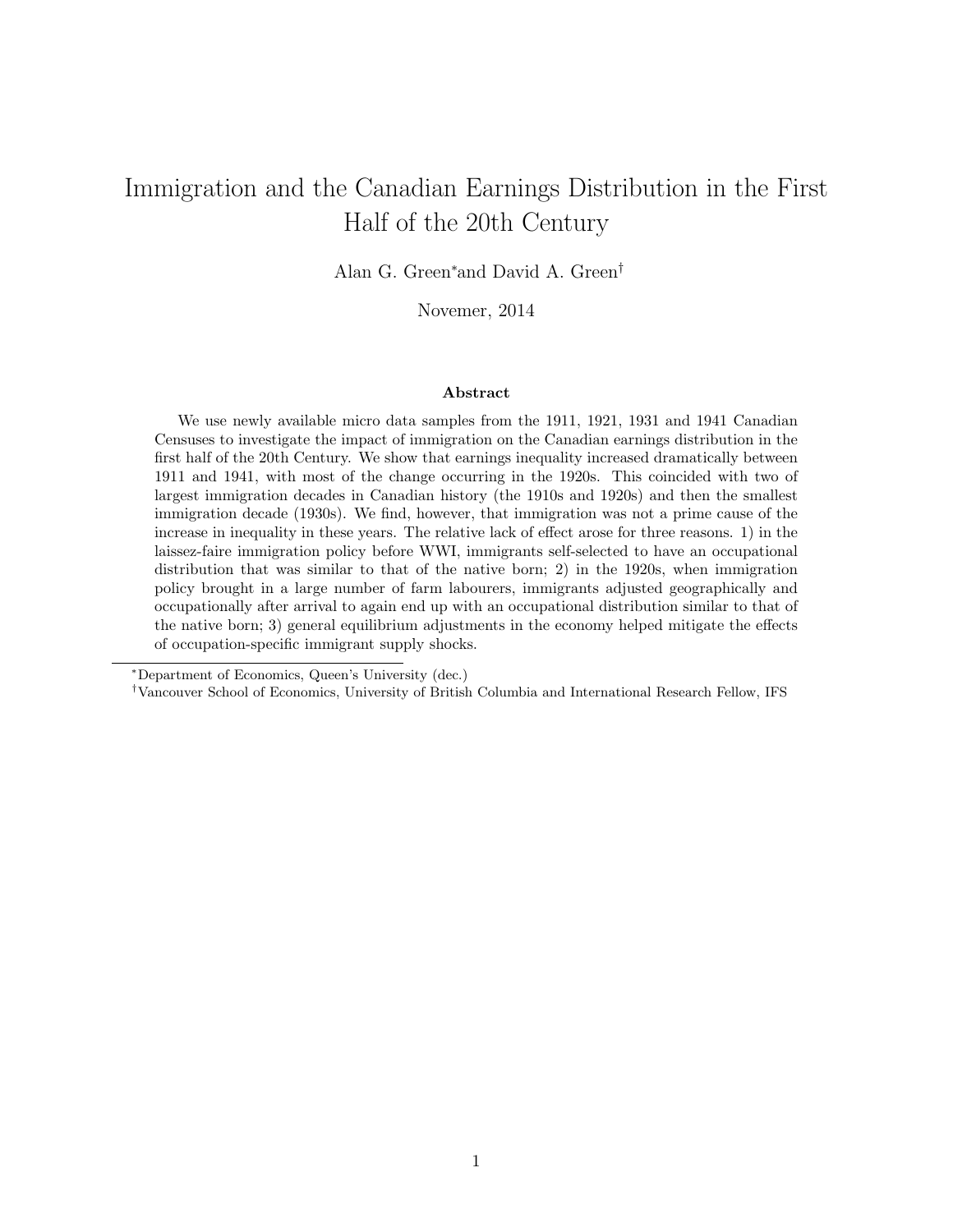# Immigration and the Canadian Earnings Distribution in the First Half of the 20th Century

Alan G. Green[*] and David A. Green[†]

Novemer, 2014

### Abstract

We use newly available micro data samples from the 1911, 1921, 1931 and 1941 Canadian Censuses to investigate the impact of immigration on the Canadian earnings distribution in the first half of the 20th Century. We show that earnings inequality increased dramatically between 1911 and 1941, with most of the change occurring in the 1920s. This coincided with two of largest immigration decades in Canadian history (the 1910s and 1920s) and then the smallest immigration decade (1930s). We find, however, that immigration was not a prime cause of the increase in inequality in these years. The relative lack of effect arose for three reasons. 1) in the laissez-faire immigration policy before WWI, immigrants self-selected to have an occupational distribution that was similar to that of the native born; 2) in the 1920s, when immigration policy brought in a large number of farm labourers, immigrants adjusted geographically and occupationally after arrival to again end up with an occupational distribution similar to that of the native born; 3) general equilibrium adjustments in the economy helped mitigate the effects of occupation-specific immigrant supply shocks.

---

[*] Department of Economics, Queen's University (dec.)

[†] Vancouver School of Economics, University of British Columbia and International Research Fellow, IFS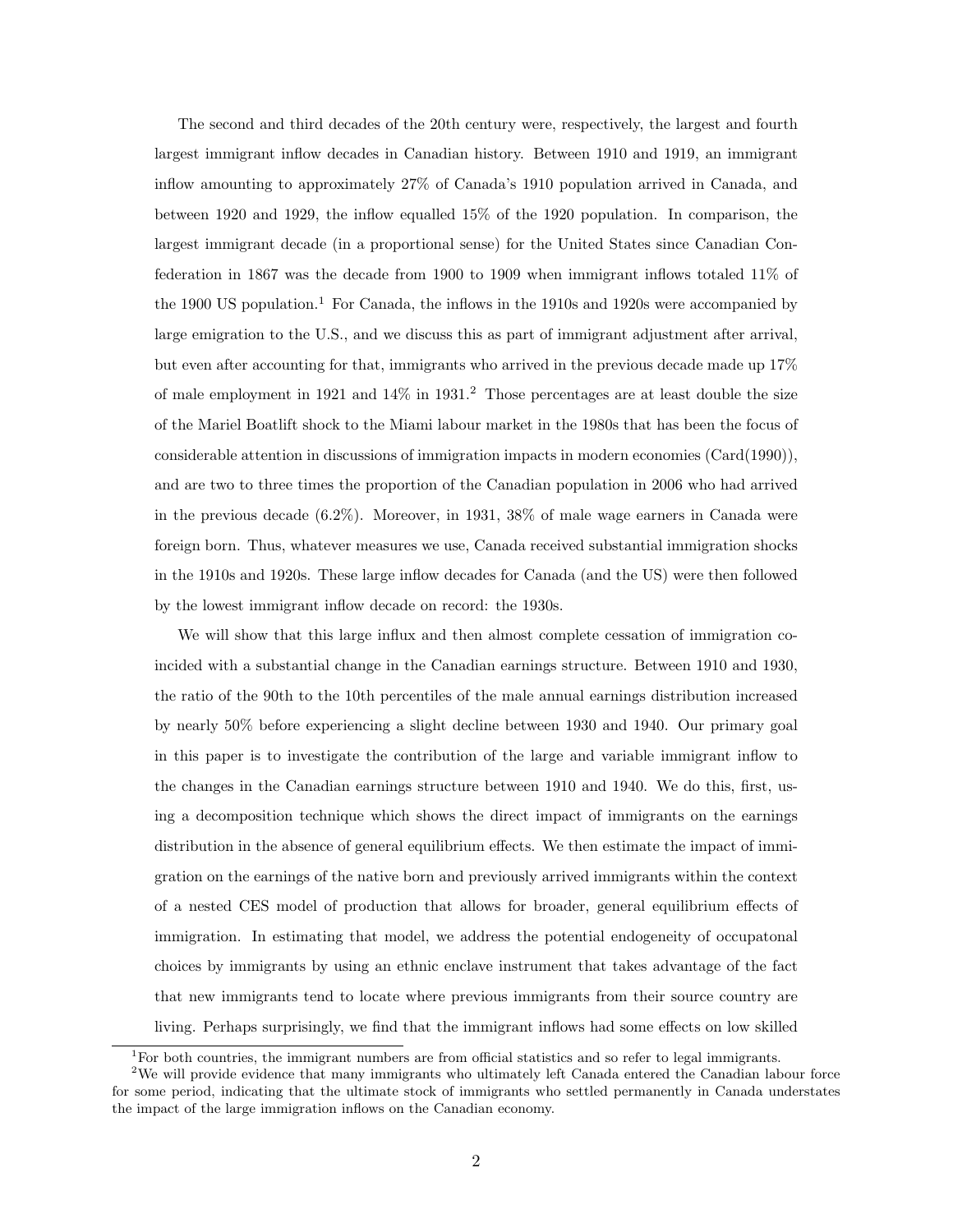The second and third decades of the 20th century were, respectively, the largest and fourth largest immigrant inflow decades in Canadian history. Between 1910 and 1919, an immigrant inflow amounting to approximately 27% of Canada's 1910 population arrived in Canada, and between 1920 and 1929, the inflow equalled 15% of the 1920 population. In comparison, the largest immigrant decade (in a proportional sense) for the United States since Canadian Confederation in 1867 was the decade from 1900 to 1909 when immigrant inflows totaled 11% of the 1900 US population.[1] For Canada, the inflows in the 1910s and 1920s were accompanied by large emigration to the U.S., and we discuss this as part of immigrant adjustment after arrival, but even after accounting for that, immigrants who arrived in the previous decade made up 17% of male employment in 1921 and 14% in 1931.[2] Those percentages are at least double the size of the Mariel Boatlift shock to the Miami labour market in the 1980s that has been the focus of considerable attention in discussions of immigration impacts in modern economies (Card(1990)), and are two to three times the proportion of the Canadian population in 2006 who had arrived in the previous decade (6.2%). Moreover, in 1931, 38% of male wage earners in Canada were foreign born. Thus, whatever measures we use, Canada received substantial immigration shocks in the 1910s and 1920s. These large inflow decades for Canada (and the US) were then followed by the lowest immigrant inflow decade on record: the 1930s.

We will show that this large influx and then almost complete cessation of immigration coincided with a substantial change in the Canadian earnings structure. Between 1910 and 1930, the ratio of the 90th to the 10th percentiles of the male annual earnings distribution increased by nearly 50% before experiencing a slight decline between 1930 and 1940. Our primary goal in this paper is to investigate the contribution of the large and variable immigrant inflow to the changes in the Canadian earnings structure between 1910 and 1940. We do this, first, using a decomposition technique which shows the direct impact of immigrants on the earnings distribution in the absence of general equilibrium effects. We then estimate the impact of immigration on the earnings of the native born and previously arrived immigrants within the context of a nested CES model of production that allows for broader, general equilibrium effects of immigration. In estimating that model, we address the potential endogeneity of occupatonal choices by immigrants by using an ethnic enclave instrument that takes advantage of the fact that new immigrants tend to locate where previous immigrants from their source country are living. Perhaps surprisingly, we find that the immigrant inflows had some effects on low skilled

[1] For both countries, the immigrant numbers are from official statistics and so refer to legal immigrants.

[2] We will provide evidence that many immigrants who ultimately left Canada entered the Canadian labour force for some period, indicating that the ultimate stock of immigrants who settled permanently in Canada understates the impact of the large immigration inflows on the Canadian economy.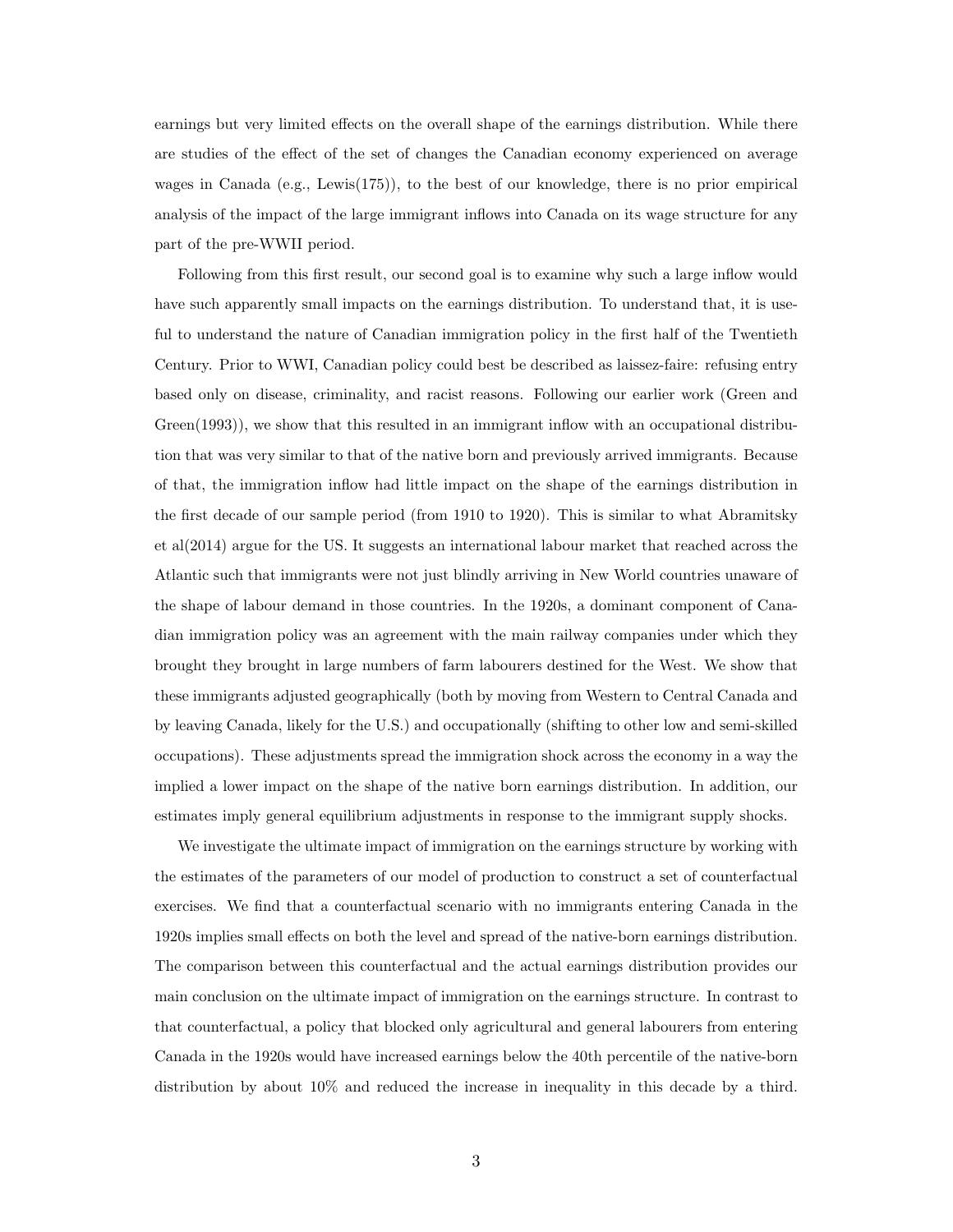earnings but very limited effects on the overall shape of the earnings distribution. While there are studies of the effect of the set of changes the Canadian economy experienced on average wages in Canada (e.g., Lewis(175)), to the best of our knowledge, there is no prior empirical analysis of the impact of the large immigrant inflows into Canada on its wage structure for any part of the pre-WWII period.

Following from this first result, our second goal is to examine why such a large inflow would have such apparently small impacts on the earnings distribution. To understand that, it is useful to understand the nature of Canadian immigration policy in the first half of the Twentieth Century. Prior to WWI, Canadian policy could best be described as laissez-faire: refusing entry based only on disease, criminality, and racist reasons. Following our earlier work (Green and Green(1993)), we show that this resulted in an immigrant inflow with an occupational distribution that was very similar to that of the native born and previously arrived immigrants. Because of that, the immigration inflow had little impact on the shape of the earnings distribution in the first decade of our sample period (from 1910 to 1920). This is similar to what Abramitsky et al(2014) argue for the US. It suggests an international labour market that reached across the Atlantic such that immigrants were not just blindly arriving in New World countries unaware of the shape of labour demand in those countries. In the 1920s, a dominant component of Canadian immigration policy was an agreement with the main railway companies under which they brought they brought in large numbers of farm labourers destined for the West. We show that these immigrants adjusted geographically (both by moving from Western to Central Canada and by leaving Canada, likely for the U.S.) and occupationally (shifting to other low and semi-skilled occupations). These adjustments spread the immigration shock across the economy in a way the implied a lower impact on the shape of the native born earnings distribution. In addition, our estimates imply general equilibrium adjustments in response to the immigrant supply shocks.

We investigate the ultimate impact of immigration on the earnings structure by working with the estimates of the parameters of our model of production to construct a set of counterfactual exercises. We find that a counterfactual scenario with no immigrants entering Canada in the 1920s implies small effects on both the level and spread of the native-born earnings distribution. The comparison between this counterfactual and the actual earnings distribution provides our main conclusion on the ultimate impact of immigration on the earnings structure. In contrast to that counterfactual, a policy that blocked only agricultural and general labourers from entering Canada in the 1920s would have increased earnings below the 40th percentile of the native-born distribution by about 10% and reduced the increase in inequality in this decade by a third.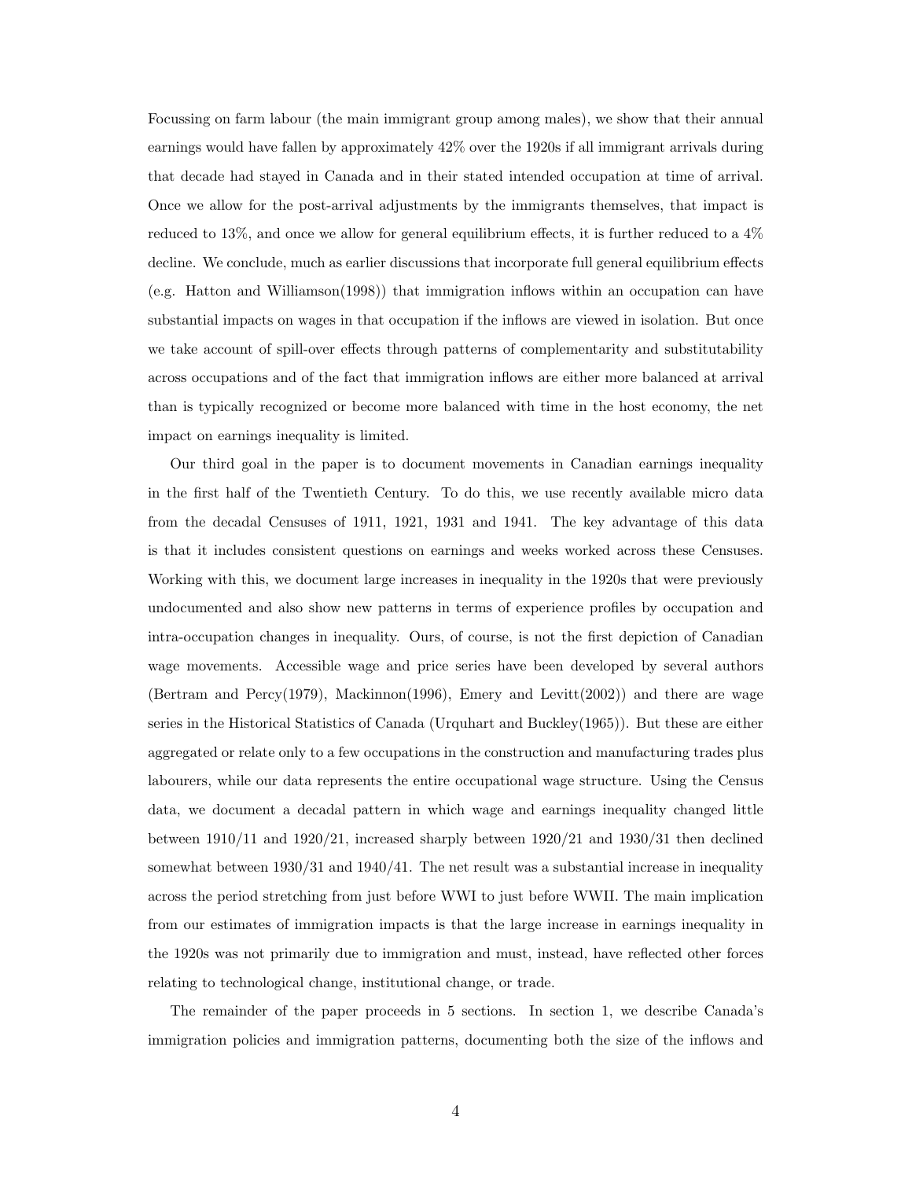Focussing on farm labour (the main immigrant group among males), we show that their annual earnings would have fallen by approximately 42% over the 1920s if all immigrant arrivals during that decade had stayed in Canada and in their stated intended occupation at time of arrival. Once we allow for the post-arrival adjustments by the immigrants themselves, that impact is reduced to 13%, and once we allow for general equilibrium effects, it is further reduced to a 4% decline. We conclude, much as earlier discussions that incorporate full general equilibrium effects (e.g. Hatton and Williamson(1998)) that immigration inflows within an occupation can have substantial impacts on wages in that occupation if the inflows are viewed in isolation. But once we take account of spill-over effects through patterns of complementarity and substitutability across occupations and of the fact that immigration inflows are either more balanced at arrival than is typically recognized or become more balanced with time in the host economy, the net impact on earnings inequality is limited.

Our third goal in the paper is to document movements in Canadian earnings inequality in the first half of the Twentieth Century. To do this, we use recently available micro data from the decadal Censuses of 1911, 1921, 1931 and 1941. The key advantage of this data is that it includes consistent questions on earnings and weeks worked across these Censuses. Working with this, we document large increases in inequality in the 1920s that were previously undocumented and also show new patterns in terms of experience profiles by occupation and intra-occupation changes in inequality. Ours, of course, is not the first depiction of Canadian wage movements. Accessible wage and price series have been developed by several authors (Bertram and Percy(1979), Mackinnon(1996), Emery and Levitt(2002)) and there are wage series in the Historical Statistics of Canada (Urquhart and Buckley(1965)). But these are either aggregated or relate only to a few occupations in the construction and manufacturing trades plus labourers, while our data represents the entire occupational wage structure. Using the Census data, we document a decadal pattern in which wage and earnings inequality changed little between 1910/11 and 1920/21, increased sharply between 1920/21 and 1930/31 then declined somewhat between 1930/31 and 1940/41. The net result was a substantial increase in inequality across the period stretching from just before WWI to just before WWII. The main implication from our estimates of immigration impacts is that the large increase in earnings inequality in the 1920s was not primarily due to immigration and must, instead, have reflected other forces relating to technological change, institutional change, or trade.

The remainder of the paper proceeds in 5 sections. In section 1, we describe Canada's immigration policies and immigration patterns, documenting both the size of the inflows and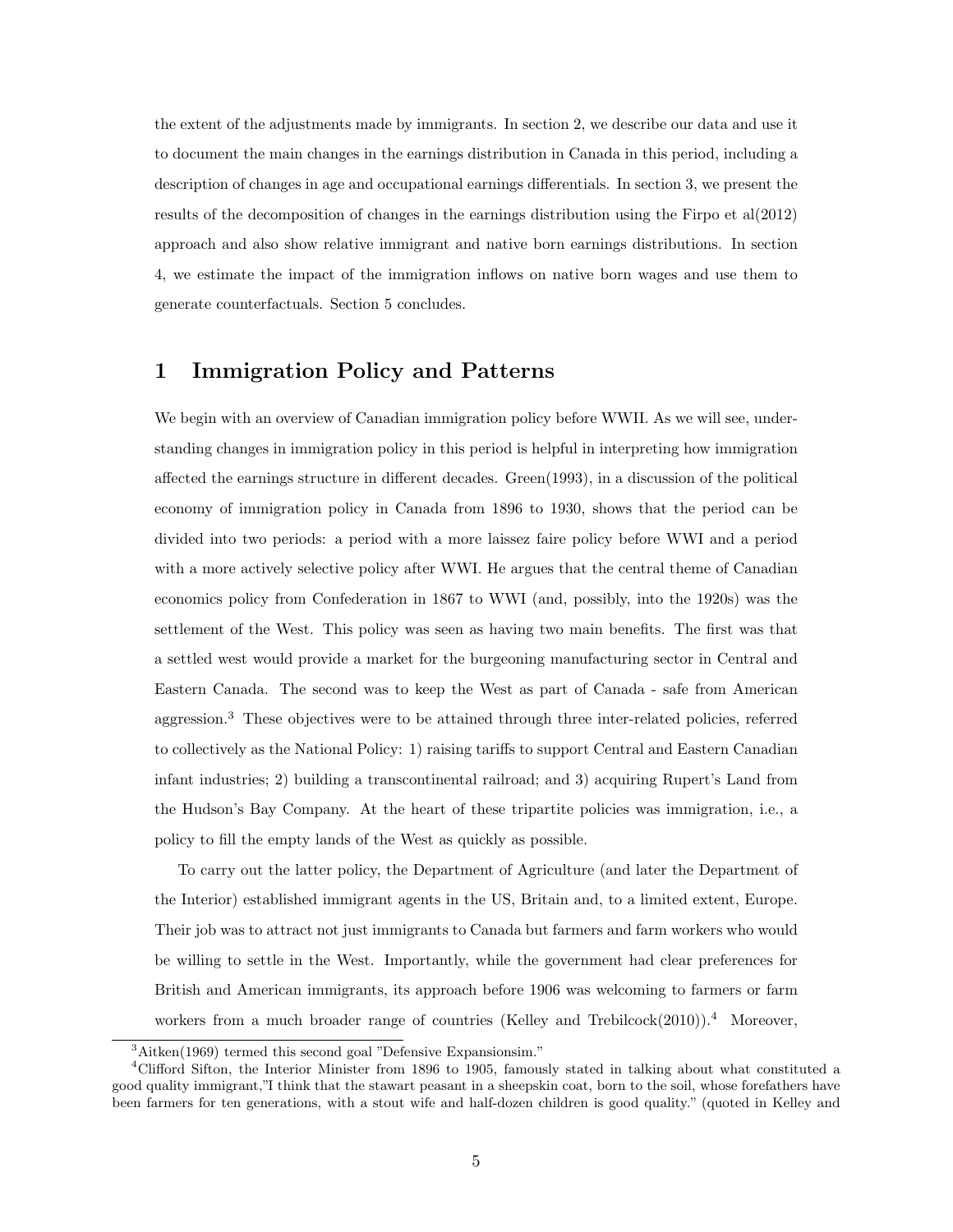the extent of the adjustments made by immigrants. In section 2, we describe our data and use it to document the main changes in the earnings distribution in Canada in this period, including a description of changes in age and occupational earnings differentials. In section 3, we present the results of the decomposition of changes in the earnings distribution using the Firpo et al(2012) approach and also show relative immigrant and native born earnings distributions. In section 4, we estimate the impact of the immigration inflows on native born wages and use them to generate counterfactuals. Section 5 concludes.

# 1 Immigration Policy and Patterns

We begin with an overview of Canadian immigration policy before WWII. As we will see, understanding changes in immigration policy in this period is helpful in interpreting how immigration affected the earnings structure in different decades. Green(1993), in a discussion of the political economy of immigration policy in Canada from 1896 to 1930, shows that the period can be divided into two periods: a period with a more laissez faire policy before WWI and a period with a more actively selective policy after WWI. He argues that the central theme of Canadian economics policy from Confederation in 1867 to WWI (and, possibly, into the 1920s) was the settlement of the West. This policy was seen as having two main benefits. The first was that a settled west would provide a market for the burgeoning manufacturing sector in Central and Eastern Canada. The second was to keep the West as part of Canada - safe from American aggression.[3] These objectives were to be attained through three inter-related policies, referred to collectively as the National Policy: 1) raising tariffs to support Central and Eastern Canadian infant industries; 2) building a transcontinental railroad; and 3) acquiring Rupert's Land from the Hudson's Bay Company. At the heart of these tripartite policies was immigration, i.e., a policy to fill the empty lands of the West as quickly as possible.

To carry out the latter policy, the Department of Agriculture (and later the Department of the Interior) established immigrant agents in the US, Britain and, to a limited extent, Europe. Their job was to attract not just immigrants to Canada but farmers and farm workers who would be willing to settle in the West. Importantly, while the government had clear preferences for British and American immigrants, its approach before 1906 was welcoming to farmers or farm workers from a much broader range of countries (Kelley and Trebilcock(2010)).[4] Moreover,

[3] Aitken(1969) termed this second goal "Defensive Expansionsim."

[4] Clifford Sifton, the Interior Minister from 1896 to 1905, famously stated in talking about what constituted a good quality immigrant,"I think that the stawart peasant in a sheepskin coat, born to the soil, whose forefathers have been farmers for ten generations, with a stout wife and half-dozen children is good quality." (quoted in Kelley and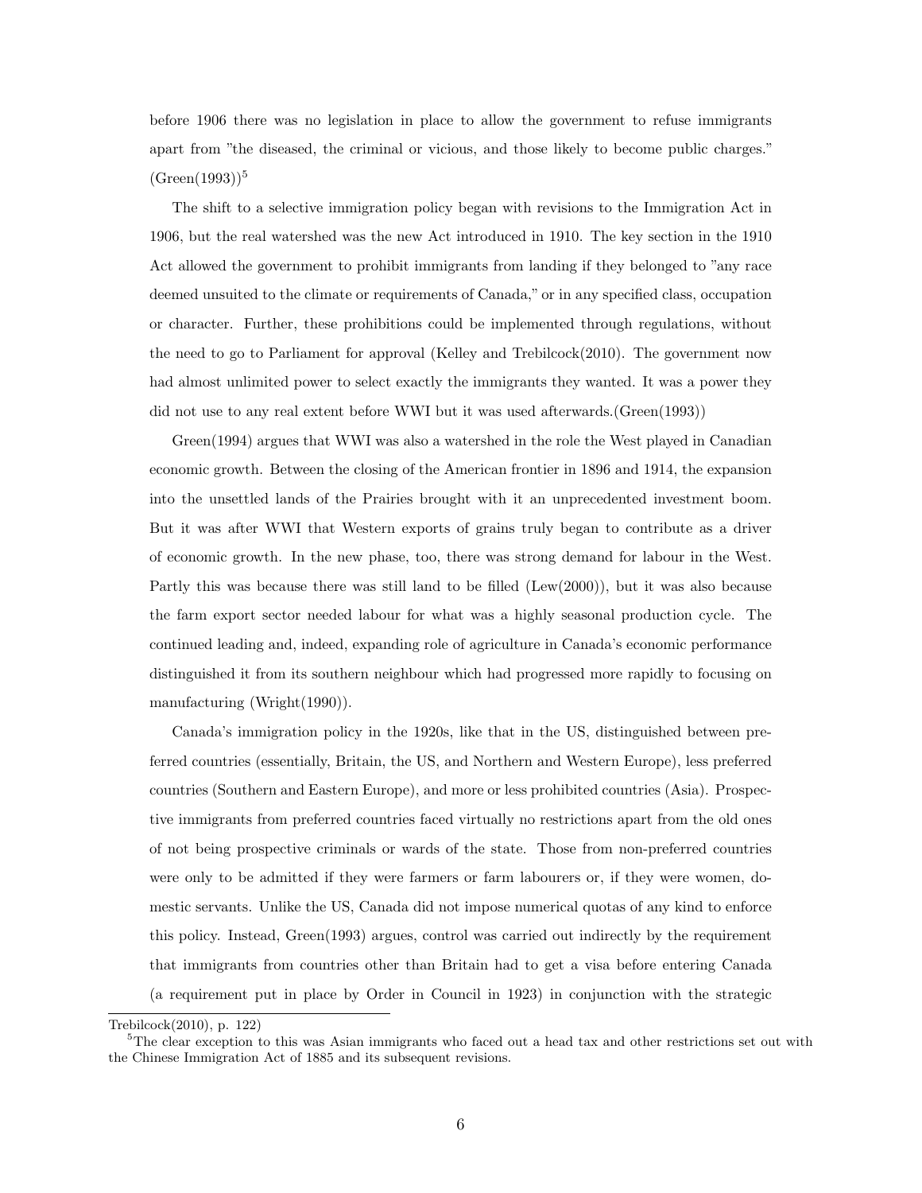before 1906 there was no legislation in place to allow the government to refuse immigrants apart from "the diseased, the criminal or vicious, and those likely to become public charges." (Green(1993))[5]

The shift to a selective immigration policy began with revisions to the Immigration Act in 1906, but the real watershed was the new Act introduced in 1910. The key section in the 1910 Act allowed the government to prohibit immigrants from landing if they belonged to "any race deemed unsuited to the climate or requirements of Canada," or in any specified class, occupation or character. Further, these prohibitions could be implemented through regulations, without the need to go to Parliament for approval (Kelley and Trebilcock(2010). The government now had almost unlimited power to select exactly the immigrants they wanted. It was a power they did not use to any real extent before WWI but it was used afterwards.(Green(1993))

Green(1994) argues that WWI was also a watershed in the role the West played in Canadian economic growth. Between the closing of the American frontier in 1896 and 1914, the expansion into the unsettled lands of the Prairies brought with it an unprecedented investment boom. But it was after WWI that Western exports of grains truly began to contribute as a driver of economic growth. In the new phase, too, there was strong demand for labour in the West. Partly this was because there was still land to be filled (Lew(2000)), but it was also because the farm export sector needed labour for what was a highly seasonal production cycle. The continued leading and, indeed, expanding role of agriculture in Canada's economic performance distinguished it from its southern neighbour which had progressed more rapidly to focusing on manufacturing (Wright(1990)).

Canada's immigration policy in the 1920s, like that in the US, distinguished between preferred countries (essentially, Britain, the US, and Northern and Western Europe), less preferred countries (Southern and Eastern Europe), and more or less prohibited countries (Asia). Prospective immigrants from preferred countries faced virtually no restrictions apart from the old ones of not being prospective criminals or wards of the state. Those from non-preferred countries were only to be admitted if they were farmers or farm labourers or, if they were women, domestic servants. Unlike the US, Canada did not impose numerical quotas of any kind to enforce this policy. Instead, Green(1993) argues, control was carried out indirectly by the requirement that immigrants from countries other than Britain had to get a visa before entering Canada (a requirement put in place by Order in Council in 1923) in conjunction with the strategic

Trebilcock(2010), p. 122)

[5] The clear exception to this was Asian immigrants who faced out a head tax and other restrictions set out with the Chinese Immigration Act of 1885 and its subsequent revisions.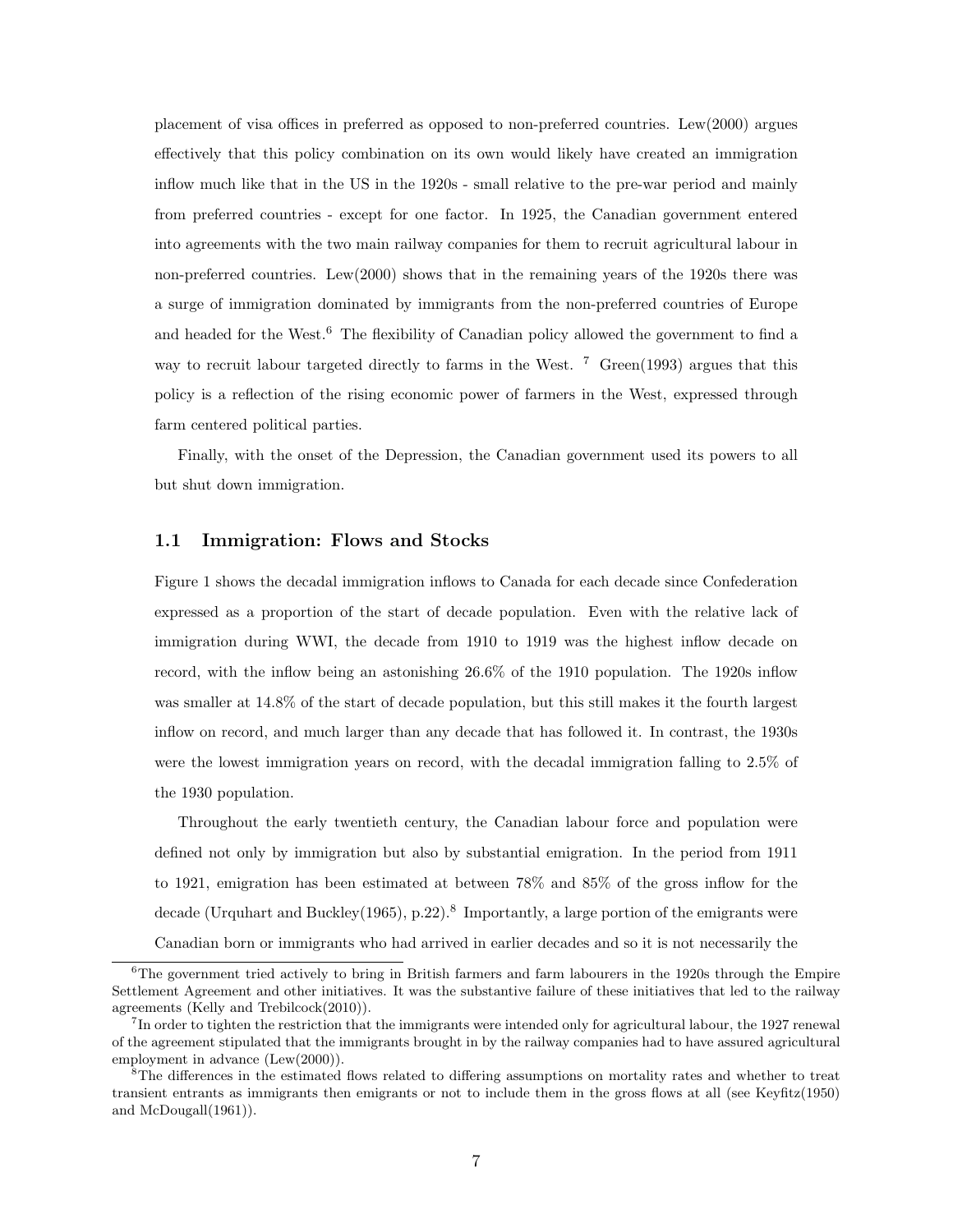placement of visa offices in preferred as opposed to non-preferred countries. Lew(2000) argues effectively that this policy combination on its own would likely have created an immigration inflow much like that in the US in the 1920s - small relative to the pre-war period and mainly from preferred countries - except for one factor. In 1925, the Canadian government entered into agreements with the two main railway companies for them to recruit agricultural labour in non-preferred countries. Lew(2000) shows that in the remaining years of the 1920s there was a surge of immigration dominated by immigrants from the non-preferred countries of Europe and headed for the West.[6] The flexibility of Canadian policy allowed the government to find a way to recruit labour targeted directly to farms in the West. [7] Green(1993) argues that this policy is a reflection of the rising economic power of farmers in the West, expressed through farm centered political parties.

Finally, with the onset of the Depression, the Canadian government used its powers to all but shut down immigration.

## 1.1 Immigration: Flows and Stocks

Figure 1 shows the decadal immigration inflows to Canada for each decade since Confederation expressed as a proportion of the start of decade population. Even with the relative lack of immigration during WWI, the decade from 1910 to 1919 was the highest inflow decade on record, with the inflow being an astonishing 26.6% of the 1910 population. The 1920s inflow was smaller at 14.8% of the start of decade population, but this still makes it the fourth largest inflow on record, and much larger than any decade that has followed it. In contrast, the 1930s were the lowest immigration years on record, with the decadal immigration falling to 2.5% of the 1930 population.

Throughout the early twentieth century, the Canadian labour force and population were defined not only by immigration but also by substantial emigration. In the period from 1911 to 1921, emigration has been estimated at between 78% and 85% of the gross inflow for the decade (Urquhart and Buckley(1965), p.22).[8] Importantly, a large portion of the emigrants were Canadian born or immigrants who had arrived in earlier decades and so it is not necessarily the

[6] The government tried actively to bring in British farmers and farm labourers in the 1920s through the Empire Settlement Agreement and other initiatives. It was the substantive failure of these initiatives that led to the railway agreements (Kelly and Trebilcock(2010)).

[7] In order to tighten the restriction that the immigrants were intended only for agricultural labour, the 1927 renewal of the agreement stipulated that the immigrants brought in by the railway companies had to have assured agricultural employment in advance (Lew(2000)).

[8] The differences in the estimated flows related to differing assumptions on mortality rates and whether to treat transient entrants as immigrants then emigrants or not to include them in the gross flows at all (see Keyfitz(1950) and McDougall(1961)).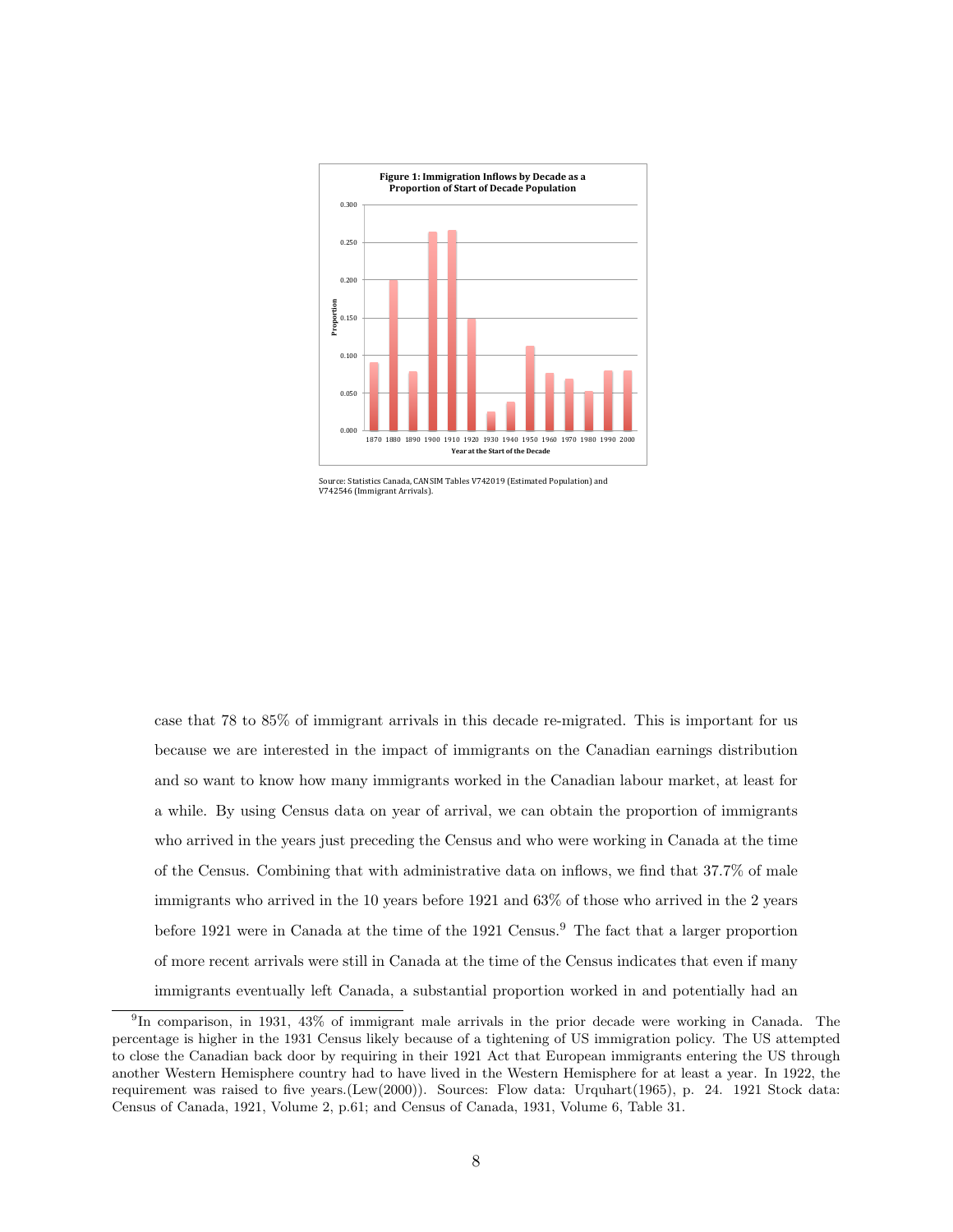**Figure 1: Immigration Inflows by Decade as a Proportion of Start of Decade Population**

Source: Statistics Canada, CANSIM Tables V742019 (Estimated Population) and V742546 (Immigrant Arrivals).

case that 78 to 85% of immigrant arrivals in this decade re-migrated. This is important for us because we are interested in the impact of immigrants on the Canadian earnings distribution and so want to know how many immigrants worked in the Canadian labour market, at least for a while. By using Census data on year of arrival, we can obtain the proportion of immigrants who arrived in the years just preceding the Census and who were working in Canada at the time of the Census. Combining that with administrative data on inflows, we find that 37.7% of male immigrants who arrived in the 10 years before 1921 and 63% of those who arrived in the 2 years before 1921 were in Canada at the time of the 1921 Census.[9] The fact that a larger proportion of more recent arrivals were still in Canada at the time of the Census indicates that even if many immigrants eventually left Canada, a substantial proportion worked in and potentially had an

[9] In comparison, in 1931, 43% of immigrant male arrivals in the prior decade were working in Canada. The percentage is higher in the 1931 Census likely because of a tightening of US immigration policy. The US attempted to close the Canadian back door by requiring in their 1921 Act that European immigrants entering the US through another Western Hemisphere country had to have lived in the Western Hemisphere for at least a year. In 1922, the requirement was raised to five years.(Lew(2000)). Sources: Flow data: Urquhart(1965), p. 24. 1921 Stock data: Census of Canada, 1921, Volume 2, p.61; and Census of Canada, 1931, Volume 6, Table 31.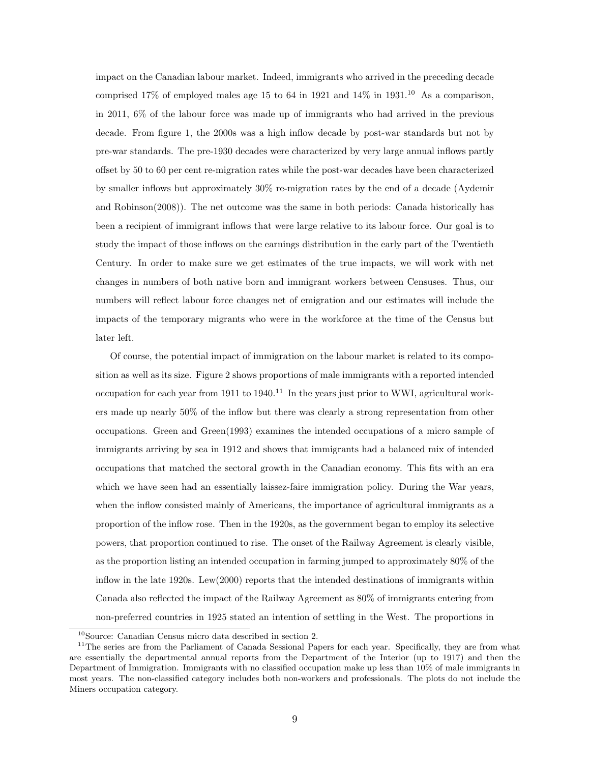impact on the Canadian labour market. Indeed, immigrants who arrived in the preceding decade comprised 17% of employed males age 15 to 64 in 1921 and 14% in 1931.[10] As a comparison, in 2011, 6% of the labour force was made up of immigrants who had arrived in the previous decade. From figure 1, the 2000s was a high inflow decade by post-war standards but not by pre-war standards. The pre-1930 decades were characterized by very large annual inflows partly offset by 50 to 60 per cent re-migration rates while the post-war decades have been characterized by smaller inflows but approximately 30% re-migration rates by the end of a decade (Aydemir and Robinson(2008)). The net outcome was the same in both periods: Canada historically has been a recipient of immigrant inflows that were large relative to its labour force. Our goal is to study the impact of those inflows on the earnings distribution in the early part of the Twentieth Century. In order to make sure we get estimates of the true impacts, we will work with net changes in numbers of both native born and immigrant workers between Censuses. Thus, our numbers will reflect labour force changes net of emigration and our estimates will include the impacts of the temporary migrants who were in the workforce at the time of the Census but later left.

Of course, the potential impact of immigration on the labour market is related to its composition as well as its size. Figure 2 shows proportions of male immigrants with a reported intended occupation for each year from 1911 to 1940.[11] In the years just prior to WWI, agricultural workers made up nearly 50% of the inflow but there was clearly a strong representation from other occupations. Green and Green(1993) examines the intended occupations of a micro sample of immigrants arriving by sea in 1912 and shows that immigrants had a balanced mix of intended occupations that matched the sectoral growth in the Canadian economy. This fits with an era which we have seen had an essentially laissez-faire immigration policy. During the War years, when the inflow consisted mainly of Americans, the importance of agricultural immigrants as a proportion of the inflow rose. Then in the 1920s, as the government began to employ its selective powers, that proportion continued to rise. The onset of the Railway Agreement is clearly visible, as the proportion listing an intended occupation in farming jumped to approximately 80% of the inflow in the late 1920s. Lew(2000) reports that the intended destinations of immigrants within Canada also reflected the impact of the Railway Agreement as 80% of immigrants entering from non-preferred countries in 1925 stated an intention of settling in the West. The proportions in

[10] Source: Canadian Census micro data described in section 2.

[11] The series are from the Parliament of Canada Sessional Papers for each year. Specifically, they are from what are essentially the departmental annual reports from the Department of the Interior (up to 1917) and then the Department of Immigration. Immigrants with no classified occupation make up less than 10% of male immigrants in most years. The non-classified category includes both non-workers and professionals. The plots do not include the Miners occupation category.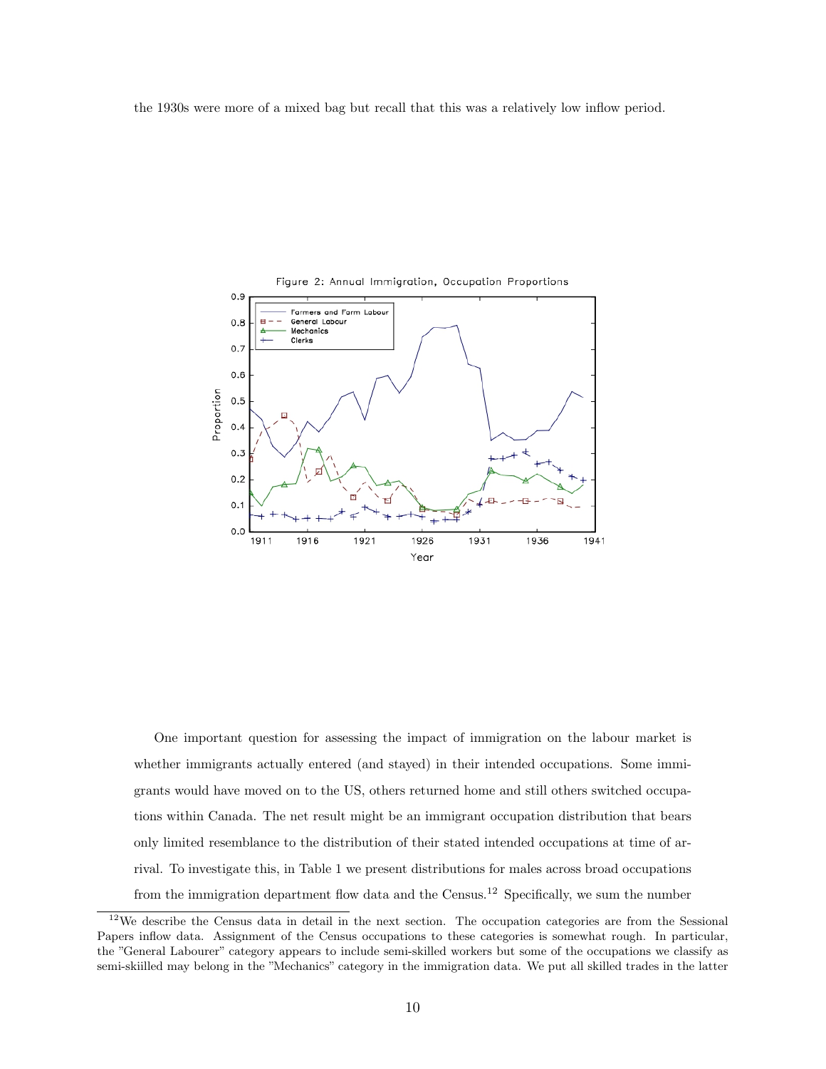the 1930s were more of a mixed bag but recall that this was a relatively low inflow period.

Figure 2: Annual Immigration, Occupation Proportions

One important question for assessing the impact of immigration on the labour market is whether immigrants actually entered (and stayed) in their intended occupations. Some immigrants would have moved on to the US, others returned home and still others switched occupations within Canada. The net result might be an immigrant occupation distribution that bears only limited resemblance to the distribution of their stated intended occupations at time of arrival. To investigate this, in Table 1 we present distributions for males across broad occupations from the immigration department flow data and the Census.[12] Specifically, we sum the number

[12]We describe the Census data in detail in the next section. The occupation categories are from the Sessional Papers inflow data. Assignment of the Census occupations to these categories is somewhat rough. In particular, the "General Labourer" category appears to include semi-skilled workers but some of the occupations we classify as semi-skiilled may belong in the "Mechanics" category in the immigration data. We put all skilled trades in the latter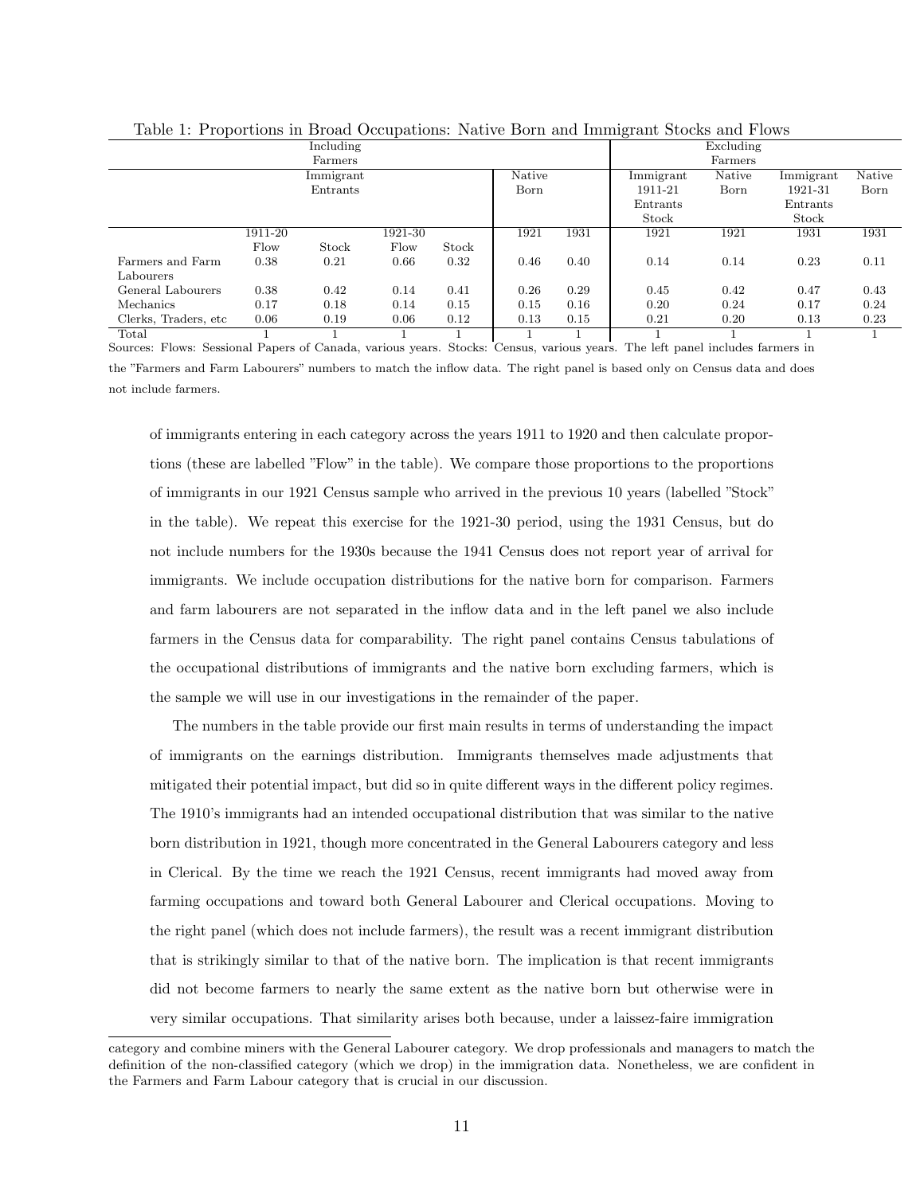Table 1: Proportions in Broad Occupations: Native Born and Immigrant Stocks and Flows

| | Including Farmers | | | | | | Excluding Farmers | | | |
|---|---|---|---|---|---|---|---|---|---|---|
| | Immigrant Entrants | | | | Native Born | | Immigrant 1911-21 Entrants Stock | Native Born | Immigrant 1921-31 Entrants Stock | Native Born |
| | 1911-20 Flow | Stock | 1921-30 Flow | Stock | 1921 | 1931 | 1921 | 1921 | 1931 | 1931 |
| Farmers and Farm Labourers | 0.38 | 0.21 | 0.66 | 0.32 | 0.46 | 0.40 | 0.14 | 0.14 | 0.23 | 0.11 |
| General Labourers | 0.38 | 0.42 | 0.14 | 0.41 | 0.26 | 0.29 | 0.45 | 0.42 | 0.47 | 0.43 |
| Mechanics | 0.17 | 0.18 | 0.14 | 0.15 | 0.15 | 0.16 | 0.20 | 0.24 | 0.17 | 0.24 |
| Clerks, Traders, etc | 0.06 | 0.19 | 0.06 | 0.12 | 0.13 | 0.15 | 0.21 | 0.20 | 0.13 | 0.23 |
| Total | 1 | 1 | 1 | 1 | 1 | 1 | 1 | 1 | 1 | 1 |

Sources: Flows: Sessional Papers of Canada, various years. Stocks: Census, various years. The left panel includes farmers in the "Farmers and Farm Labourers" numbers to match the inflow data. The right panel is based only on Census data and does not include farmers.

of immigrants entering in each category across the years 1911 to 1920 and then calculate proportions (these are labelled "Flow" in the table). We compare those proportions to the proportions of immigrants in our 1921 Census sample who arrived in the previous 10 years (labelled "Stock" in the table). We repeat this exercise for the 1921-30 period, using the 1931 Census, but do not include numbers for the 1930s because the 1941 Census does not report year of arrival for immigrants. We include occupation distributions for the native born for comparison. Farmers and farm labourers are not separated in the inflow data and in the left panel we also include farmers in the Census data for comparability. The right panel contains Census tabulations of the occupational distributions of immigrants and the native born excluding farmers, which is the sample we will use in our investigations in the remainder of the paper.

The numbers in the table provide our first main results in terms of understanding the impact of immigrants on the earnings distribution. Immigrants themselves made adjustments that mitigated their potential impact, but did so in quite different ways in the different policy regimes. The 1910's immigrants had an intended occupational distribution that was similar to the native born distribution in 1921, though more concentrated in the General Labourers category and less in Clerical. By the time we reach the 1921 Census, recent immigrants had moved away from farming occupations and toward both General Labourer and Clerical occupations. Moving to the right panel (which does not include farmers), the result was a recent immigrant distribution that is strikingly similar to that of the native born. The implication is that recent immigrants did not become farmers to nearly the same extent as the native born but otherwise were in very similar occupations. That similarity arises both because, under a laissez-faire immigration

category and combine miners with the General Labourer category. We drop professionals and managers to match the definition of the non-classified category (which we drop) in the immigration data. Nonetheless, we are confident in the Farmers and Farm Labour category that is crucial in our discussion.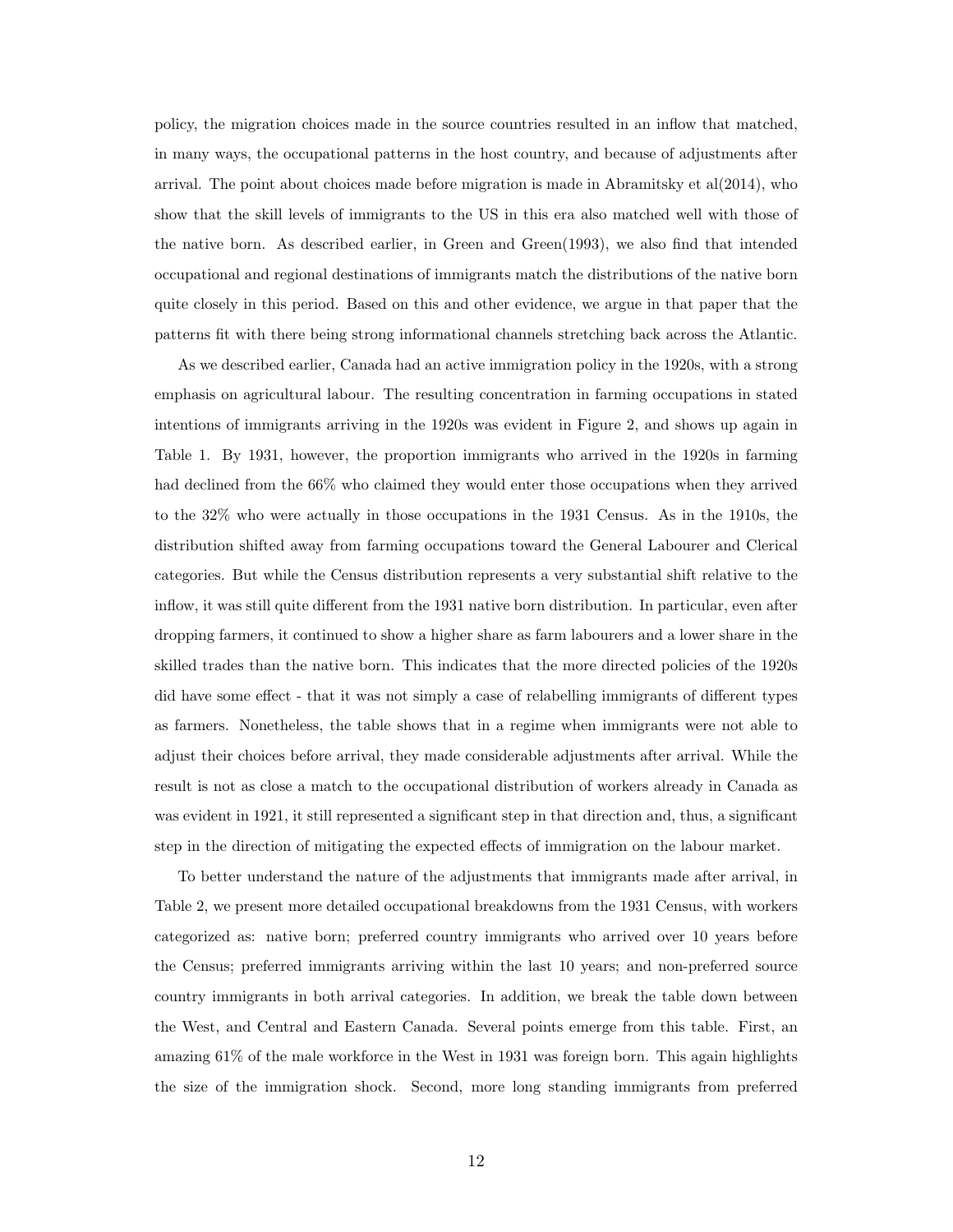policy, the migration choices made in the source countries resulted in an inflow that matched, in many ways, the occupational patterns in the host country, and because of adjustments after arrival. The point about choices made before migration is made in Abramitsky et al(2014), who show that the skill levels of immigrants to the US in this era also matched well with those of the native born. As described earlier, in Green and Green(1993), we also find that intended occupational and regional destinations of immigrants match the distributions of the native born quite closely in this period. Based on this and other evidence, we argue in that paper that the patterns fit with there being strong informational channels stretching back across the Atlantic.

As we described earlier, Canada had an active immigration policy in the 1920s, with a strong emphasis on agricultural labour. The resulting concentration in farming occupations in stated intentions of immigrants arriving in the 1920s was evident in Figure 2, and shows up again in Table 1. By 1931, however, the proportion immigrants who arrived in the 1920s in farming had declined from the 66% who claimed they would enter those occupations when they arrived to the 32% who were actually in those occupations in the 1931 Census. As in the 1910s, the distribution shifted away from farming occupations toward the General Labourer and Clerical categories. But while the Census distribution represents a very substantial shift relative to the inflow, it was still quite different from the 1931 native born distribution. In particular, even after dropping farmers, it continued to show a higher share as farm labourers and a lower share in the skilled trades than the native born. This indicates that the more directed policies of the 1920s did have some effect - that it was not simply a case of relabelling immigrants of different types as farmers. Nonetheless, the table shows that in a regime when immigrants were not able to adjust their choices before arrival, they made considerable adjustments after arrival. While the result is not as close a match to the occupational distribution of workers already in Canada as was evident in 1921, it still represented a significant step in that direction and, thus, a significant step in the direction of mitigating the expected effects of immigration on the labour market.

To better understand the nature of the adjustments that immigrants made after arrival, in Table 2, we present more detailed occupational breakdowns from the 1931 Census, with workers categorized as: native born; preferred country immigrants who arrived over 10 years before the Census; preferred immigrants arriving within the last 10 years; and non-preferred source country immigrants in both arrival categories. In addition, we break the table down between the West, and Central and Eastern Canada. Several points emerge from this table. First, an amazing 61% of the male workforce in the West in 1931 was foreign born. This again highlights the size of the immigration shock. Second, more long standing immigrants from preferred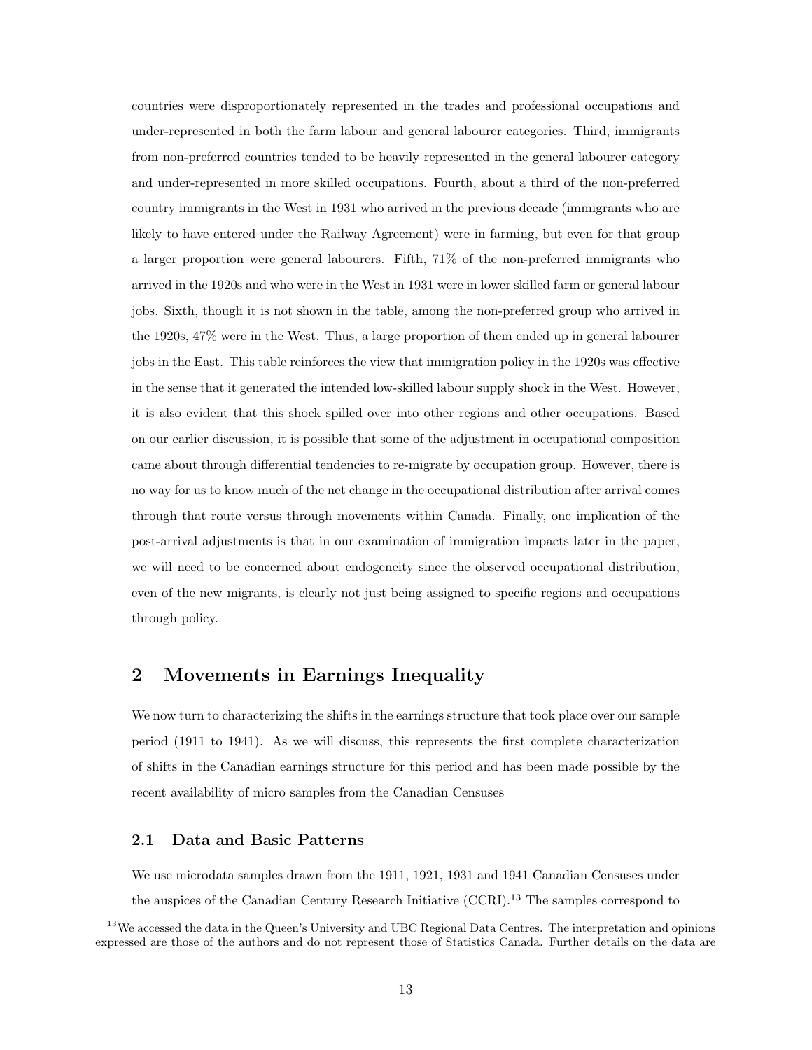countries were disproportionately represented in the trades and professional occupations and under-represented in both the farm labour and general labourer categories. Third, immigrants from non-preferred countries tended to be heavily represented in the general labourer category and under-represented in more skilled occupations. Fourth, about a third of the non-preferred country immigrants in the West in 1931 who arrived in the previous decade (immigrants who are likely to have entered under the Railway Agreement) were in farming, but even for that group a larger proportion were general labourers. Fifth, 71% of the non-preferred immigrants who arrived in the 1920s and who were in the West in 1931 were in lower skilled farm or general labour jobs. Sixth, though it is not shown in the table, among the non-preferred group who arrived in the 1920s, 47% were in the West. Thus, a large proportion of them ended up in general labourer jobs in the East. This table reinforces the view that immigration policy in the 1920s was effective in the sense that it generated the intended low-skilled labour supply shock in the West. However, it is also evident that this shock spilled over into other regions and other occupations. Based on our earlier discussion, it is possible that some of the adjustment in occupational composition came about through differential tendencies to re-migrate by occupation group. However, there is no way for us to know much of the net change in the occupational distribution after arrival comes through that route versus through movements within Canada. Finally, one implication of the post-arrival adjustments is that in our examination of immigration impacts later in the paper, we will need to be concerned about endogeneity since the observed occupational distribution, even of the new migrants, is clearly not just being assigned to specific regions and occupations through policy.

## 2 Movements in Earnings Inequality

We now turn to characterizing the shifts in the earnings structure that took place over our sample period (1911 to 1941). As we will discuss, this represents the first complete characterization of shifts in the Canadian earnings structure for this period and has been made possible by the recent availability of micro samples from the Canadian Censuses

### 2.1 Data and Basic Patterns

We use microdata samples drawn from the 1911, 1921, 1931 and 1941 Canadian Censuses under the auspices of the Canadian Century Research Initiative (CCRI).[13] The samples correspond to

[13] We accessed the data in the Queen's University and UBC Regional Data Centres. The interpretation and opinions expressed are those of the authors and do not represent those of Statistics Canada. Further details on the data are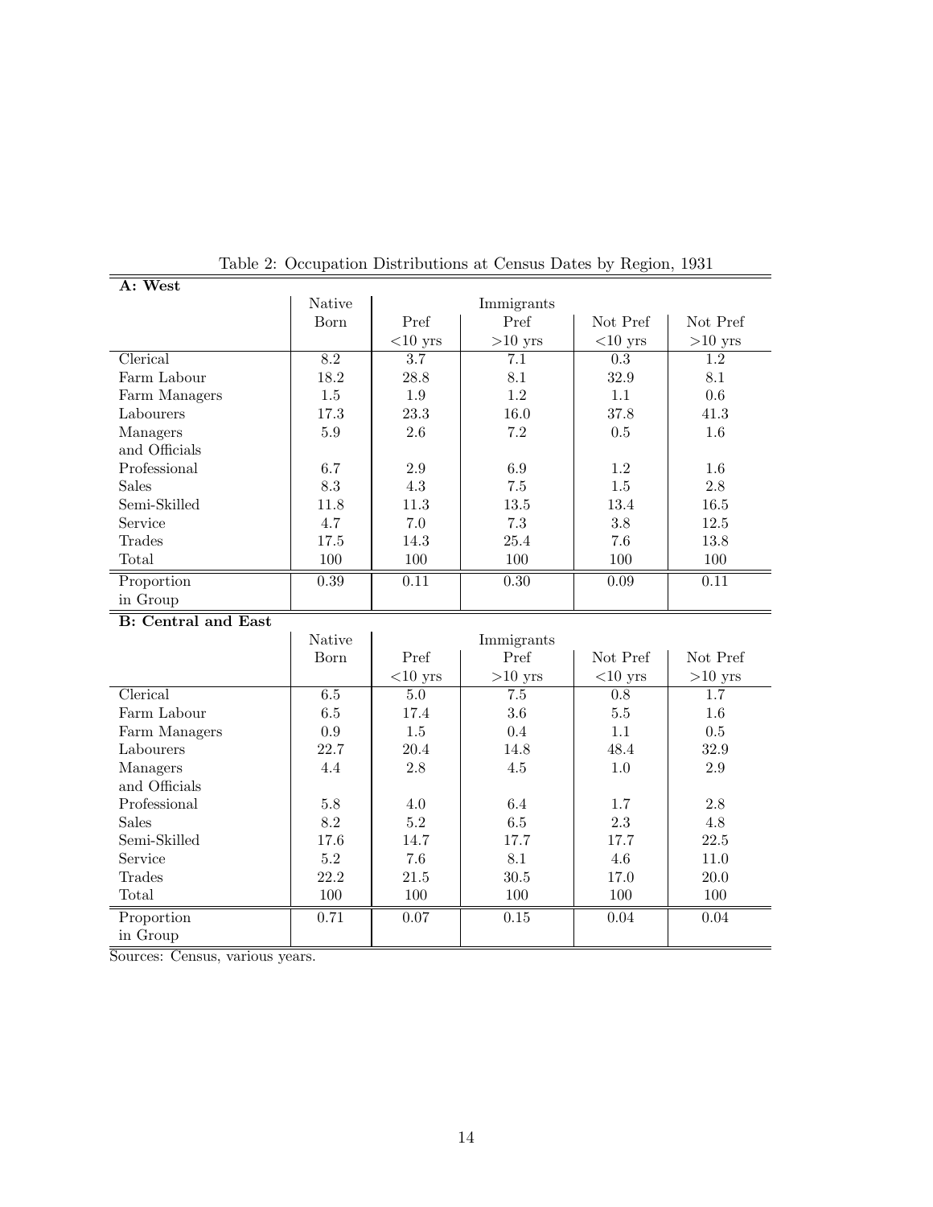Table 2: Occupation Distributions at Census Dates by Region, 1931

| **A: West** | | | | | |
|---|---|---|---|---|---|
| | Native | Immigrants | | | |
| | Born | Pref <10 yrs | Pref >10 yrs | Not Pref <10 yrs | Not Pref >10 yrs |
| Clerical | 8.2 | 3.7 | 7.1 | 0.3 | 1.2 |
| Farm Labour | 18.2 | 28.8 | 8.1 | 32.9 | 8.1 |
| Farm Managers | 1.5 | 1.9 | 1.2 | 1.1 | 0.6 |
| Labourers | 17.3 | 23.3 | 16.0 | 37.8 | 41.3 |
| Managers and Officials | 5.9 | 2.6 | 7.2 | 0.5 | 1.6 |
| Professional | 6.7 | 2.9 | 6.9 | 1.2 | 1.6 |
| Sales | 8.3 | 4.3 | 7.5 | 1.5 | 2.8 |
| Semi-Skilled | 11.8 | 11.3 | 13.5 | 13.4 | 16.5 |
| Service | 4.7 | 7.0 | 7.3 | 3.8 | 12.5 |
| Trades | 17.5 | 14.3 | 25.4 | 7.6 | 13.8 |
| Total | 100 | 100 | 100 | 100 | 100 |
| Proportion in Group | 0.39 | 0.11 | 0.30 | 0.09 | 0.11 |

| **B: Central and East** | | | | | |
|---|---|---|---|---|---|
| | Native | Immigrants | | | |
| | Born | Pref <10 yrs | Pref >10 yrs | Not Pref <10 yrs | Not Pref >10 yrs |
| Clerical | 6.5 | 5.0 | 7.5 | 0.8 | 1.7 |
| Farm Labour | 6.5 | 17.4 | 3.6 | 5.5 | 1.6 |
| Farm Managers | 0.9 | 1.5 | 0.4 | 1.1 | 0.5 |
| Labourers | 22.7 | 20.4 | 14.8 | 48.4 | 32.9 |
| Managers and Officials | 4.4 | 2.8 | 4.5 | 1.0 | 2.9 |
| Professional | 5.8 | 4.0 | 6.4 | 1.7 | 2.8 |
| Sales | 8.2 | 5.2 | 6.5 | 2.3 | 4.8 |
| Semi-Skilled | 17.6 | 14.7 | 17.7 | 17.7 | 22.5 |
| Service | 5.2 | 7.6 | 8.1 | 4.6 | 11.0 |
| Trades | 22.2 | 21.5 | 30.5 | 17.0 | 20.0 |
| Total | 100 | 100 | 100 | 100 | 100 |
| Proportion in Group | 0.71 | 0.07 | 0.15 | 0.04 | 0.04 |

Sources: Census, various years.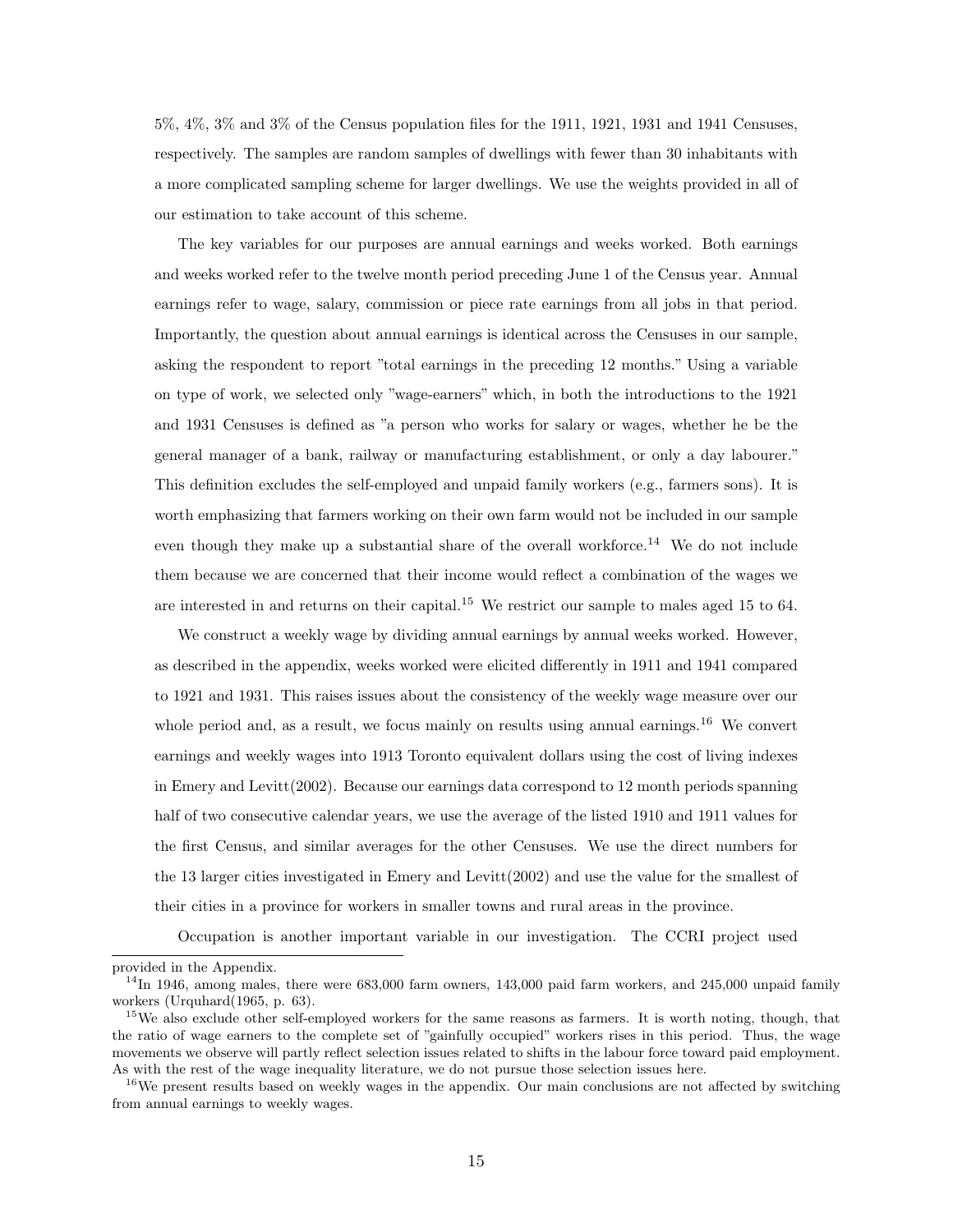5%, 4%, 3% and 3% of the Census population files for the 1911, 1921, 1931 and 1941 Censuses, respectively. The samples are random samples of dwellings with fewer than 30 inhabitants with a more complicated sampling scheme for larger dwellings. We use the weights provided in all of our estimation to take account of this scheme.

The key variables for our purposes are annual earnings and weeks worked. Both earnings and weeks worked refer to the twelve month period preceding June 1 of the Census year. Annual earnings refer to wage, salary, commission or piece rate earnings from all jobs in that period. Importantly, the question about annual earnings is identical across the Censuses in our sample, asking the respondent to report "total earnings in the preceding 12 months." Using a variable on type of work, we selected only "wage-earners" which, in both the introductions to the 1921 and 1931 Censuses is defined as "a person who works for salary or wages, whether he be the general manager of a bank, railway or manufacturing establishment, or only a day labourer." This definition excludes the self-employed and unpaid family workers (e.g., farmers sons). It is worth emphasizing that farmers working on their own farm would not be included in our sample even though they make up a substantial share of the overall workforce.[14] We do not include them because we are concerned that their income would reflect a combination of the wages we are interested in and returns on their capital.[15] We restrict our sample to males aged 15 to 64.

We construct a weekly wage by dividing annual earnings by annual weeks worked. However, as described in the appendix, weeks worked were elicited differently in 1911 and 1941 compared to 1921 and 1931. This raises issues about the consistency of the weekly wage measure over our whole period and, as a result, we focus mainly on results using annual earnings.[16] We convert earnings and weekly wages into 1913 Toronto equivalent dollars using the cost of living indexes in Emery and Levitt(2002). Because our earnings data correspond to 12 month periods spanning half of two consecutive calendar years, we use the average of the listed 1910 and 1911 values for the first Census, and similar averages for the other Censuses. We use the direct numbers for the 13 larger cities investigated in Emery and Levitt(2002) and use the value for the smallest of their cities in a province for workers in smaller towns and rural areas in the province.

Occupation is another important variable in our investigation. The CCRI project used

---

provided in the Appendix.

[14] In 1946, among males, there were 683,000 farm owners, 143,000 paid farm workers, and 245,000 unpaid family workers (Urquhard(1965, p. 63).

[15] We also exclude other self-employed workers for the same reasons as farmers. It is worth noting, though, that the ratio of wage earners to the complete set of "gainfully occupied" workers rises in this period. Thus, the wage movements we observe will partly reflect selection issues related to shifts in the labour force toward paid employment. As with the rest of the wage inequality literature, we do not pursue those selection issues here.

[16] We present results based on weekly wages in the appendix. Our main conclusions are not affected by switching from annual earnings to weekly wages.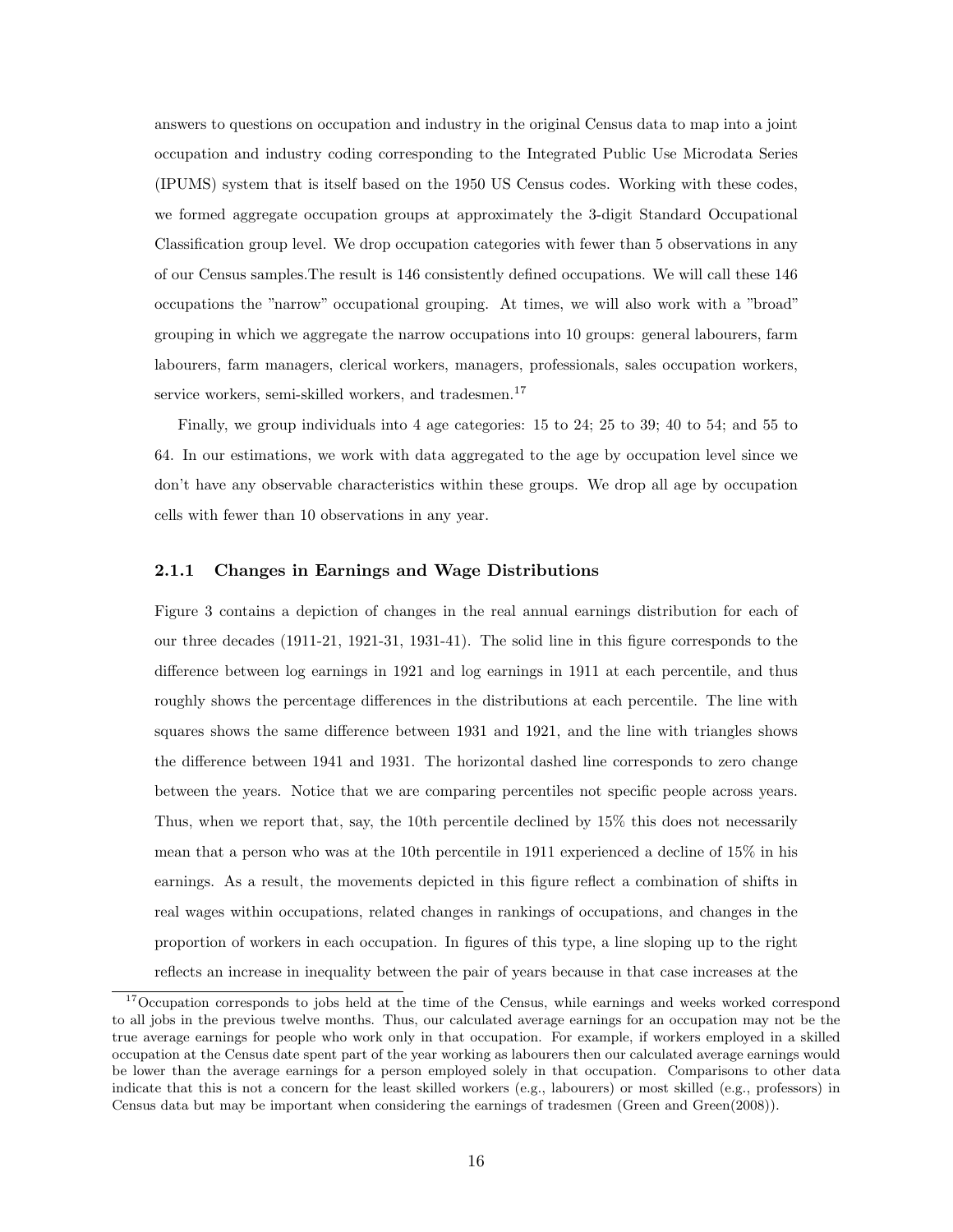answers to questions on occupation and industry in the original Census data to map into a joint occupation and industry coding corresponding to the Integrated Public Use Microdata Series (IPUMS) system that is itself based on the 1950 US Census codes. Working with these codes, we formed aggregate occupation groups at approximately the 3-digit Standard Occupational Classification group level. We drop occupation categories with fewer than 5 observations in any of our Census samples.The result is 146 consistently defined occupations. We will call these 146 occupations the "narrow" occupational grouping. At times, we will also work with a "broad" grouping in which we aggregate the narrow occupations into 10 groups: general labourers, farm labourers, farm managers, clerical workers, managers, professionals, sales occupation workers, service workers, semi-skilled workers, and tradesmen.[17]

Finally, we group individuals into 4 age categories: 15 to 24; 25 to 39; 40 to 54; and 55 to 64. In our estimations, we work with data aggregated to the age by occupation level since we don't have any observable characteristics within these groups. We drop all age by occupation cells with fewer than 10 observations in any year.

### 2.1.1 Changes in Earnings and Wage Distributions

Figure 3 contains a depiction of changes in the real annual earnings distribution for each of our three decades (1911-21, 1921-31, 1931-41). The solid line in this figure corresponds to the difference between log earnings in 1921 and log earnings in 1911 at each percentile, and thus roughly shows the percentage differences in the distributions at each percentile. The line with squares shows the same difference between 1931 and 1921, and the line with triangles shows the difference between 1941 and 1931. The horizontal dashed line corresponds to zero change between the years. Notice that we are comparing percentiles not specific people across years. Thus, when we report that, say, the 10th percentile declined by 15% this does not necessarily mean that a person who was at the 10th percentile in 1911 experienced a decline of 15% in his earnings. As a result, the movements depicted in this figure reflect a combination of shifts in real wages within occupations, related changes in rankings of occupations, and changes in the proportion of workers in each occupation. In figures of this type, a line sloping up to the right reflects an increase in inequality between the pair of years because in that case increases at the

[17] Occupation corresponds to jobs held at the time of the Census, while earnings and weeks worked correspond to all jobs in the previous twelve months. Thus, our calculated average earnings for an occupation may not be the true average earnings for people who work only in that occupation. For example, if workers employed in a skilled occupation at the Census date spent part of the year working as labourers then our calculated average earnings would be lower than the average earnings for a person employed solely in that occupation. Comparisons to other data indicate that this is not a concern for the least skilled workers (e.g., labourers) or most skilled (e.g., professors) in Census data but may be important when considering the earnings of tradesmen (Green and Green(2008)).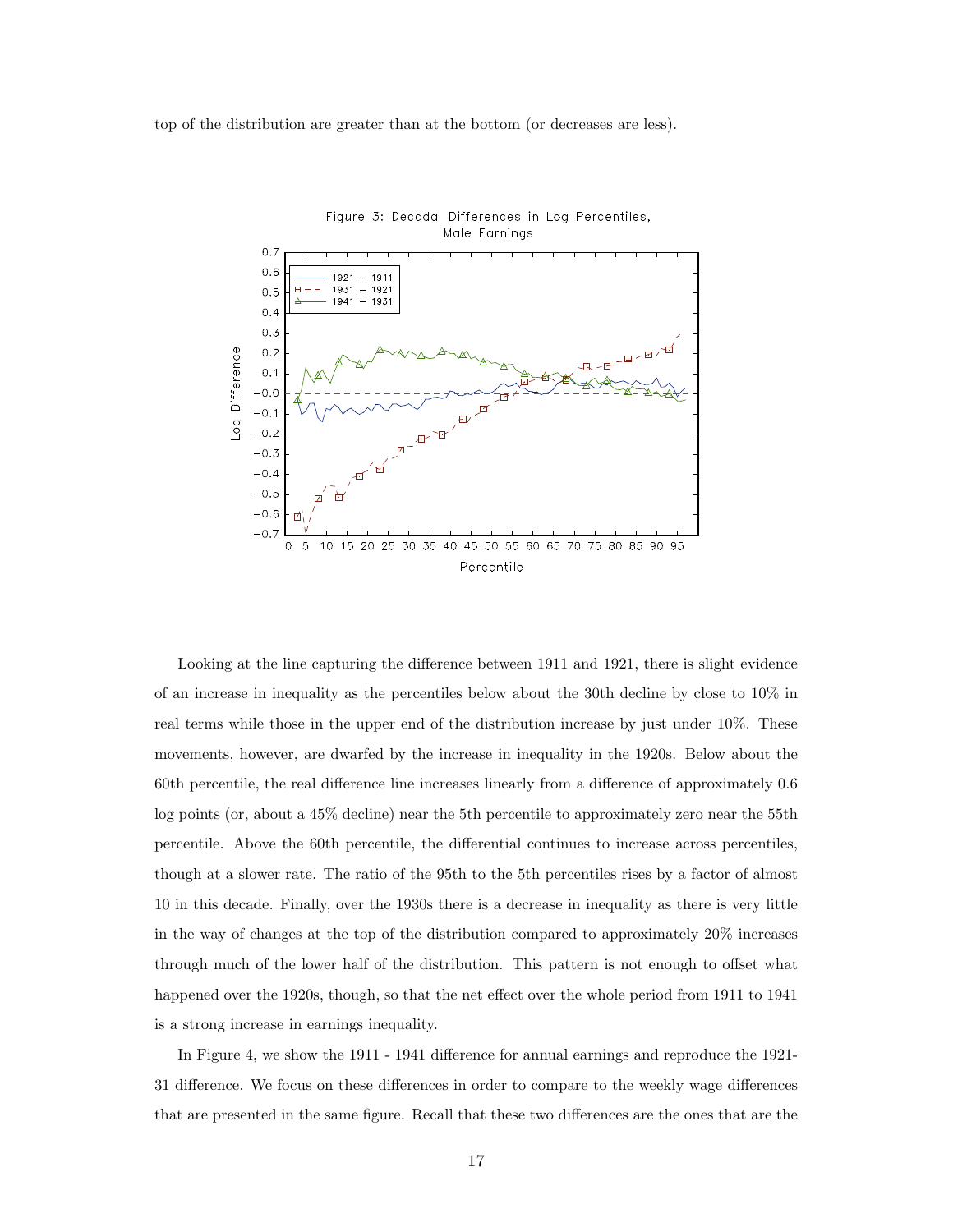top of the distribution are greater than at the bottom (or decreases are less).

Figure 3: Decadal Differences in Log Percentiles, Male Earnings

Looking at the line capturing the difference between 1911 and 1921, there is slight evidence of an increase in inequality as the percentiles below about the 30th decline by close to 10% in real terms while those in the upper end of the distribution increase by just under 10%. These movements, however, are dwarfed by the increase in inequality in the 1920s. Below about the 60th percentile, the real difference line increases linearly from a difference of approximately 0.6 log points (or, about a 45% decline) near the 5th percentile to approximately zero near the 55th percentile. Above the 60th percentile, the differential continues to increase across percentiles, though at a slower rate. The ratio of the 95th to the 5th percentiles rises by a factor of almost 10 in this decade. Finally, over the 1930s there is a decrease in inequality as there is very little in the way of changes at the top of the distribution compared to approximately 20% increases through much of the lower half of the distribution. This pattern is not enough to offset what happened over the 1920s, though, so that the net effect over the whole period from 1911 to 1941 is a strong increase in earnings inequality.

In Figure 4, we show the 1911 - 1941 difference for annual earnings and reproduce the 1921-31 difference. We focus on these differences in order to compare to the weekly wage differences that are presented in the same figure. Recall that these two differences are the ones that are the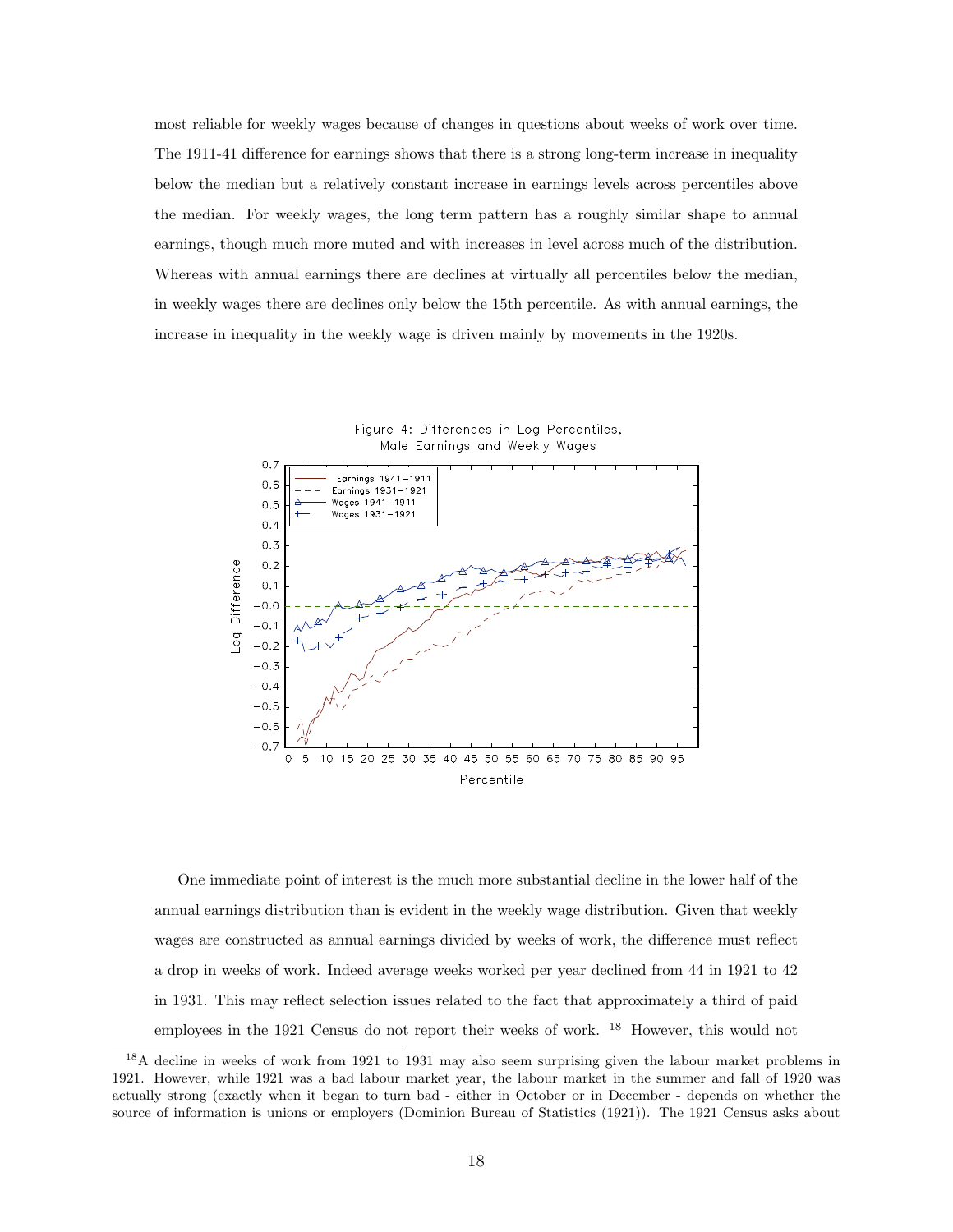most reliable for weekly wages because of changes in questions about weeks of work over time. The 1911-41 difference for earnings shows that there is a strong long-term increase in inequality below the median but a relatively constant increase in earnings levels across percentiles above the median. For weekly wages, the long term pattern has a roughly similar shape to annual earnings, though much more muted and with increases in level across much of the distribution. Whereas with annual earnings there are declines at virtually all percentiles below the median, in weekly wages there are declines only below the 15th percentile. As with annual earnings, the increase in inequality in the weekly wage is driven mainly by movements in the 1920s.

Figure 4: Differences in Log Percentiles, Male Earnings and Weekly Wages

One immediate point of interest is the much more substantial decline in the lower half of the annual earnings distribution than is evident in the weekly wage distribution. Given that weekly wages are constructed as annual earnings divided by weeks of work, the difference must reflect a drop in weeks of work. Indeed average weeks worked per year declined from 44 in 1921 to 42 in 1931. This may reflect selection issues related to the fact that approximately a third of paid employees in the 1921 Census do not report their weeks of work. [18] However, this would not

[18] A decline in weeks of work from 1921 to 1931 may also seem surprising given the labour market problems in 1921. However, while 1921 was a bad labour market year, the labour market in the summer and fall of 1920 was actually strong (exactly when it began to turn bad - either in October or in December - depends on whether the source of information is unions or employers (Dominion Bureau of Statistics (1921)). The 1921 Census asks about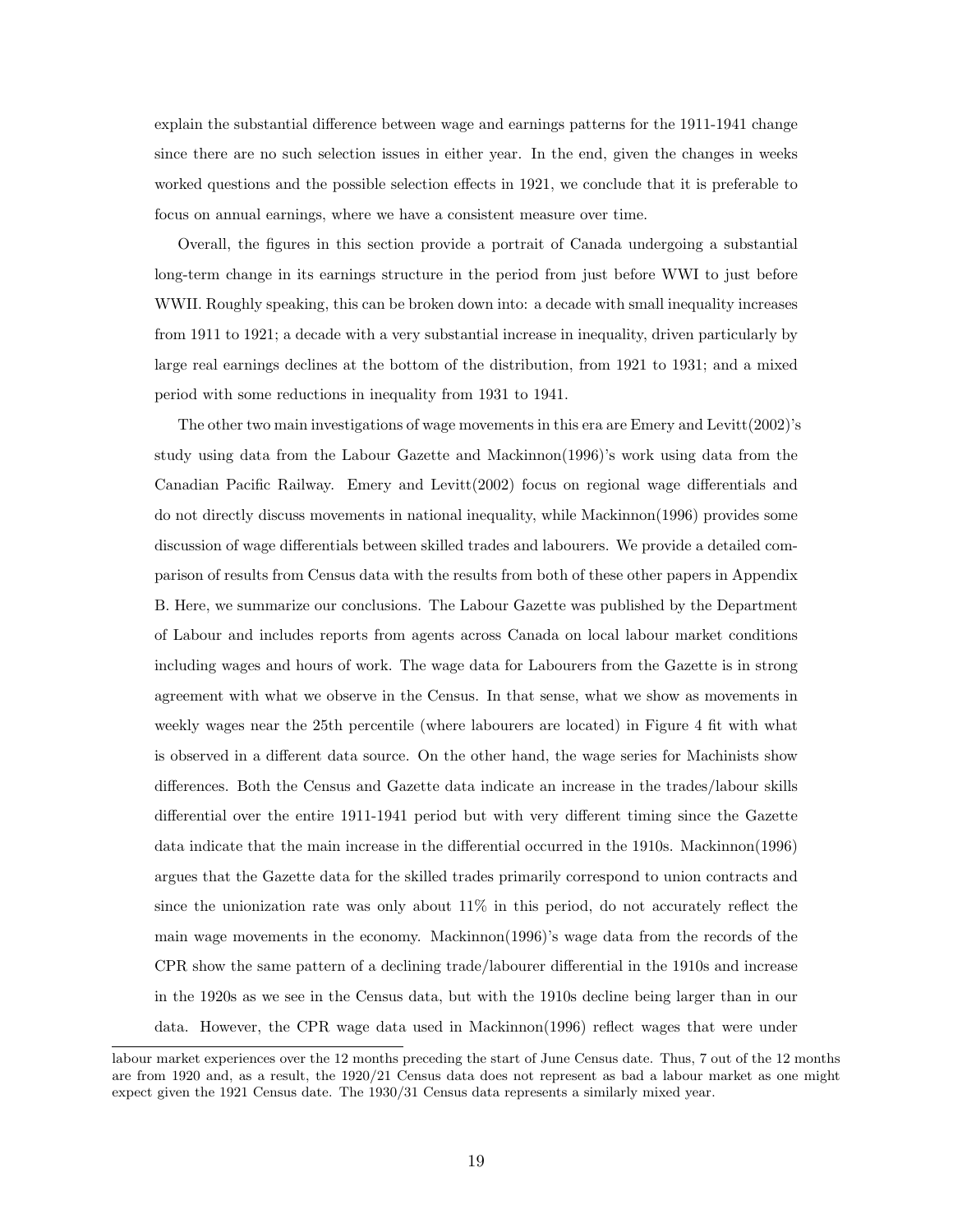explain the substantial difference between wage and earnings patterns for the 1911-1941 change since there are no such selection issues in either year. In the end, given the changes in weeks worked questions and the possible selection effects in 1921, we conclude that it is preferable to focus on annual earnings, where we have a consistent measure over time.

Overall, the figures in this section provide a portrait of Canada undergoing a substantial long-term change in its earnings structure in the period from just before WWI to just before WWII. Roughly speaking, this can be broken down into: a decade with small inequality increases from 1911 to 1921; a decade with a very substantial increase in inequality, driven particularly by large real earnings declines at the bottom of the distribution, from 1921 to 1931; and a mixed period with some reductions in inequality from 1931 to 1941.

The other two main investigations of wage movements in this era are Emery and Levitt(2002)'s study using data from the Labour Gazette and Mackinnon(1996)'s work using data from the Canadian Pacific Railway. Emery and Levitt(2002) focus on regional wage differentials and do not directly discuss movements in national inequality, while Mackinnon(1996) provides some discussion of wage differentials between skilled trades and labourers. We provide a detailed comparison of results from Census data with the results from both of these other papers in Appendix B. Here, we summarize our conclusions. The Labour Gazette was published by the Department of Labour and includes reports from agents across Canada on local labour market conditions including wages and hours of work. The wage data for Labourers from the Gazette is in strong agreement with what we observe in the Census. In that sense, what we show as movements in weekly wages near the 25th percentile (where labourers are located) in Figure 4 fit with what is observed in a different data source. On the other hand, the wage series for Machinists show differences. Both the Census and Gazette data indicate an increase in the trades/labour skills differential over the entire 1911-1941 period but with very different timing since the Gazette data indicate that the main increase in the differential occurred in the 1910s. Mackinnon(1996) argues that the Gazette data for the skilled trades primarily correspond to union contracts and since the unionization rate was only about 11% in this period, do not accurately reflect the main wage movements in the economy. Mackinnon(1996)'s wage data from the records of the CPR show the same pattern of a declining trade/labourer differential in the 1910s and increase in the 1920s as we see in the Census data, but with the 1910s decline being larger than in our data. However, the CPR wage data used in Mackinnon(1996) reflect wages that were under

labour market experiences over the 12 months preceding the start of June Census date. Thus, 7 out of the 12 months are from 1920 and, as a result, the 1920/21 Census data does not represent as bad a labour market as one might expect given the 1921 Census date. The 1930/31 Census data represents a similarly mixed year.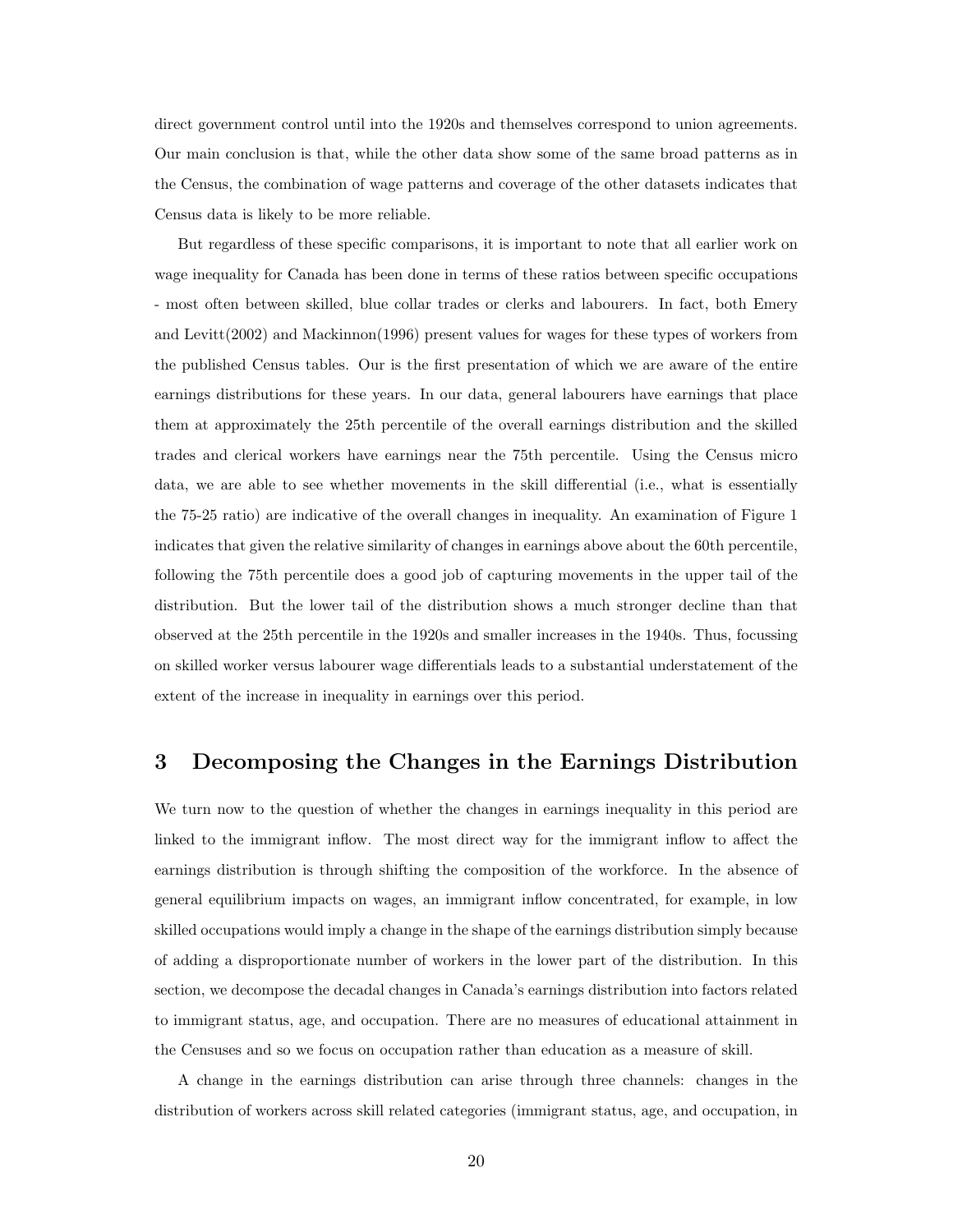direct government control until into the 1920s and themselves correspond to union agreements. Our main conclusion is that, while the other data show some of the same broad patterns as in the Census, the combination of wage patterns and coverage of the other datasets indicates that Census data is likely to be more reliable.

But regardless of these specific comparisons, it is important to note that all earlier work on wage inequality for Canada has been done in terms of these ratios between specific occupations - most often between skilled, blue collar trades or clerks and labourers. In fact, both Emery and Levitt(2002) and Mackinnon(1996) present values for wages for these types of workers from the published Census tables. Our is the first presentation of which we are aware of the entire earnings distributions for these years. In our data, general labourers have earnings that place them at approximately the 25th percentile of the overall earnings distribution and the skilled trades and clerical workers have earnings near the 75th percentile. Using the Census micro data, we are able to see whether movements in the skill differential (i.e., what is essentially the 75-25 ratio) are indicative of the overall changes in inequality. An examination of Figure 1 indicates that given the relative similarity of changes in earnings above about the 60th percentile, following the 75th percentile does a good job of capturing movements in the upper tail of the distribution. But the lower tail of the distribution shows a much stronger decline than that observed at the 25th percentile in the 1920s and smaller increases in the 1940s. Thus, focussing on skilled worker versus labourer wage differentials leads to a substantial understatement of the extent of the increase in inequality in earnings over this period.

## 3 Decomposing the Changes in the Earnings Distribution

We turn now to the question of whether the changes in earnings inequality in this period are linked to the immigrant inflow. The most direct way for the immigrant inflow to affect the earnings distribution is through shifting the composition of the workforce. In the absence of general equilibrium impacts on wages, an immigrant inflow concentrated, for example, in low skilled occupations would imply a change in the shape of the earnings distribution simply because of adding a disproportionate number of workers in the lower part of the distribution. In this section, we decompose the decadal changes in Canada's earnings distribution into factors related to immigrant status, age, and occupation. There are no measures of educational attainment in the Censuses and so we focus on occupation rather than education as a measure of skill.

A change in the earnings distribution can arise through three channels: changes in the distribution of workers across skill related categories (immigrant status, age, and occupation, in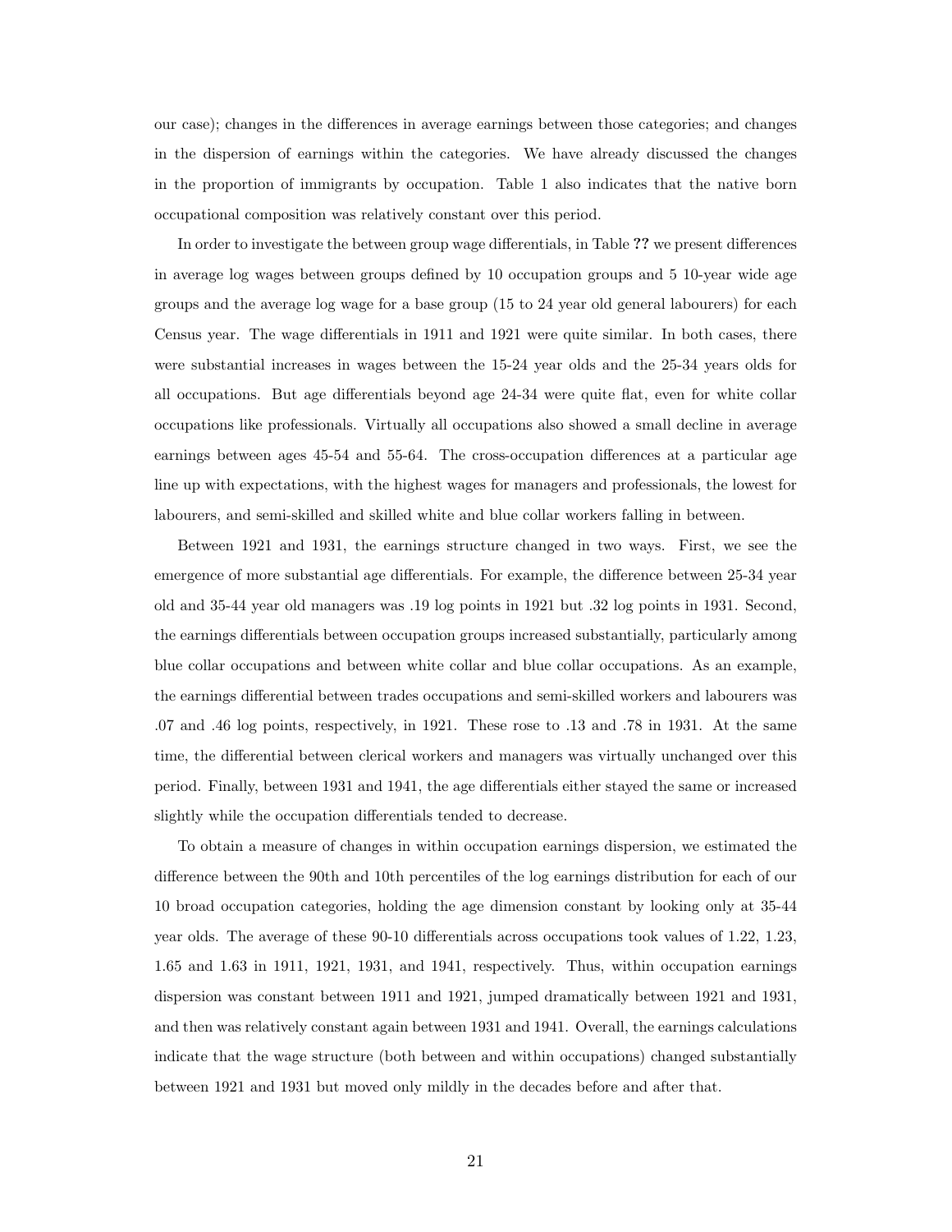our case); changes in the differences in average earnings between those categories; and changes in the dispersion of earnings within the categories. We have already discussed the changes in the proportion of immigrants by occupation. Table 1 also indicates that the native born occupational composition was relatively constant over this period.

In order to investigate the between group wage differentials, in Table **??** we present differences in average log wages between groups defined by 10 occupation groups and 5 10-year wide age groups and the average log wage for a base group (15 to 24 year old general labourers) for each Census year. The wage differentials in 1911 and 1921 were quite similar. In both cases, there were substantial increases in wages between the 15-24 year olds and the 25-34 years olds for all occupations. But age differentials beyond age 24-34 were quite flat, even for white collar occupations like professionals. Virtually all occupations also showed a small decline in average earnings between ages 45-54 and 55-64. The cross-occupation differences at a particular age line up with expectations, with the highest wages for managers and professionals, the lowest for labourers, and semi-skilled and skilled white and blue collar workers falling in between.

Between 1921 and 1931, the earnings structure changed in two ways. First, we see the emergence of more substantial age differentials. For example, the difference between 25-34 year old and 35-44 year old managers was .19 log points in 1921 but .32 log points in 1931. Second, the earnings differentials between occupation groups increased substantially, particularly among blue collar occupations and between white collar and blue collar occupations. As an example, the earnings differential between trades occupations and semi-skilled workers and labourers was .07 and .46 log points, respectively, in 1921. These rose to .13 and .78 in 1931. At the same time, the differential between clerical workers and managers was virtually unchanged over this period. Finally, between 1931 and 1941, the age differentials either stayed the same or increased slightly while the occupation differentials tended to decrease.

To obtain a measure of changes in within occupation earnings dispersion, we estimated the difference between the 90th and 10th percentiles of the log earnings distribution for each of our 10 broad occupation categories, holding the age dimension constant by looking only at 35-44 year olds. The average of these 90-10 differentials across occupations took values of 1.22, 1.23, 1.65 and 1.63 in 1911, 1921, 1931, and 1941, respectively. Thus, within occupation earnings dispersion was constant between 1911 and 1921, jumped dramatically between 1921 and 1931, and then was relatively constant again between 1931 and 1941. Overall, the earnings calculations indicate that the wage structure (both between and within occupations) changed substantially between 1921 and 1931 but moved only mildly in the decades before and after that.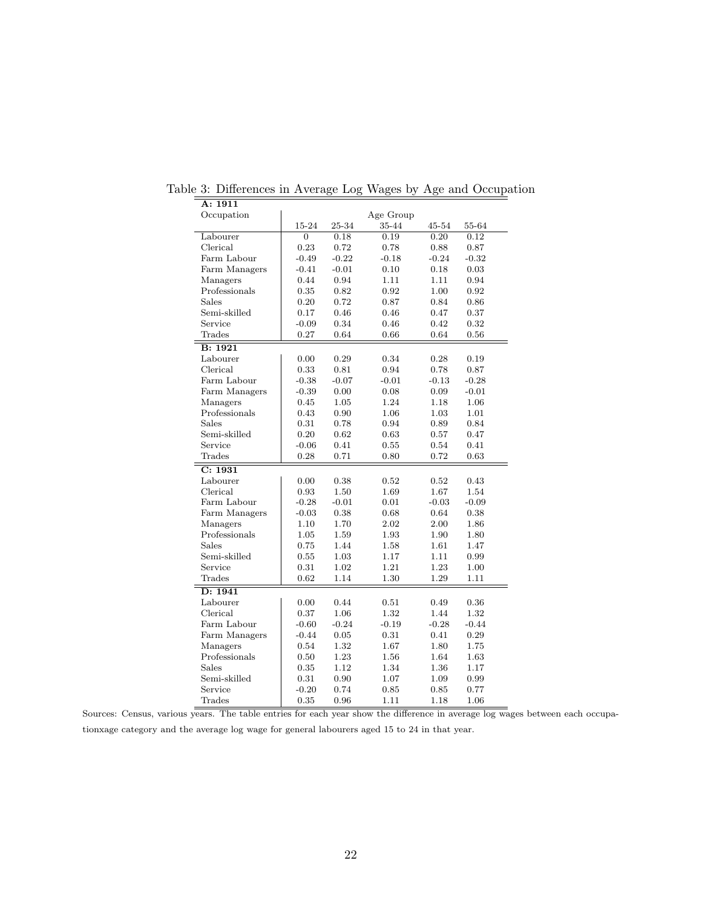Table 3: Differences in Average Log Wages by Age and Occupation

| Occupation | Age Group | | | | |
|---|---|---|---|---|---|
| | 15-24 | 25-34 | 35-44 | 45-54 | 55-64 |
| **A: 1911** | | | | | |
| Labourer | 0 | 0.18 | 0.19 | 0.20 | 0.12 |
| Clerical | 0.23 | 0.72 | 0.78 | 0.88 | 0.87 |
| Farm Labour | -0.49 | -0.22 | -0.18 | -0.24 | -0.32 |
| Farm Managers | -0.41 | -0.01 | 0.10 | 0.18 | 0.03 |
| Managers | 0.44 | 0.94 | 1.11 | 1.11 | 0.94 |
| Professionals | 0.35 | 0.82 | 0.92 | 1.00 | 0.92 |
| Sales | 0.20 | 0.72 | 0.87 | 0.84 | 0.86 |
| Semi-skilled | 0.17 | 0.46 | 0.46 | 0.47 | 0.37 |
| Service | -0.09 | 0.34 | 0.46 | 0.42 | 0.32 |
| Trades | 0.27 | 0.64 | 0.66 | 0.64 | 0.56 |
| **B: 1921** | | | | | |
| Labourer | 0.00 | 0.29 | 0.34 | 0.28 | 0.19 |
| Clerical | 0.33 | 0.81 | 0.94 | 0.78 | 0.87 |
| Farm Labour | -0.38 | -0.07 | -0.01 | -0.13 | -0.28 |
| Farm Managers | -0.39 | 0.00 | 0.08 | 0.09 | -0.01 |
| Managers | 0.45 | 1.05 | 1.24 | 1.18 | 1.06 |
| Professionals | 0.43 | 0.90 | 1.06 | 1.03 | 1.01 |
| Sales | 0.31 | 0.78 | 0.94 | 0.89 | 0.84 |
| Semi-skilled | 0.20 | 0.62 | 0.63 | 0.57 | 0.47 |
| Service | -0.06 | 0.41 | 0.55 | 0.54 | 0.41 |
| Trades | 0.28 | 0.71 | 0.80 | 0.72 | 0.63 |
| **C: 1931** | | | | | |
| Labourer | 0.00 | 0.38 | 0.52 | 0.52 | 0.43 |
| Clerical | 0.93 | 1.50 | 1.69 | 1.67 | 1.54 |
| Farm Labour | -0.28 | -0.01 | 0.01 | -0.03 | -0.09 |
| Farm Managers | -0.03 | 0.38 | 0.68 | 0.64 | 0.38 |
| Managers | 1.10 | 1.70 | 2.02 | 2.00 | 1.86 |
| Professionals | 1.05 | 1.59 | 1.93 | 1.90 | 1.80 |
| Sales | 0.75 | 1.44 | 1.58 | 1.61 | 1.47 |
| Semi-skilled | 0.55 | 1.03 | 1.17 | 1.11 | 0.99 |
| Service | 0.31 | 1.02 | 1.21 | 1.23 | 1.00 |
| Trades | 0.62 | 1.14 | 1.30 | 1.29 | 1.11 |
| **D: 1941** | | | | | |
| Labourer | 0.00 | 0.44 | 0.51 | 0.49 | 0.36 |
| Clerical | 0.37 | 1.06 | 1.32 | 1.44 | 1.32 |
| Farm Labour | -0.60 | -0.24 | -0.19 | -0.28 | -0.44 |
| Farm Managers | -0.44 | 0.05 | 0.31 | 0.41 | 0.29 |
| Managers | 0.54 | 1.32 | 1.67 | 1.80 | 1.75 |
| Professionals | 0.50 | 1.23 | 1.56 | 1.64 | 1.63 |
| Sales | 0.35 | 1.12 | 1.34 | 1.36 | 1.17 |
| Semi-skilled | 0.31 | 0.90 | 1.07 | 1.09 | 0.99 |
| Service | -0.20 | 0.74 | 0.85 | 0.85 | 0.77 |
| Trades | 0.35 | 0.96 | 1.11 | 1.18 | 1.06 |

Sources: Census, various years. The table entries for each year show the difference in average log wages between each occupationxage category and the average log wage for general labourers aged 15 to 24 in that year.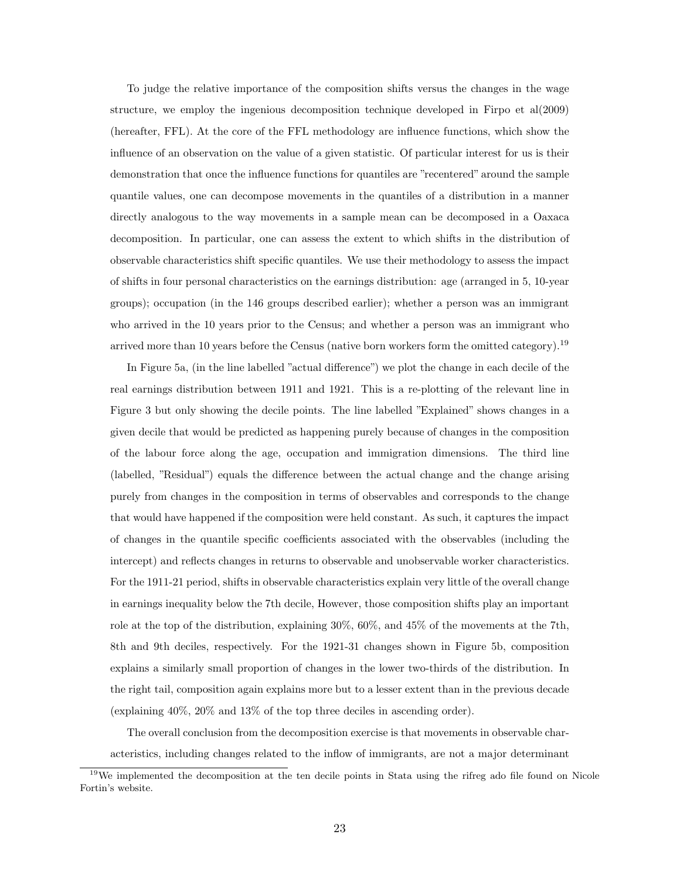To judge the relative importance of the composition shifts versus the changes in the wage structure, we employ the ingenious decomposition technique developed in Firpo et al(2009) (hereafter, FFL). At the core of the FFL methodology are influence functions, which show the influence of an observation on the value of a given statistic. Of particular interest for us is their demonstration that once the influence functions for quantiles are "recentered" around the sample quantile values, one can decompose movements in the quantiles of a distribution in a manner directly analogous to the way movements in a sample mean can be decomposed in a Oaxaca decomposition. In particular, one can assess the extent to which shifts in the distribution of observable characteristics shift specific quantiles. We use their methodology to assess the impact of shifts in four personal characteristics on the earnings distribution: age (arranged in 5, 10-year groups); occupation (in the 146 groups described earlier); whether a person was an immigrant who arrived in the 10 years prior to the Census; and whether a person was an immigrant who arrived more than 10 years before the Census (native born workers form the omitted category).[19]

In Figure 5a, (in the line labelled "actual difference") we plot the change in each decile of the real earnings distribution between 1911 and 1921. This is a re-plotting of the relevant line in Figure 3 but only showing the decile points. The line labelled "Explained" shows changes in a given decile that would be predicted as happening purely because of changes in the composition of the labour force along the age, occupation and immigration dimensions. The third line (labelled, "Residual") equals the difference between the actual change and the change arising purely from changes in the composition in terms of observables and corresponds to the change that would have happened if the composition were held constant. As such, it captures the impact of changes in the quantile specific coefficients associated with the observables (including the intercept) and reflects changes in returns to observable and unobservable worker characteristics. For the 1911-21 period, shifts in observable characteristics explain very little of the overall change in earnings inequality below the 7th decile, However, those composition shifts play an important role at the top of the distribution, explaining 30%, 60%, and 45% of the movements at the 7th, 8th and 9th deciles, respectively. For the 1921-31 changes shown in Figure 5b, composition explains a similarly small proportion of changes in the lower two-thirds of the distribution. In the right tail, composition again explains more but to a lesser extent than in the previous decade (explaining 40%, 20% and 13% of the top three deciles in ascending order).

The overall conclusion from the decomposition exercise is that movements in observable characteristics, including changes related to the inflow of immigrants, are not a major determinant

[19] We implemented the decomposition at the ten decile points in Stata using the rifreg ado file found on Nicole Fortin's website.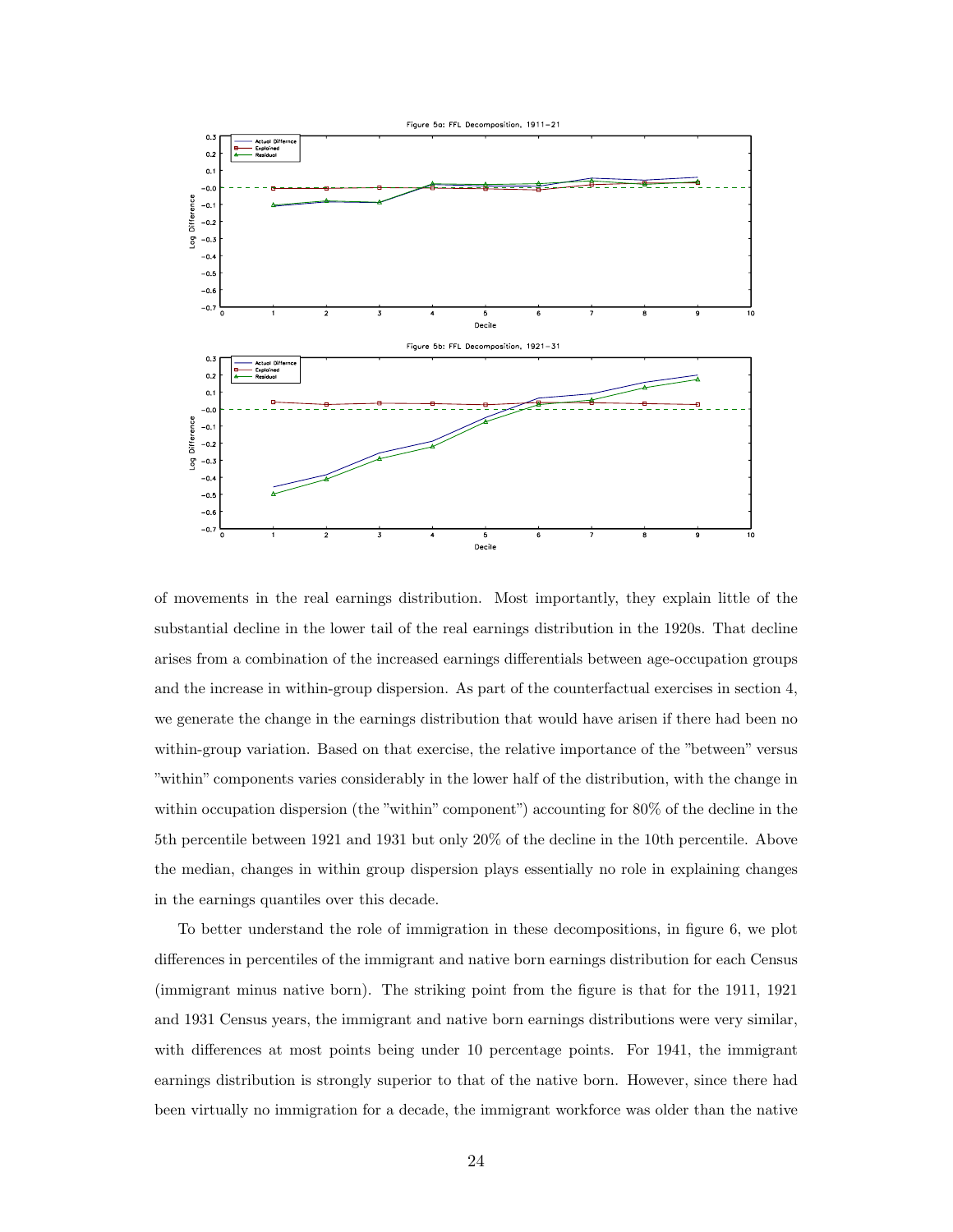of movements in the real earnings distribution. Most importantly, they explain little of the substantial decline in the lower tail of the real earnings distribution in the 1920s. That decline arises from a combination of the increased earnings differentials between age-occupation groups and the increase in within-group dispersion. As part of the counterfactual exercises in section 4, we generate the change in the earnings distribution that would have arisen if there had been no within-group variation. Based on that exercise, the relative importance of the "between" versus "within" components varies considerably in the lower half of the distribution, with the change in within occupation dispersion (the "within" component") accounting for 80% of the decline in the 5th percentile between 1921 and 1931 but only 20% of the decline in the 10th percentile. Above the median, changes in within group dispersion plays essentially no role in explaining changes in the earnings quantiles over this decade.

To better understand the role of immigration in these decompositions, in figure 6, we plot differences in percentiles of the immigrant and native born earnings distribution for each Census (immigrant minus native born). The striking point from the figure is that for the 1911, 1921 and 1931 Census years, the immigrant and native born earnings distributions were very similar, with differences at most points being under 10 percentage points. For 1941, the immigrant earnings distribution is strongly superior to that of the native born. However, since there had been virtually no immigration for a decade, the immigrant workforce was older than the native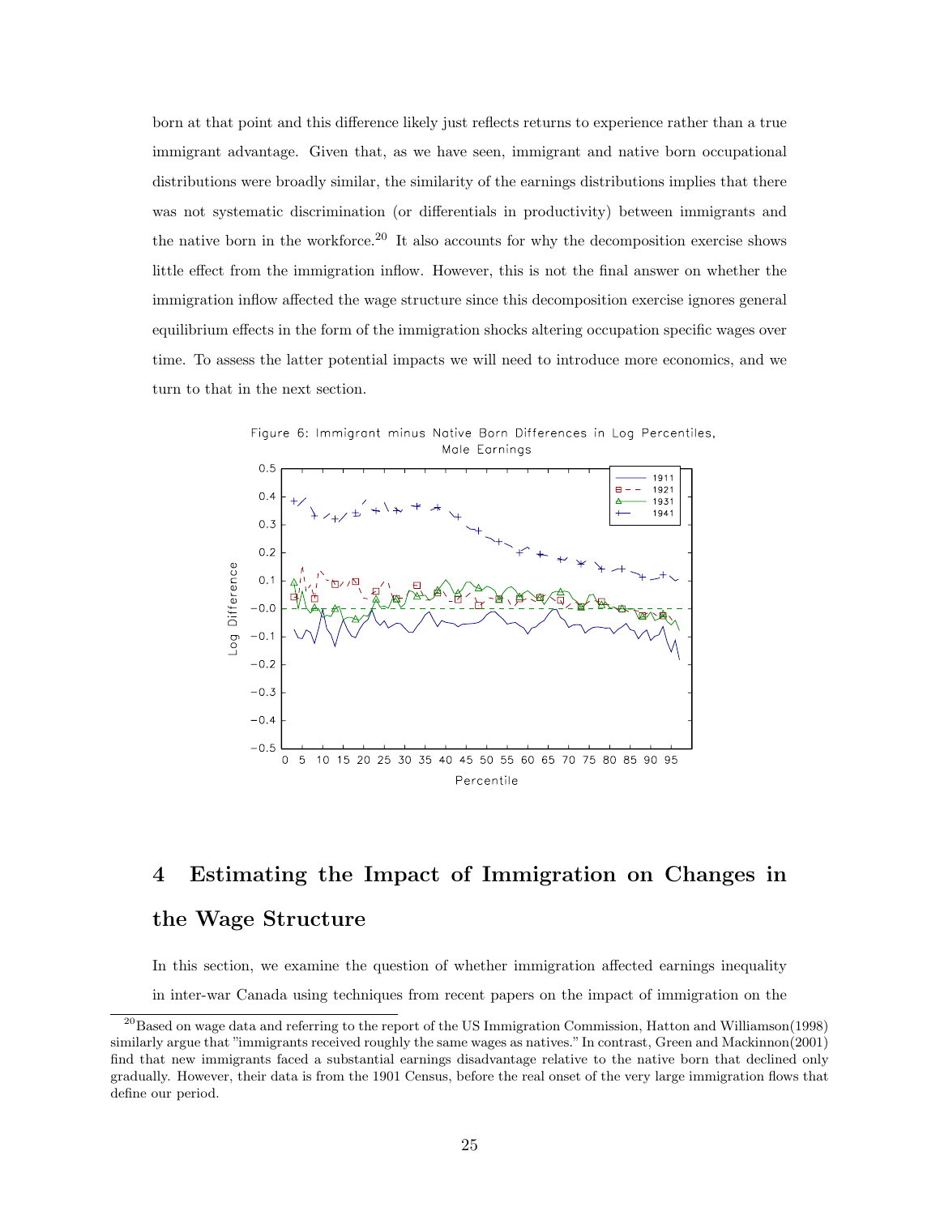born at that point and this difference likely just reflects returns to experience rather than a true immigrant advantage. Given that, as we have seen, immigrant and native born occupational distributions were broadly similar, the similarity of the earnings distributions implies that there was not systematic discrimination (or differentials in productivity) between immigrants and the native born in the workforce.[20] It also accounts for why the decomposition exercise shows little effect from the immigration inflow. However, this is not the final answer on whether the immigration inflow affected the wage structure since this decomposition exercise ignores general equilibrium effects in the form of the immigration shocks altering occupation specific wages over time. To assess the latter potential impacts we will need to introduce more economics, and we turn to that in the next section.

Figure 6: Immigrant minus Native Born Differences in Log Percentiles, Male Earnings

# 4 Estimating the Impact of Immigration on Changes in the Wage Structure

In this section, we examine the question of whether immigration affected earnings inequality in inter-war Canada using techniques from recent papers on the impact of immigration on the

[20] Based on wage data and referring to the report of the US Immigration Commission, Hatton and Williamson(1998) similarly argue that "immigrants received roughly the same wages as natives." In contrast, Green and Mackinnon(2001) find that new immigrants faced a substantial earnings disadvantage relative to the native born that declined only gradually. However, their data is from the 1901 Census, before the real onset of the very large immigration flows that define our period.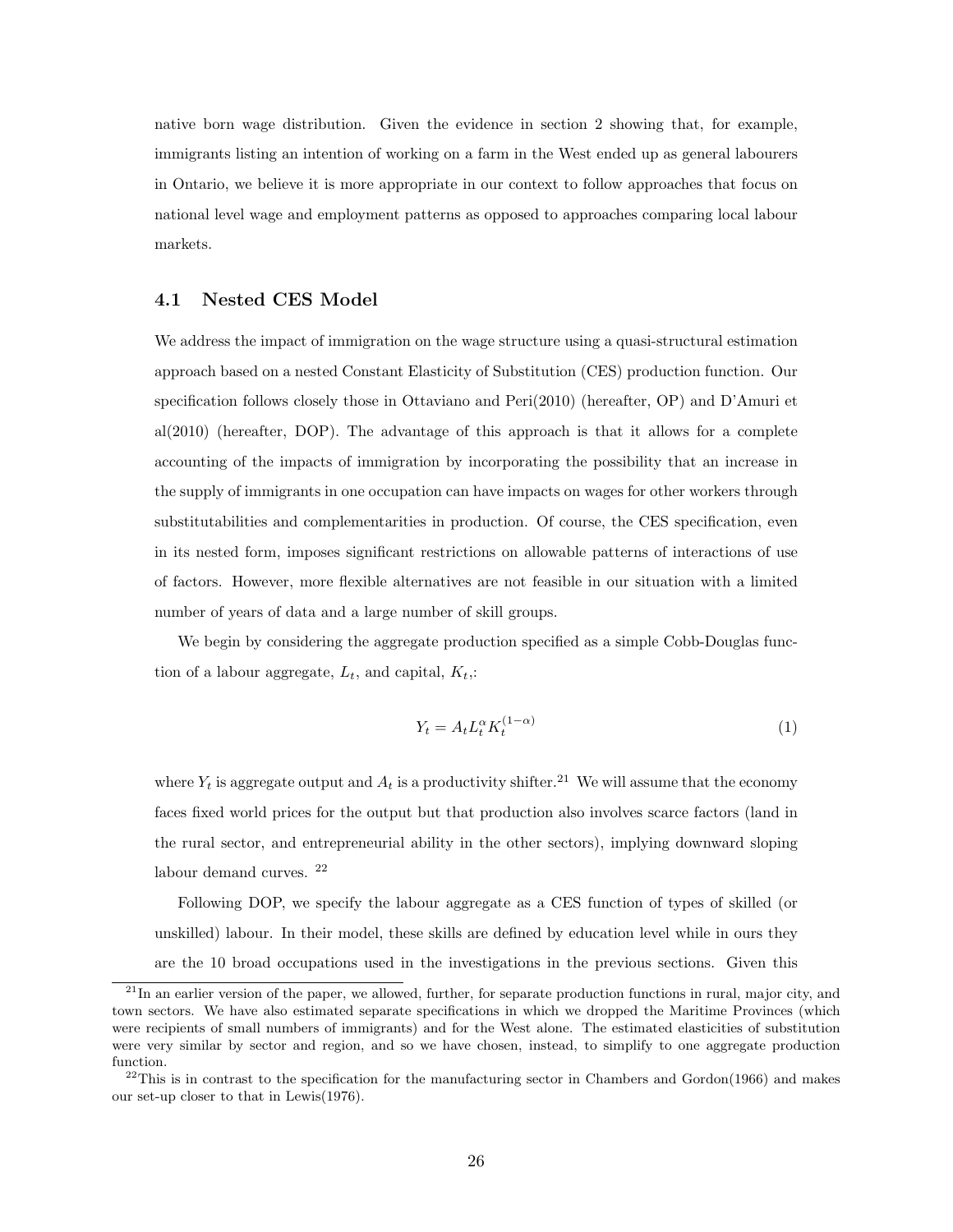native born wage distribution. Given the evidence in section 2 showing that, for example, immigrants listing an intention of working on a farm in the West ended up as general labourers in Ontario, we believe it is more appropriate in our context to follow approaches that focus on national level wage and employment patterns as opposed to approaches comparing local labour markets.

### 4.1 Nested CES Model

We address the impact of immigration on the wage structure using a quasi-structural estimation approach based on a nested Constant Elasticity of Substitution (CES) production function. Our specification follows closely those in Ottaviano and Peri(2010) (hereafter, OP) and D'Amuri et al(2010) (hereafter, DOP). The advantage of this approach is that it allows for a complete accounting of the impacts of immigration by incorporating the possibility that an increase in the supply of immigrants in one occupation can have impacts on wages for other workers through substitutabilities and complementarities in production. Of course, the CES specification, even in its nested form, imposes significant restrictions on allowable patterns of interactions of use of factors. However, more flexible alternatives are not feasible in our situation with a limited number of years of data and a large number of skill groups.

We begin by considering the aggregate production specified as a simple Cobb-Douglas function of a labour aggregate, $L_t$, and capital, $K_t$,:

$$Y_t = A_t L_t^{\alpha} K_t^{(1-\alpha)} \tag{1}$$

where $Y_t$ is aggregate output and $A_t$ is a productivity shifter.[21] We will assume that the economy faces fixed world prices for the output but that production also involves scarce factors (land in the rural sector, and entrepreneurial ability in the other sectors), implying downward sloping labour demand curves. [22]

Following DOP, we specify the labour aggregate as a CES function of types of skilled (or unskilled) labour. In their model, these skills are defined by education level while in ours they are the 10 broad occupations used in the investigations in the previous sections. Given this

[21] In an earlier version of the paper, we allowed, further, for separate production functions in rural, major city, and town sectors. We have also estimated separate specifications in which we dropped the Maritime Provinces (which were recipients of small numbers of immigrants) and for the West alone. The estimated elasticities of substitution were very similar by sector and region, and so we have chosen, instead, to simplify to one aggregate production function.

[22] This is in contrast to the specification for the manufacturing sector in Chambers and Gordon(1966) and makes our set-up closer to that in Lewis(1976).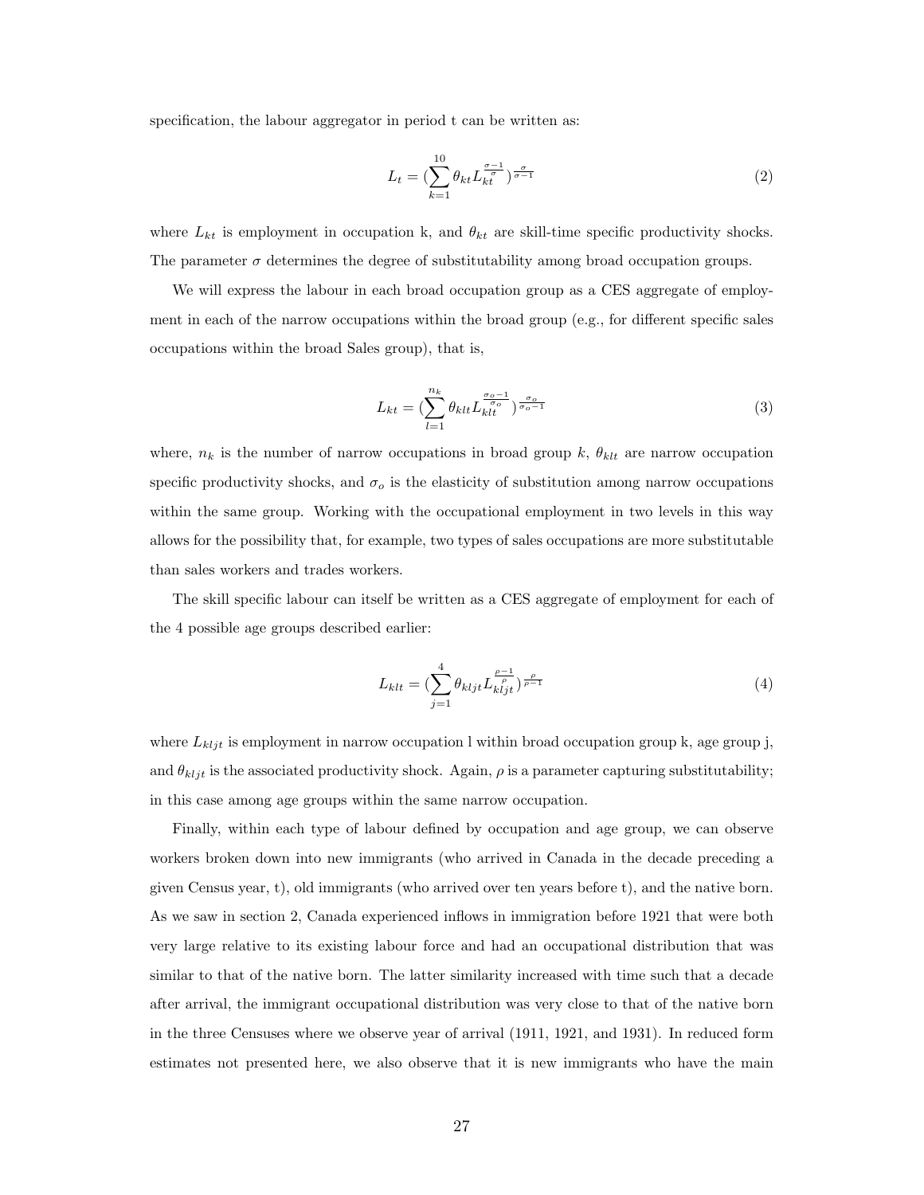specification, the labour aggregator in period t can be written as:

$$L_t = (\sum_{k=1}^{10} \theta_{kt} L_{kt}^{\frac{\sigma-1}{\sigma}})^{\frac{\sigma}{\sigma-1}} \tag{2}$$

where $L_{kt}$ is employment in occupation k, and $\theta_{kt}$ are skill-time specific productivity shocks. The parameter $\sigma$ determines the degree of substitutability among broad occupation groups.

We will express the labour in each broad occupation group as a CES aggregate of employment in each of the narrow occupations within the broad group (e.g., for different specific sales occupations within the broad Sales group), that is,

$$L_{kt} = (\sum_{l=1}^{n_k} \theta_{klt} L_{klt}^{\frac{\sigma_o-1}{\sigma_o}})^{\frac{\sigma_o}{\sigma_o-1}} \tag{3}$$

where, $n_k$ is the number of narrow occupations in broad group $k$, $\theta_{klt}$ are narrow occupation specific productivity shocks, and $\sigma_o$ is the elasticity of substitution among narrow occupations within the same group. Working with the occupational employment in two levels in this way allows for the possibility that, for example, two types of sales occupations are more substitutable than sales workers and trades workers.

The skill specific labour can itself be written as a CES aggregate of employment for each of the 4 possible age groups described earlier:

$$L_{klt} = (\sum_{j=1}^{4} \theta_{kljt} L_{kljt}^{\frac{\rho-1}{\rho}})^{\frac{\rho}{\rho-1}} \tag{4}$$

where $L_{kljt}$ is employment in narrow occupation l within broad occupation group k, age group j, and $\theta_{kljt}$ is the associated productivity shock. Again, $\rho$ is a parameter capturing substitutability; in this case among age groups within the same narrow occupation.

Finally, within each type of labour defined by occupation and age group, we can observe workers broken down into new immigrants (who arrived in Canada in the decade preceding a given Census year, t), old immigrants (who arrived over ten years before t), and the native born. As we saw in section 2, Canada experienced inflows in immigration before 1921 that were both very large relative to its existing labour force and had an occupational distribution that was similar to that of the native born. The latter similarity increased with time such that a decade after arrival, the immigrant occupational distribution was very close to that of the native born in the three Censuses where we observe year of arrival (1911, 1921, and 1931). In reduced form estimates not presented here, we also observe that it is new immigrants who have the main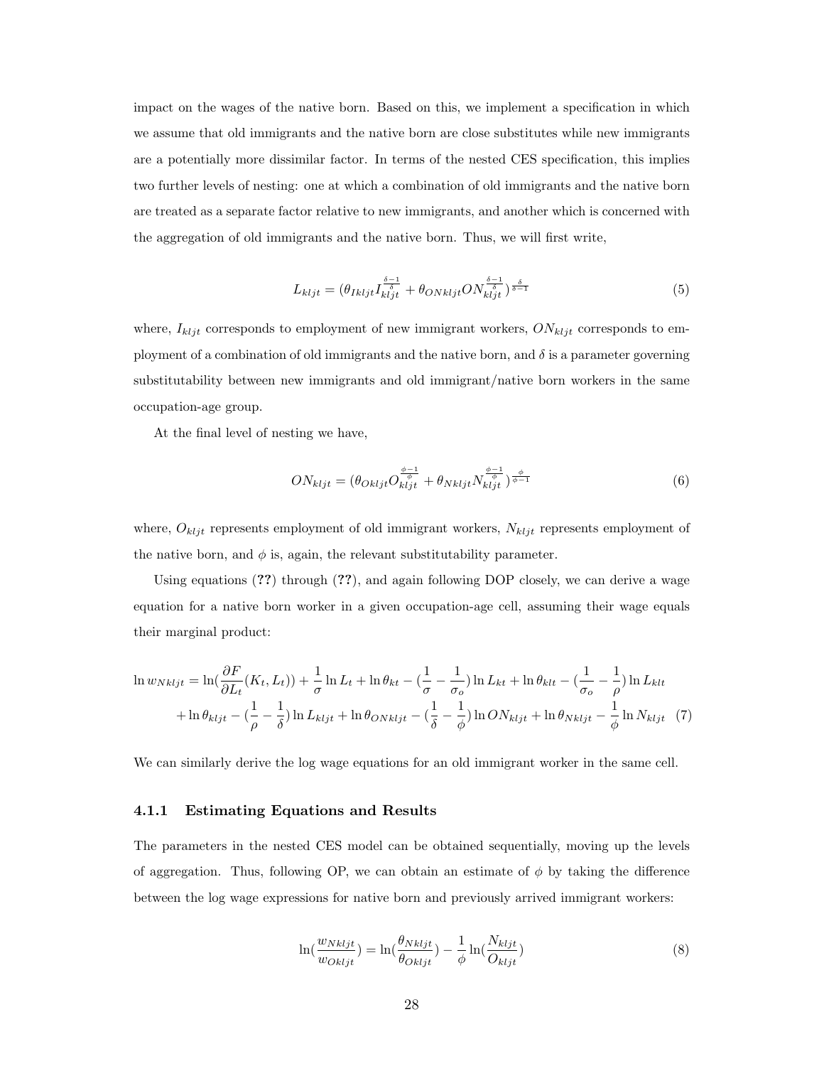impact on the wages of the native born. Based on this, we implement a specification in which we assume that old immigrants and the native born are close substitutes while new immigrants are a potentially more dissimilar factor. In terms of the nested CES specification, this implies two further levels of nesting: one at which a combination of old immigrants and the native born are treated as a separate factor relative to new immigrants, and another which is concerned with the aggregation of old immigrants and the native born. Thus, we will first write,

$$L_{kljt} = (\theta_{Ikljt} I_{kljt}^{\frac{\delta-1}{\delta}} + \theta_{ONkljt} ON_{kljt}^{\frac{\delta-1}{\delta}})^{\frac{\delta}{\delta-1}} \tag{5}$$

where, $I_{kljt}$ corresponds to employment of new immigrant workers, $ON_{kljt}$ corresponds to employment of a combination of old immigrants and the native born, and $\delta$ is a parameter governing substitutability between new immigrants and old immigrant/native born workers in the same occupation-age group.

At the final level of nesting we have,

$$ON_{kljt} = (\theta_{Okljt} O_{kljt}^{\frac{\phi-1}{\phi}} + \theta_{Nkljt} N_{kljt}^{\frac{\phi-1}{\phi}})^{\frac{\phi}{\phi-1}} \tag{6}$$

where, $O_{kljt}$ represents employment of old immigrant workers, $N_{kljt}$ represents employment of the native born, and $\phi$ is, again, the relevant substitutability parameter.

Using equations (??) through (??), and again following DOP closely, we can derive a wage equation for a native born worker in a given occupation-age cell, assuming their wage equals their marginal product:

$$\begin{aligned} \ln w_{Nkljt} = \ln(\frac{\partial F}{\partial L_t}(K_t, L_t)) + \frac{1}{\sigma}\ln L_t + \ln\theta_{kt} - (\frac{1}{\sigma} - \frac{1}{\sigma_o})\ln L_{kt} + \ln\theta_{klt} - (\frac{1}{\sigma_o} - \frac{1}{\rho})\ln L_{klt} \\ + \ln\theta_{kljt} - (\frac{1}{\rho} - \frac{1}{\delta})\ln L_{kljt} + \ln\theta_{ONkljt} - (\frac{1}{\delta} - \frac{1}{\phi})\ln ON_{kljt} + \ln\theta_{Nkljt} - \frac{1}{\phi}\ln N_{kljt} \end{aligned} \tag{7}$$

We can similarly derive the log wage equations for an old immigrant worker in the same cell.

### 4.1.1 Estimating Equations and Results

The parameters in the nested CES model can be obtained sequentially, moving up the levels of aggregation. Thus, following OP, we can obtain an estimate of $\phi$ by taking the difference between the log wage expressions for native born and previously arrived immigrant workers:

$$\ln(\frac{w_{Nkljt}}{w_{Okljt}}) = \ln(\frac{\theta_{Nkljt}}{\theta_{Okljt}}) - \frac{1}{\phi}\ln(\frac{N_{kljt}}{O_{kljt}}) \tag{8}$$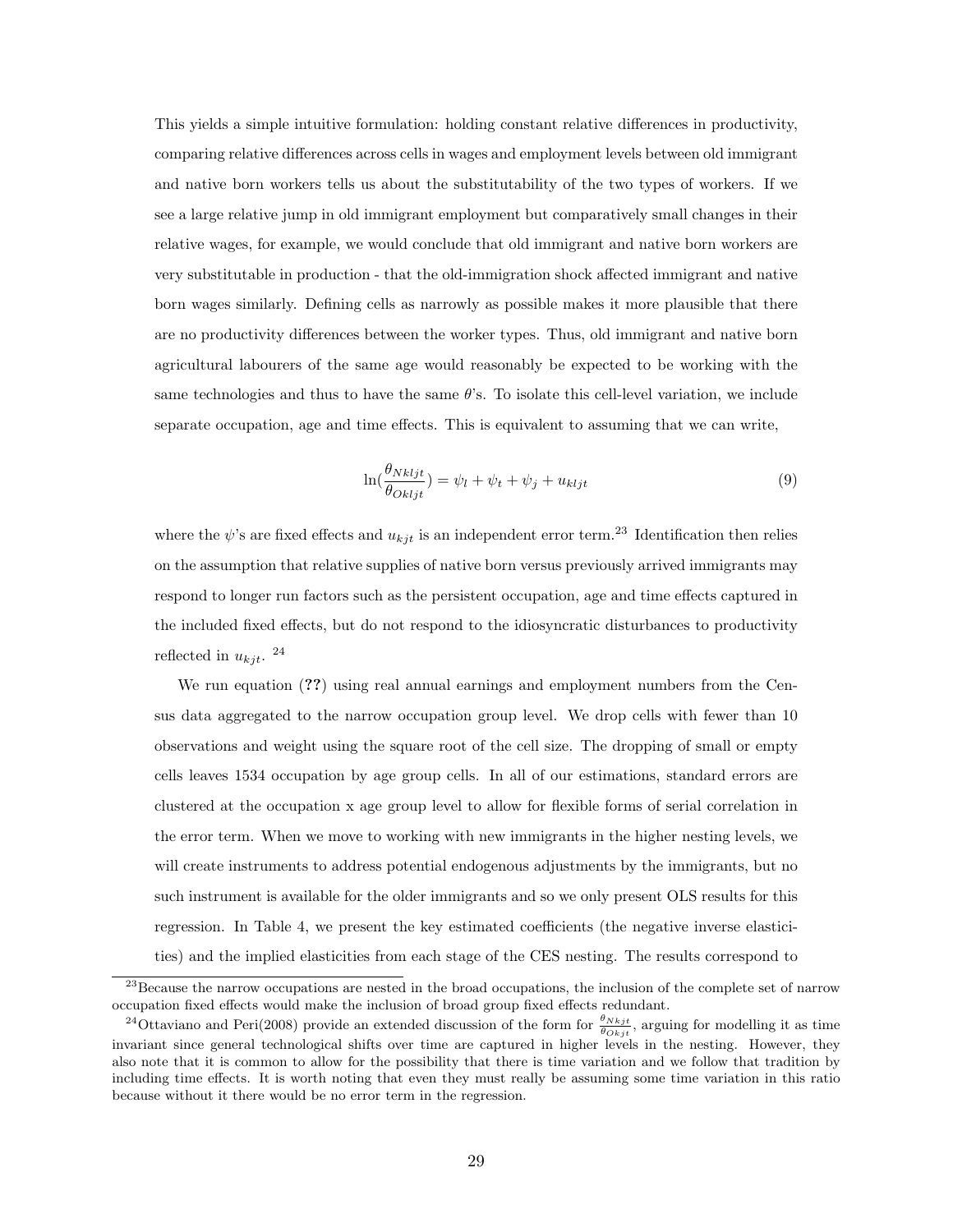This yields a simple intuitive formulation: holding constant relative differences in productivity, comparing relative differences across cells in wages and employment levels between old immigrant and native born workers tells us about the substitutability of the two types of workers. If we see a large relative jump in old immigrant employment but comparatively small changes in their relative wages, for example, we would conclude that old immigrant and native born workers are very substitutable in production - that the old-immigration shock affected immigrant and native born wages similarly. Defining cells as narrowly as possible makes it more plausible that there are no productivity differences between the worker types. Thus, old immigrant and native born agricultural labourers of the same age would reasonably be expected to be working with the same technologies and thus to have the same $\theta$'s. To isolate this cell-level variation, we include separate occupation, age and time effects. This is equivalent to assuming that we can write,

$$\ln(\frac{\theta_{Nkljt}}{\theta_{Okljt}}) = \psi_l + \psi_t + \psi_j + u_{kljt} \tag{9}$$

where the $\psi$'s are fixed effects and $u_{kjt}$ is an independent error term.[23] Identification then relies on the assumption that relative supplies of native born versus previously arrived immigrants may respond to longer run factors such as the persistent occupation, age and time effects captured in the included fixed effects, but do not respond to the idiosyncratic disturbances to productivity reflected in $u_{kjt}$. [24]

We run equation (**??**) using real annual earnings and employment numbers from the Census data aggregated to the narrow occupation group level. We drop cells with fewer than 10 observations and weight using the square root of the cell size. The dropping of small or empty cells leaves 1534 occupation by age group cells. In all of our estimations, standard errors are clustered at the occupation x age group level to allow for flexible forms of serial correlation in the error term. When we move to working with new immigrants in the higher nesting levels, we will create instruments to address potential endogenous adjustments by the immigrants, but no such instrument is available for the older immigrants and so we only present OLS results for this regression. In Table 4, we present the key estimated coefficients (the negative inverse elasticities) and the implied elasticities from each stage of the CES nesting. The results correspond to

[23] Because the narrow occupations are nested in the broad occupations, the inclusion of the complete set of narrow occupation fixed effects would make the inclusion of broad group fixed effects redundant.

[24] Ottaviano and Peri(2008) provide an extended discussion of the form for $\frac{\theta_{Nkjt}}{\theta_{Okjt}}$, arguing for modelling it as time invariant since general technological shifts over time are captured in higher levels in the nesting. However, they also note that it is common to allow for the possibility that there is time variation and we follow that tradition by including time effects. It is worth noting that even they must really be assuming some time variation in this ratio because without it there would be no error term in the regression.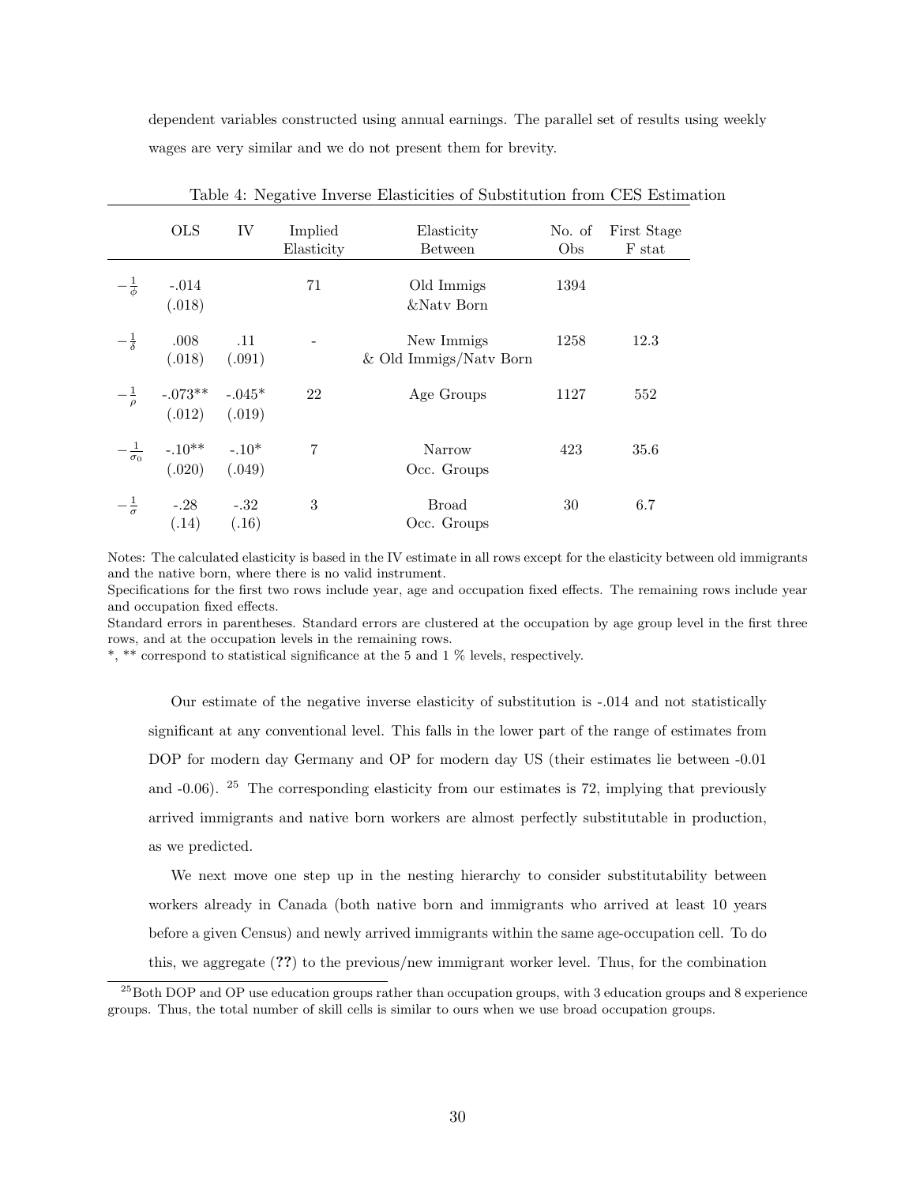dependent variables constructed using annual earnings. The parallel set of results using weekly wages are very similar and we do not present them for brevity.

Table 4: Negative Inverse Elasticities of Substitution from CES Estimation

| | OLS | IV | Implied Elasticity | Elasticity Between | No. of Obs | First Stage F stat |
|---|---|---|---|---|---|---|
| $-\frac{1}{\phi}$ | -.014 (.018) | | 71 | Old Immigs &Natv Born | 1394 | |
| $-\frac{1}{\delta}$ | .008 (.018) | .11 (.091) | - | New Immigs & Old Immigs/Natv Born | 1258 | 12.3 |
| $-\frac{1}{\rho}$ | -.073** (.012) | -.045* (.019) | 22 | Age Groups | 1127 | 552 |
| $-\frac{1}{\sigma_0}$ | -.10** (.020) | -.10* (.049) | 7 | Narrow Occ. Groups | 423 | 35.6 |
| $-\frac{1}{\sigma}$ | -.28 (.14) | -.32 (.16) | 3 | Broad Occ. Groups | 30 | 6.7 |

Notes: The calculated elasticity is based in the IV estimate in all rows except for the elasticity between old immigrants and the native born, where there is no valid instrument.
Specifications for the first two rows include year, age and occupation fixed effects. The remaining rows include year and occupation fixed effects.
Standard errors in parentheses. Standard errors are clustered at the occupation by age group level in the first three rows, and at the occupation levels in the remaining rows.
*, ** correspond to statistical significance at the 5 and 1 % levels, respectively.

Our estimate of the negative inverse elasticity of substitution is -.014 and not statistically significant at any conventional level. This falls in the lower part of the range of estimates from DOP for modern day Germany and OP for modern day US (their estimates lie between -0.01 and -0.06). [25] The corresponding elasticity from our estimates is 72, implying that previously arrived immigrants and native born workers are almost perfectly substitutable in production, as we predicted.

We next move one step up in the nesting hierarchy to consider substitutability between workers already in Canada (both native born and immigrants who arrived at least 10 years before a given Census) and newly arrived immigrants within the same age-occupation cell. To do this, we aggregate (**??**) to the previous/new immigrant worker level. Thus, for the combination

[25] Both DOP and OP use education groups rather than occupation groups, with 3 education groups and 8 experience groups. Thus, the total number of skill cells is similar to ours when we use broad occupation groups.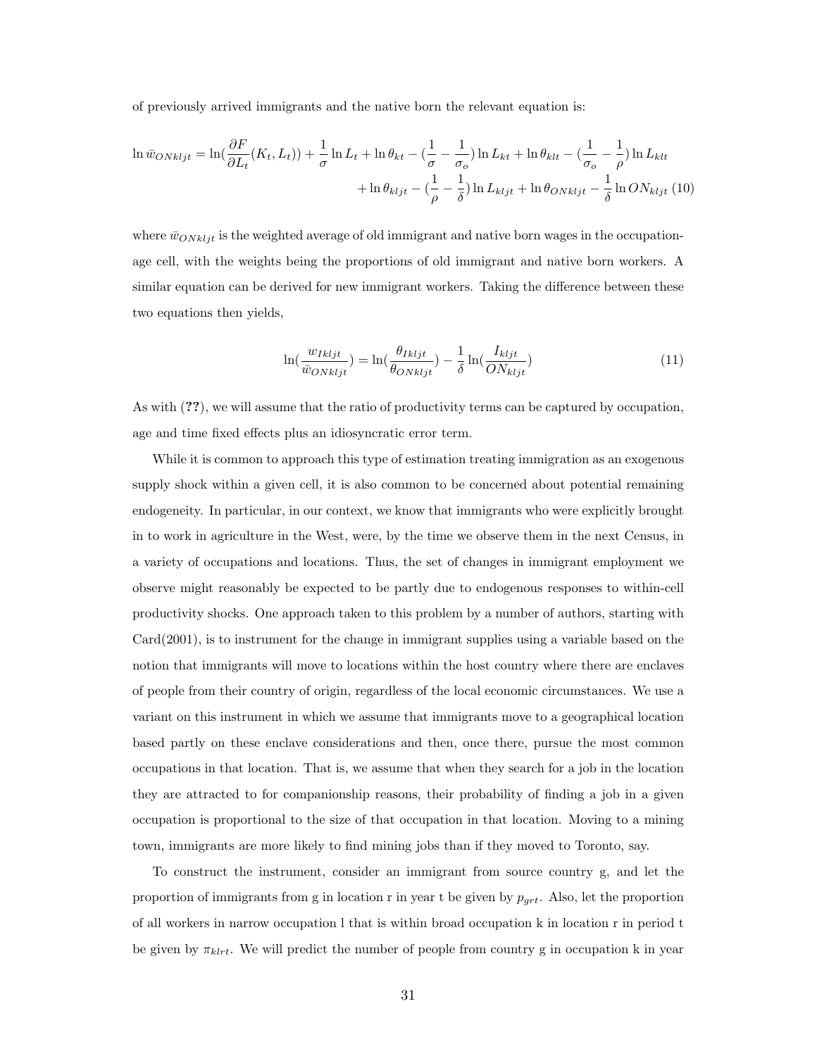of previously arrived immigrants and the native born the relevant equation is:

$$
\ln \bar{w}_{ONkljt} = \ln(\frac{\partial F}{\partial L_t}(K_t, L_t)) + \frac{1}{\sigma}\ln L_t + \ln\theta_{kt} - (\frac{1}{\sigma} - \frac{1}{\sigma_o})\ln L_{kt} + \ln\theta_{klt} - (\frac{1}{\sigma_o} - \frac{1}{\rho})\ln L_{klt} + \ln\theta_{kljt} - (\frac{1}{\rho} - \frac{1}{\delta})\ln L_{kljt} + \ln\theta_{ONkljt} - \frac{1}{\delta}\ln ON_{kljt} \quad (10)
$$

where $\bar{w}_{ONkljt}$ is the weighted average of old immigrant and native born wages in the occupation-age cell, with the weights being the proportions of old immigrant and native born workers. A similar equation can be derived for new immigrant workers. Taking the difference between these two equations then yields,

$$
\ln(\frac{w_{Ikljt}}{\bar{w}_{ONkljt}}) = \ln(\frac{\theta_{Ikljt}}{\theta_{ONkljt}}) - \frac{1}{\delta}\ln(\frac{I_{kljt}}{ON_{kljt}}) \quad (11)
$$

As with (**??**), we will assume that the ratio of productivity terms can be captured by occupation, age and time fixed effects plus an idiosyncratic error term.

While it is common to approach this type of estimation treating immigration as an exogenous supply shock within a given cell, it is also common to be concerned about potential remaining endogeneity. In particular, in our context, we know that immigrants who were explicitly brought in to work in agriculture in the West, were, by the time we observe them in the next Census, in a variety of occupations and locations. Thus, the set of changes in immigrant employment we observe might reasonably be expected to be partly due to endogenous responses to within-cell productivity shocks. One approach taken to this problem by a number of authors, starting with Card(2001), is to instrument for the change in immigrant supplies using a variable based on the notion that immigrants will move to locations within the host country where there are enclaves of people from their country of origin, regardless of the local economic circumstances. We use a variant on this instrument in which we assume that immigrants move to a geographical location based partly on these enclave considerations and then, once there, pursue the most common occupations in that location. That is, we assume that when they search for a job in the location they are attracted to for companionship reasons, their probability of finding a job in a given occupation is proportional to the size of that occupation in that location. Moving to a mining town, immigrants are more likely to find mining jobs than if they moved to Toronto, say.

To construct the instrument, consider an immigrant from source country g, and let the proportion of immigrants from g in location r in year t be given by $p_{grt}$. Also, let the proportion of all workers in narrow occupation l that is within broad occupation k in location r in period t be given by $\pi_{klrt}$. We will predict the number of people from country g in occupation k in year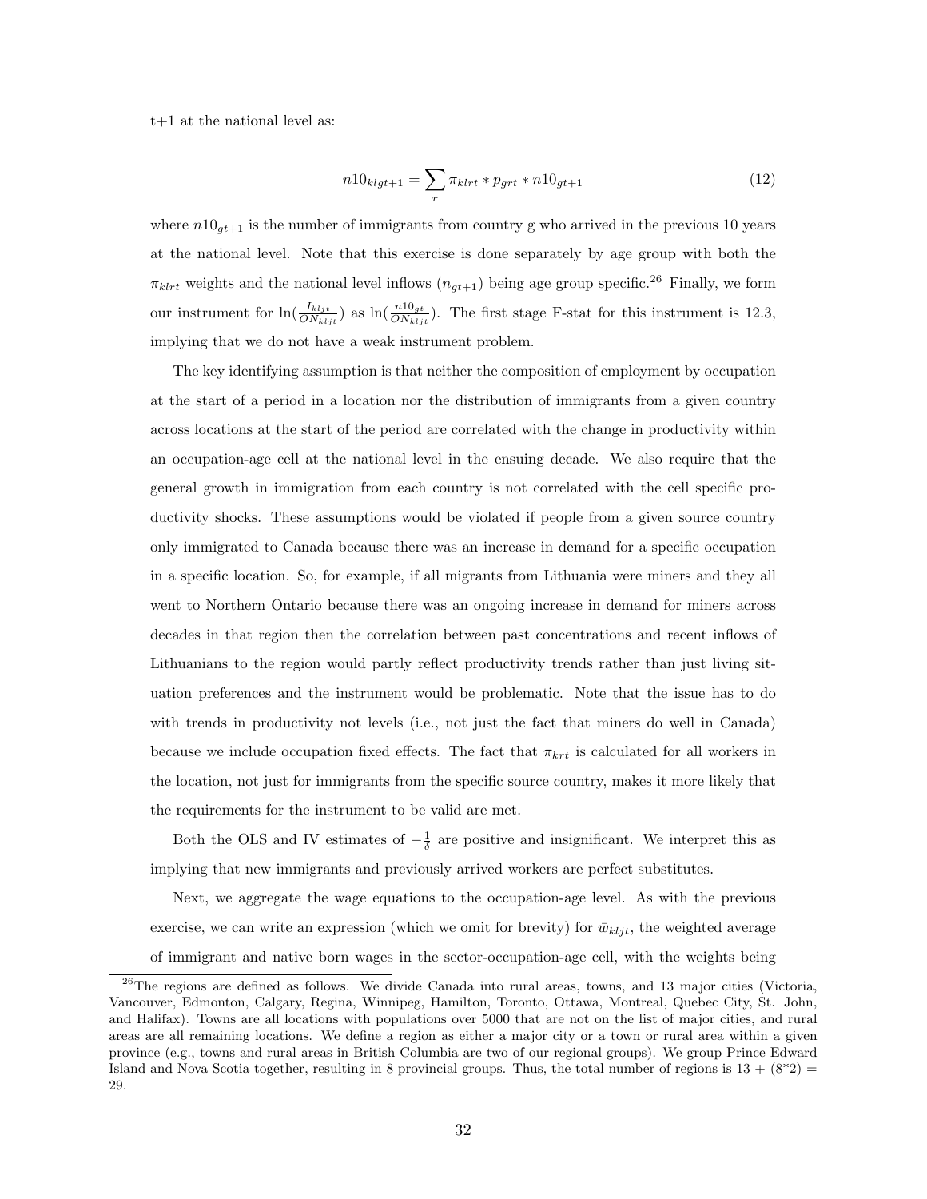t+1 at the national level as:

$$n10_{klgt+1} = \sum_{r} \pi_{klrt} * p_{grt} * n10_{gt+1} \tag{12}$$

where $n10_{gt+1}$ is the number of immigrants from country g who arrived in the previous 10 years at the national level. Note that this exercise is done separately by age group with both the $\pi_{klrt}$ weights and the national level inflows ($n_{gt+1}$) being age group specific.[26] Finally, we form our instrument for $\ln(\frac{I_{kljt}}{ON_{kljt}})$ as $\ln(\frac{n10_{gt}}{ON_{kljt}})$. The first stage F-stat for this instrument is 12.3, implying that we do not have a weak instrument problem.

The key identifying assumption is that neither the composition of employment by occupation at the start of a period in a location nor the distribution of immigrants from a given country across locations at the start of the period are correlated with the change in productivity within an occupation-age cell at the national level in the ensuing decade. We also require that the general growth in immigration from each country is not correlated with the cell specific productivity shocks. These assumptions would be violated if people from a given source country only immigrated to Canada because there was an increase in demand for a specific occupation in a specific location. So, for example, if all migrants from Lithuania were miners and they all went to Northern Ontario because there was an ongoing increase in demand for miners across decades in that region then the correlation between past concentrations and recent inflows of Lithuanians to the region would partly reflect productivity trends rather than just living situation preferences and the instrument would be problematic. Note that the issue has to do with trends in productivity not levels (i.e., not just the fact that miners do well in Canada) because we include occupation fixed effects. The fact that $\pi_{krt}$ is calculated for all workers in the location, not just for immigrants from the specific source country, makes it more likely that the requirements for the instrument to be valid are met.

Both the OLS and IV estimates of $-\frac{1}{\delta}$ are positive and insignificant. We interpret this as implying that new immigrants and previously arrived workers are perfect substitutes.

Next, we aggregate the wage equations to the occupation-age level. As with the previous exercise, we can write an expression (which we omit for brevity) for $\bar{w}_{kljt}$, the weighted average of immigrant and native born wages in the sector-occupation-age cell, with the weights being

[26] The regions are defined as follows. We divide Canada into rural areas, towns, and 13 major cities (Victoria, Vancouver, Edmonton, Calgary, Regina, Winnipeg, Hamilton, Toronto, Ottawa, Montreal, Quebec City, St. John, and Halifax). Towns are all locations with populations over 5000 that are not on the list of major cities, and rural areas are all remaining locations. We define a region as either a major city or a town or rural area within a given province (e.g., towns and rural areas in British Columbia are two of our regional groups). We group Prince Edward Island and Nova Scotia together, resulting in 8 provincial groups. Thus, the total number of regions is 13 + (8*2) = 29.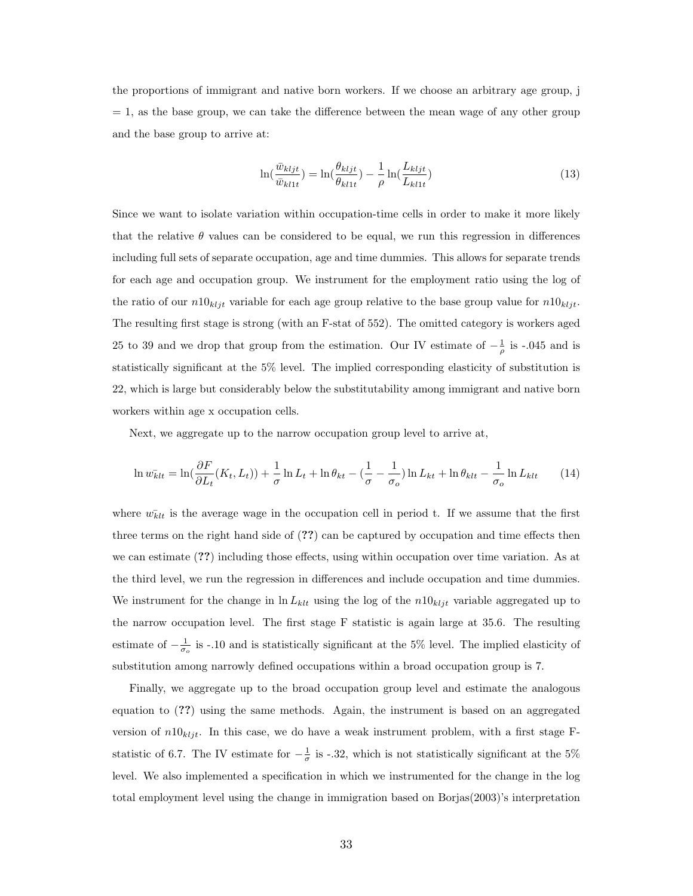the proportions of immigrant and native born workers. If we choose an arbitrary age group, j = 1, as the base group, we can take the difference between the mean wage of any other group and the base group to arrive at:

$$\ln(\frac{\bar{w}_{kljt}}{\bar{w}_{kl1t}}) = \ln(\frac{\theta_{kljt}}{\theta_{kl1t}}) - \frac{1}{\rho}\ln(\frac{L_{kljt}}{L_{kl1t}}) \tag{13}$$

Since we want to isolate variation within occupation-time cells in order to make it more likely that the relative $\theta$ values can be considered to be equal, we run this regression in differences including full sets of separate occupation, age and time dummies. This allows for separate trends for each age and occupation group. We instrument for the employment ratio using the log of the ratio of our $n10_{kljt}$ variable for each age group relative to the base group value for $n10_{kljt}$. The resulting first stage is strong (with an F-stat of 552). The omitted category is workers aged 25 to 39 and we drop that group from the estimation. Our IV estimate of $-\frac{1}{\rho}$ is -.045 and is statistically significant at the 5% level. The implied corresponding elasticity of substitution is 22, which is large but considerably below the substitutability among immigrant and native born workers within age x occupation cells.

Next, we aggregate up to the narrow occupation group level to arrive at,

$$\ln \bar{w_{klt}} = \ln(\frac{\partial F}{\partial L_t}(K_t, L_t)) + \frac{1}{\sigma}\ln L_t + \ln\theta_{kt} - (\frac{1}{\sigma} - \frac{1}{\sigma_o})\ln L_{kt} + \ln\theta_{klt} - \frac{1}{\sigma_o}\ln L_{klt} \tag{14}$$

where $\bar{w_{klt}}$ is the average wage in the occupation cell in period t. If we assume that the first three terms on the right hand side of (**??**) can be captured by occupation and time effects then we can estimate (**??**) including those effects, using within occupation over time variation. As at the third level, we run the regression in differences and include occupation and time dummies. We instrument for the change in $\ln L_{klt}$ using the log of the $n10_{kljt}$ variable aggregated up to the narrow occupation level. The first stage F statistic is again large at 35.6. The resulting estimate of $-\frac{1}{\sigma_o}$ is -.10 and is statistically significant at the 5% level. The implied elasticity of substitution among narrowly defined occupations within a broad occupation group is 7.

Finally, we aggregate up to the broad occupation group level and estimate the analogous equation to (**??**) using the same methods. Again, the instrument is based on an aggregated version of $n10_{kljt}$. In this case, we do have a weak instrument problem, with a first stage F-statistic of 6.7. The IV estimate for $-\frac{1}{\sigma}$ is -.32, which is not statistically significant at the 5% level. We also implemented a specification in which we instrumented for the change in the log total employment level using the change in immigration based on Borjas(2003)'s interpretation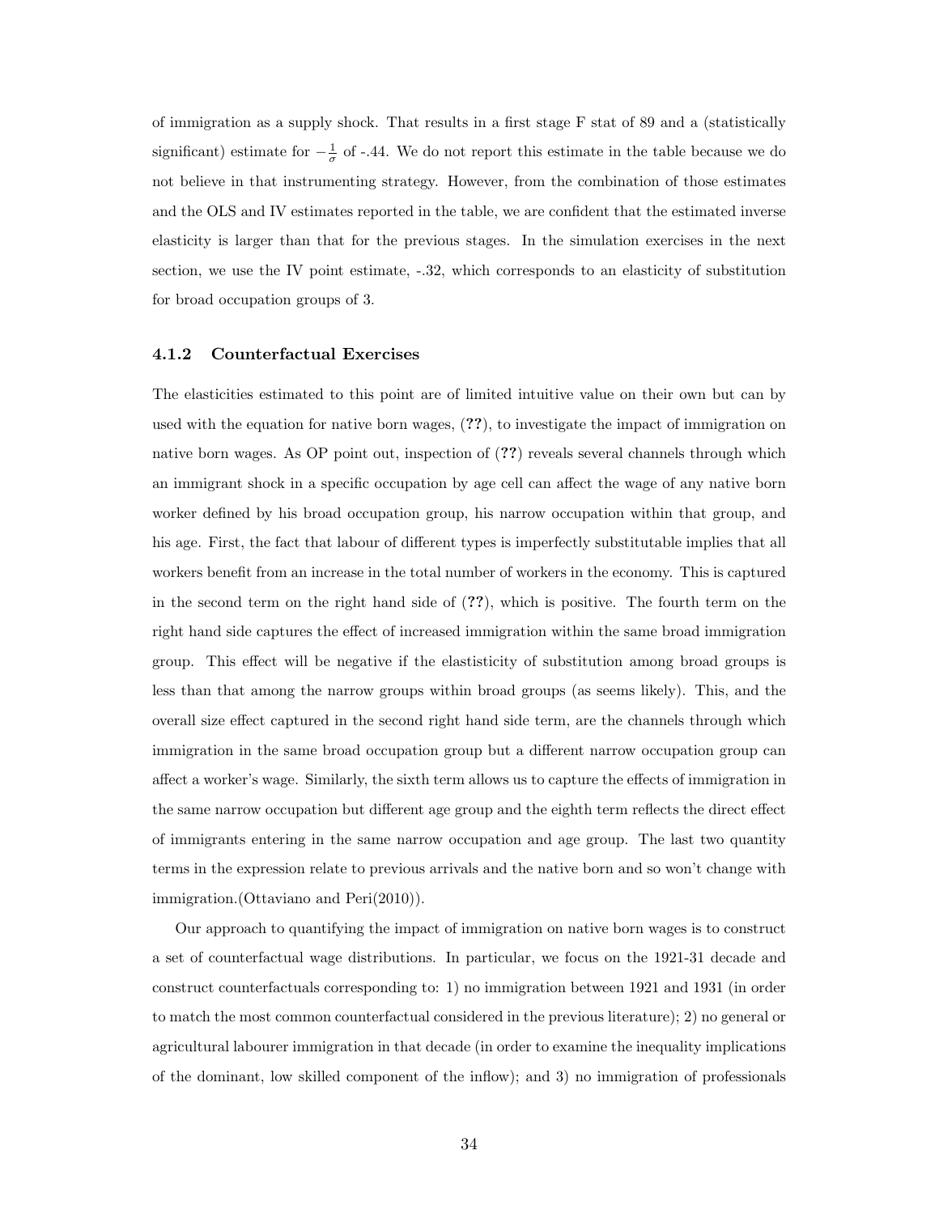of immigration as a supply shock. That results in a first stage F stat of 89 and a (statistically significant) estimate for $-\frac{1}{\sigma}$ of -.44. We do not report this estimate in the table because we do not believe in that instrumenting strategy. However, from the combination of those estimates and the OLS and IV estimates reported in the table, we are confident that the estimated inverse elasticity is larger than that for the previous stages. In the simulation exercises in the next section, we use the IV point estimate, -.32, which corresponds to an elasticity of substitution for broad occupation groups of 3.

### 4.1.2 Counterfactual Exercises

The elasticities estimated to this point are of limited intuitive value on their own but can by used with the equation for native born wages, (**??**), to investigate the impact of immigration on native born wages. As OP point out, inspection of (**??**) reveals several channels through which an immigrant shock in a specific occupation by age cell can affect the wage of any native born worker defined by his broad occupation group, his narrow occupation within that group, and his age. First, the fact that labour of different types is imperfectly substitutable implies that all workers benefit from an increase in the total number of workers in the economy. This is captured in the second term on the right hand side of (**??**), which is positive. The fourth term on the right hand side captures the effect of increased immigration within the same broad immigration group. This effect will be negative if the elastisticity of substitution among broad groups is less than that among the narrow groups within broad groups (as seems likely). This, and the overall size effect captured in the second right hand side term, are the channels through which immigration in the same broad occupation group but a different narrow occupation group can affect a worker's wage. Similarly, the sixth term allows us to capture the effects of immigration in the same narrow occupation but different age group and the eighth term reflects the direct effect of immigrants entering in the same narrow occupation and age group. The last two quantity terms in the expression relate to previous arrivals and the native born and so won't change with immigration.(Ottaviano and Peri(2010)).

Our approach to quantifying the impact of immigration on native born wages is to construct a set of counterfactual wage distributions. In particular, we focus on the 1921-31 decade and construct counterfactuals corresponding to: 1) no immigration between 1921 and 1931 (in order to match the most common counterfactual considered in the previous literature); 2) no general or agricultural labourer immigration in that decade (in order to examine the inequality implications of the dominant, low skilled component of the inflow); and 3) no immigration of professionals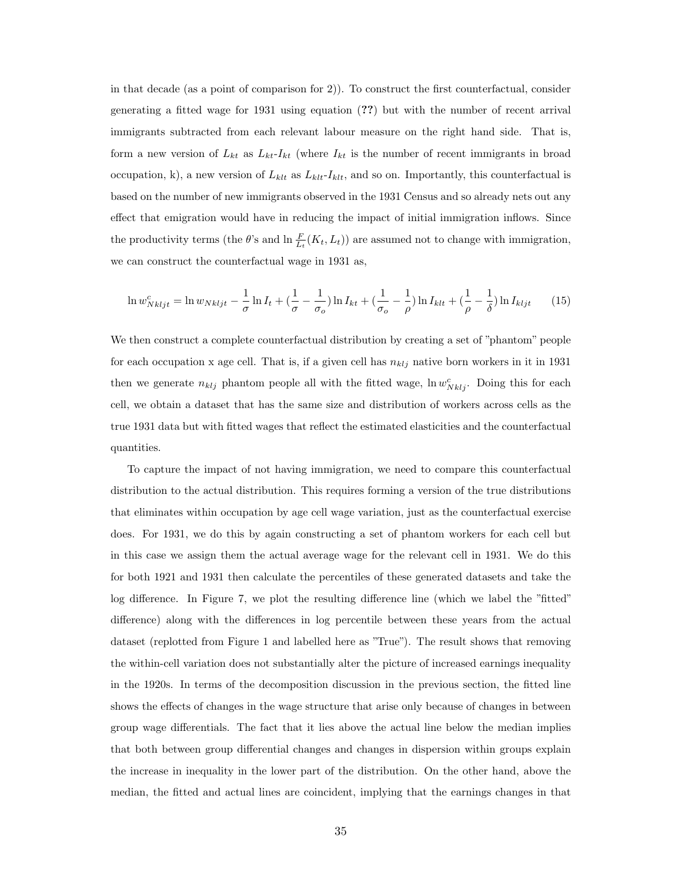in that decade (as a point of comparison for 2)). To construct the first counterfactual, consider generating a fitted wage for 1931 using equation (**??**) but with the number of recent arrival immigrants subtracted from each relevant labour measure on the right hand side. That is, form a new version of $L_{kt}$ as $L_{kt}$-$I_{kt}$ (where $I_{kt}$ is the number of recent immigrants in broad occupation, k), a new version of $L_{klt}$ as $L_{klt}$-$I_{klt}$, and so on. Importantly, this counterfactual is based on the number of new immigrants observed in the 1931 Census and so already nets out any effect that emigration would have in reducing the impact of initial immigration inflows. Since the productivity terms (the $\theta$'s and $\ln \frac{F}{L_t}(K_t, L_t)$) are assumed not to change with immigration, we can construct the counterfactual wage in 1931 as,

$$\ln w^c_{Nkljt} = \ln w_{Nkljt} - \frac{1}{\sigma} \ln I_t + (\frac{1}{\sigma} - \frac{1}{\sigma_o}) \ln I_{kt} + (\frac{1}{\sigma_o} - \frac{1}{\rho}) \ln I_{klt} + (\frac{1}{\rho} - \frac{1}{\delta}) \ln I_{kljt} \tag{15}$$

We then construct a complete counterfactual distribution by creating a set of "phantom" people for each occupation x age cell. That is, if a given cell has $n_{klj}$ native born workers in it in 1931 then we generate $n_{klj}$ phantom people all with the fitted wage, $\ln w^c_{Nklj}$. Doing this for each cell, we obtain a dataset that has the same size and distribution of workers across cells as the true 1931 data but with fitted wages that reflect the estimated elasticities and the counterfactual quantities.

To capture the impact of not having immigration, we need to compare this counterfactual distribution to the actual distribution. This requires forming a version of the true distributions that eliminates within occupation by age cell wage variation, just as the counterfactual exercise does. For 1931, we do this by again constructing a set of phantom workers for each cell but in this case we assign them the actual average wage for the relevant cell in 1931. We do this for both 1921 and 1931 then calculate the percentiles of these generated datasets and take the log difference. In Figure 7, we plot the resulting difference line (which we label the "fitted" difference) along with the differences in log percentile between these years from the actual dataset (replotted from Figure 1 and labelled here as "True"). The result shows that removing the within-cell variation does not substantially alter the picture of increased earnings inequality in the 1920s. In terms of the decomposition discussion in the previous section, the fitted line shows the effects of changes in the wage structure that arise only because of changes in between group wage differentials. The fact that it lies above the actual line below the median implies that both between group differential changes and changes in dispersion within groups explain the increase in inequality in the lower part of the distribution. On the other hand, above the median, the fitted and actual lines are coincident, implying that the earnings changes in that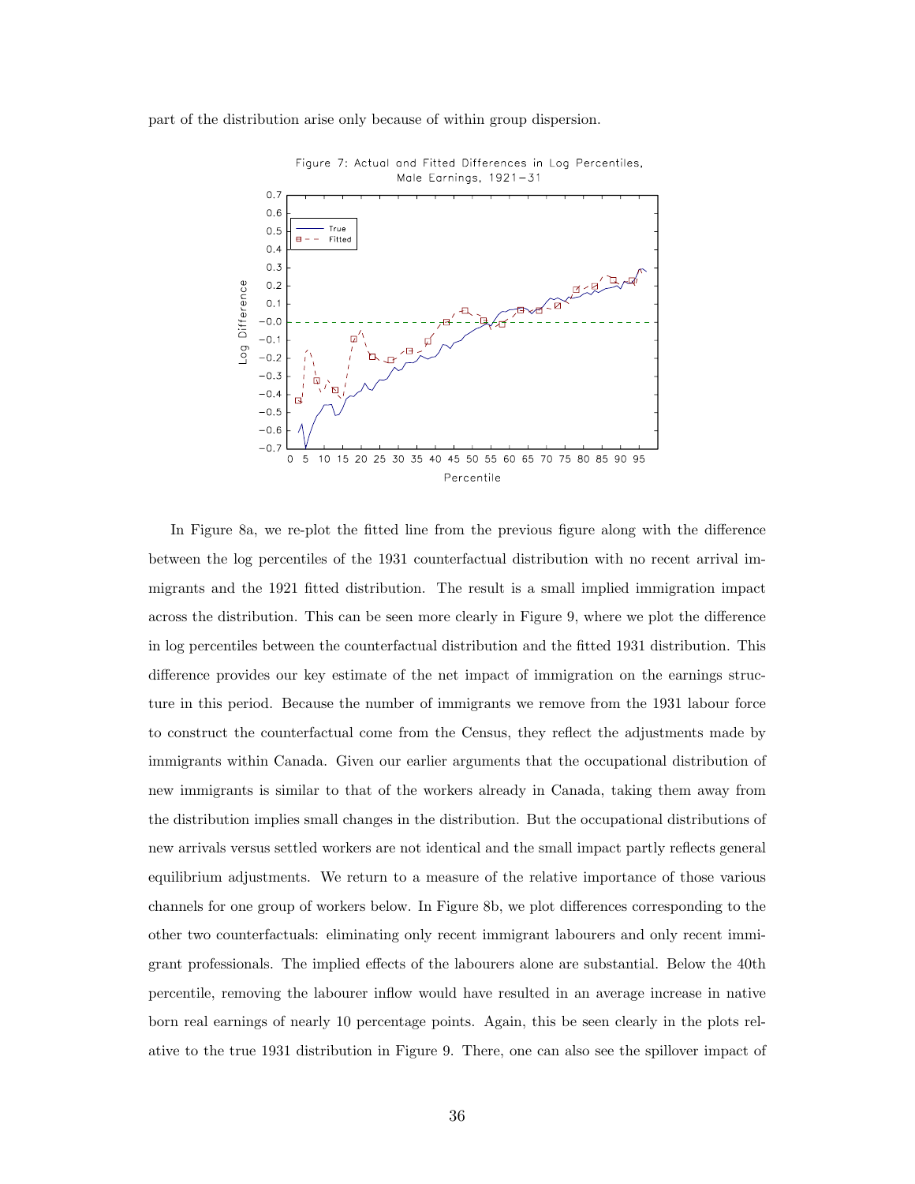part of the distribution arise only because of within group dispersion.

Figure 7: Actual and Fitted Differences in Log Percentiles, Male Earnings, 1921−31

In Figure 8a, we re-plot the fitted line from the previous figure along with the difference between the log percentiles of the 1931 counterfactual distribution with no recent arrival immigrants and the 1921 fitted distribution. The result is a small implied immigration impact across the distribution. This can be seen more clearly in Figure 9, where we plot the difference in log percentiles between the counterfactual distribution and the fitted 1931 distribution. This difference provides our key estimate of the net impact of immigration on the earnings structure in this period. Because the number of immigrants we remove from the 1931 labour force to construct the counterfactual come from the Census, they reflect the adjustments made by immigrants within Canada. Given our earlier arguments that the occupational distribution of new immigrants is similar to that of the workers already in Canada, taking them away from the distribution implies small changes in the distribution. But the occupational distributions of new arrivals versus settled workers are not identical and the small impact partly reflects general equilibrium adjustments. We return to a measure of the relative importance of those various channels for one group of workers below. In Figure 8b, we plot differences corresponding to the other two counterfactuals: eliminating only recent immigrant labourers and only recent immigrant professionals. The implied effects of the labourers alone are substantial. Below the 40th percentile, removing the labourer inflow would have resulted in an average increase in native born real earnings of nearly 10 percentage points. Again, this be seen clearly in the plots relative to the true 1931 distribution in Figure 9. There, one can also see the spillover impact of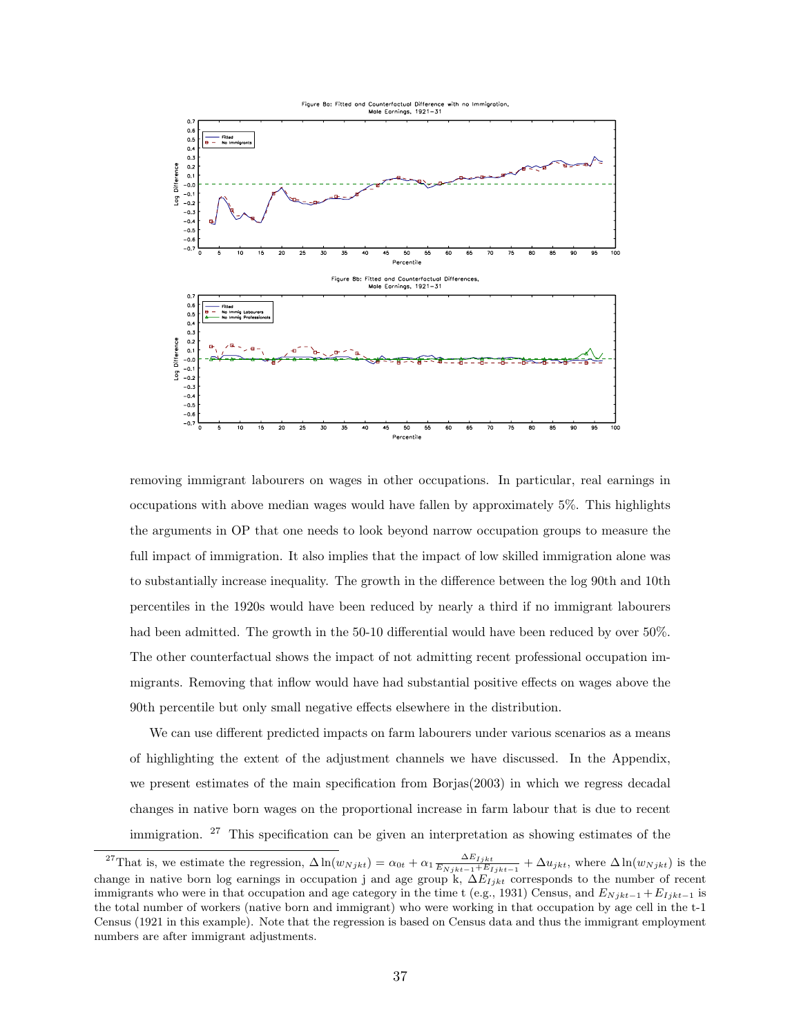Figure 8a: Fitted and Counterfactual Difference with no Immigration, Male Earnings, 1921–31

Figure 8b: Fitted and Counterfactual Differences, Male Earnings, 1921–31

removing immigrant labourers on wages in other occupations. In particular, real earnings in occupations with above median wages would have fallen by approximately 5%. This highlights the arguments in OP that one needs to look beyond narrow occupation groups to measure the full impact of immigration. It also implies that the impact of low skilled immigration alone was to substantially increase inequality. The growth in the difference between the log 90th and 10th percentiles in the 1920s would have been reduced by nearly a third if no immigrant labourers had been admitted. The growth in the 50-10 differential would have been reduced by over 50%. The other counterfactual shows the impact of not admitting recent professional occupation immigrants. Removing that inflow would have had substantial positive effects on wages above the 90th percentile but only small negative effects elsewhere in the distribution.

We can use different predicted impacts on farm labourers under various scenarios as a means of highlighting the extent of the adjustment channels we have discussed. In the Appendix, we present estimates of the main specification from Borjas(2003) in which we regress decadal changes in native born wages on the proportional increase in farm labour that is due to recent immigration. [27] This specification can be given an interpretation as showing estimates of the

[27] That is, we estimate the regression, $\Delta \ln(w_{Njkt}) = \alpha_{0t} + \alpha_1 \frac{\Delta E_{Ijkt}}{E_{Njkt-1}+E_{Ijkt-1}} + \Delta u_{jkt}$, where $\Delta \ln(w_{Njkt})$ is the change in native born log earnings in occupation j and age group k, $\Delta E_{Ijkt}$ corresponds to the number of recent immigrants who were in that occupation and age category in the time t (e.g., 1931) Census, and $E_{Njkt-1} + E_{Ijkt-1}$ is the total number of workers (native born and immigrant) who were working in that occupation by age cell in the t-1 Census (1921 in this example). Note that the regression is based on Census data and thus the immigrant employment numbers are after immigrant adjustments.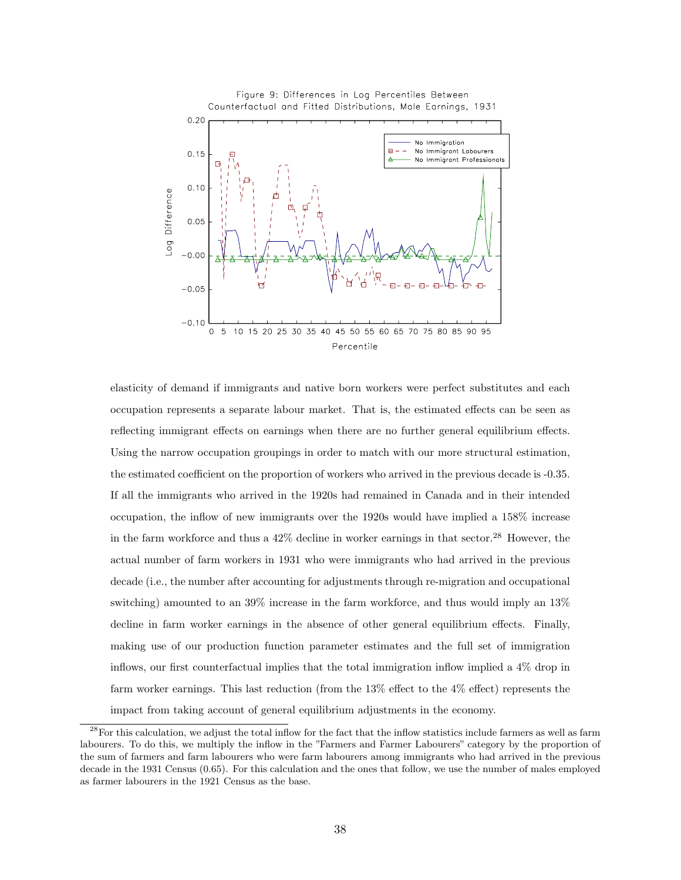Figure 9: Differences in Log Percentiles Between Counterfactual and Fitted Distributions, Male Earnings, 1931

elasticity of demand if immigrants and native born workers were perfect substitutes and each occupation represents a separate labour market. That is, the estimated effects can be seen as reflecting immigrant effects on earnings when there are no further general equilibrium effects. Using the narrow occupation groupings in order to match with our more structural estimation, the estimated coefficient on the proportion of workers who arrived in the previous decade is -0.35. If all the immigrants who arrived in the 1920s had remained in Canada and in their intended occupation, the inflow of new immigrants over the 1920s would have implied a 158% increase in the farm workforce and thus a 42% decline in worker earnings in that sector.[28] However, the actual number of farm workers in 1931 who were immigrants who had arrived in the previous decade (i.e., the number after accounting for adjustments through re-migration and occupational switching) amounted to an 39% increase in the farm workforce, and thus would imply an 13% decline in farm worker earnings in the absence of other general equilibrium effects. Finally, making use of our production function parameter estimates and the full set of immigration inflows, our first counterfactual implies that the total immigration inflow implied a 4% drop in farm worker earnings. This last reduction (from the 13% effect to the 4% effect) represents the impact from taking account of general equilibrium adjustments in the economy.

[28]For this calculation, we adjust the total inflow for the fact that the inflow statistics include farmers as well as farm labourers. To do this, we multiply the inflow in the "Farmers and Farmer Labourers" category by the proportion of the sum of farmers and farm labourers who were farm labourers among immigrants who had arrived in the previous decade in the 1931 Census (0.65). For this calculation and the ones that follow, we use the number of males employed as farmer labourers in the 1921 Census as the base.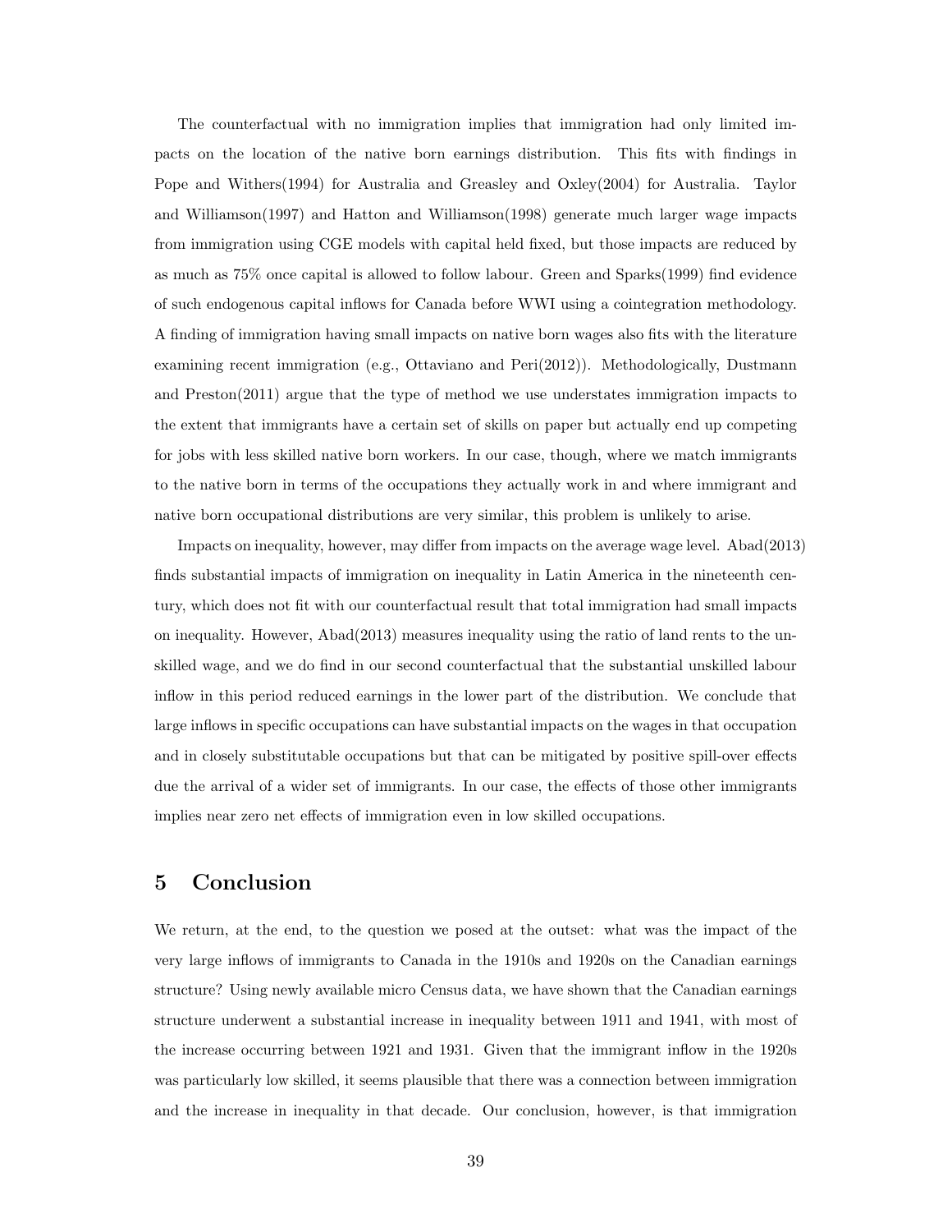The counterfactual with no immigration implies that immigration had only limited impacts on the location of the native born earnings distribution. This fits with findings in Pope and Withers(1994) for Australia and Greasley and Oxley(2004) for Australia. Taylor and Williamson(1997) and Hatton and Williamson(1998) generate much larger wage impacts from immigration using CGE models with capital held fixed, but those impacts are reduced by as much as 75% once capital is allowed to follow labour. Green and Sparks(1999) find evidence of such endogenous capital inflows for Canada before WWI using a cointegration methodology. A finding of immigration having small impacts on native born wages also fits with the literature examining recent immigration (e.g., Ottaviano and Peri(2012)). Methodologically, Dustmann and Preston(2011) argue that the type of method we use understates immigration impacts to the extent that immigrants have a certain set of skills on paper but actually end up competing for jobs with less skilled native born workers. In our case, though, where we match immigrants to the native born in terms of the occupations they actually work in and where immigrant and native born occupational distributions are very similar, this problem is unlikely to arise.

Impacts on inequality, however, may differ from impacts on the average wage level. Abad(2013) finds substantial impacts of immigration on inequality in Latin America in the nineteenth century, which does not fit with our counterfactual result that total immigration had small impacts on inequality. However, Abad(2013) measures inequality using the ratio of land rents to the unskilled wage, and we do find in our second counterfactual that the substantial unskilled labour inflow in this period reduced earnings in the lower part of the distribution. We conclude that large inflows in specific occupations can have substantial impacts on the wages in that occupation and in closely substitutable occupations but that can be mitigated by positive spill-over effects due the arrival of a wider set of immigrants. In our case, the effects of those other immigrants implies near zero net effects of immigration even in low skilled occupations.

# 5 Conclusion

We return, at the end, to the question we posed at the outset: what was the impact of the very large inflows of immigrants to Canada in the 1910s and 1920s on the Canadian earnings structure? Using newly available micro Census data, we have shown that the Canadian earnings structure underwent a substantial increase in inequality between 1911 and 1941, with most of the increase occurring between 1921 and 1931. Given that the immigrant inflow in the 1920s was particularly low skilled, it seems plausible that there was a connection between immigration and the increase in inequality in that decade. Our conclusion, however, is that immigration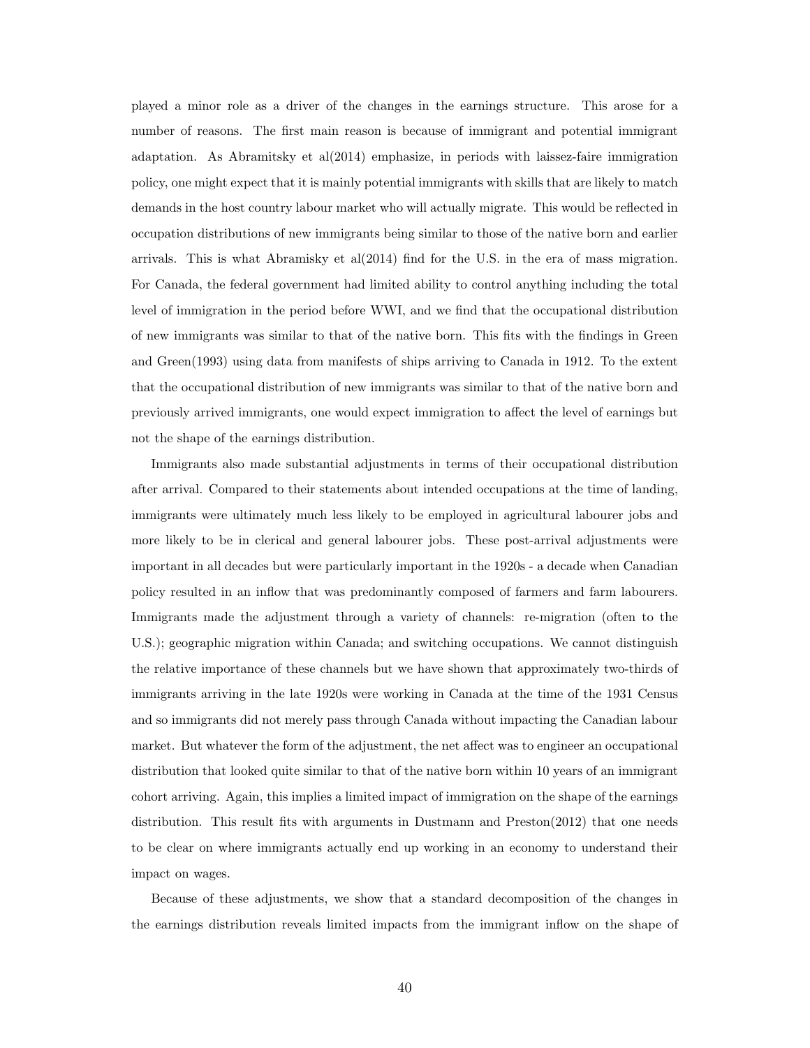played a minor role as a driver of the changes in the earnings structure. This arose for a number of reasons. The first main reason is because of immigrant and potential immigrant adaptation. As Abramitsky et al(2014) emphasize, in periods with laissez-faire immigration policy, one might expect that it is mainly potential immigrants with skills that are likely to match demands in the host country labour market who will actually migrate. This would be reflected in occupation distributions of new immigrants being similar to those of the native born and earlier arrivals. This is what Abramisky et al(2014) find for the U.S. in the era of mass migration. For Canada, the federal government had limited ability to control anything including the total level of immigration in the period before WWI, and we find that the occupational distribution of new immigrants was similar to that of the native born. This fits with the findings in Green and Green(1993) using data from manifests of ships arriving to Canada in 1912. To the extent that the occupational distribution of new immigrants was similar to that of the native born and previously arrived immigrants, one would expect immigration to affect the level of earnings but not the shape of the earnings distribution.

Immigrants also made substantial adjustments in terms of their occupational distribution after arrival. Compared to their statements about intended occupations at the time of landing, immigrants were ultimately much less likely to be employed in agricultural labourer jobs and more likely to be in clerical and general labourer jobs. These post-arrival adjustments were important in all decades but were particularly important in the 1920s - a decade when Canadian policy resulted in an inflow that was predominantly composed of farmers and farm labourers. Immigrants made the adjustment through a variety of channels: re-migration (often to the U.S.); geographic migration within Canada; and switching occupations. We cannot distinguish the relative importance of these channels but we have shown that approximately two-thirds of immigrants arriving in the late 1920s were working in Canada at the time of the 1931 Census and so immigrants did not merely pass through Canada without impacting the Canadian labour market. But whatever the form of the adjustment, the net affect was to engineer an occupational distribution that looked quite similar to that of the native born within 10 years of an immigrant cohort arriving. Again, this implies a limited impact of immigration on the shape of the earnings distribution. This result fits with arguments in Dustmann and Preston(2012) that one needs to be clear on where immigrants actually end up working in an economy to understand their impact on wages.

Because of these adjustments, we show that a standard decomposition of the changes in the earnings distribution reveals limited impacts from the immigrant inflow on the shape of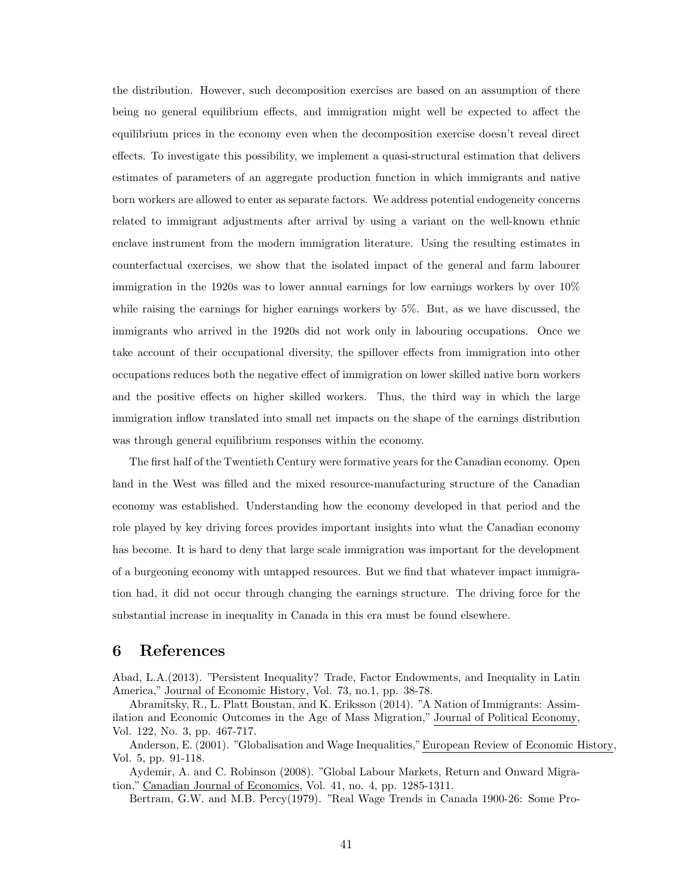the distribution. However, such decomposition exercises are based on an assumption of there being no general equilibrium effects, and immigration might well be expected to affect the equilibrium prices in the economy even when the decomposition exercise doesn't reveal direct effects. To investigate this possibility, we implement a quasi-structural estimation that delivers estimates of parameters of an aggregate production function in which immigrants and native born workers are allowed to enter as separate factors. We address potential endogeneity concerns related to immigrant adjustments after arrival by using a variant on the well-known ethnic enclave instrument from the modern immigration literature. Using the resulting estimates in counterfactual exercises, we show that the isolated impact of the general and farm labourer immigration in the 1920s was to lower annual earnings for low earnings workers by over 10% while raising the earnings for higher earnings workers by 5%. But, as we have discussed, the immigrants who arrived in the 1920s did not work only in labouring occupations. Once we take account of their occupational diversity, the spillover effects from immigration into other occupations reduces both the negative effect of immigration on lower skilled native born workers and the positive effects on higher skilled workers. Thus, the third way in which the large immigration inflow translated into small net impacts on the shape of the earnings distribution was through general equilibrium responses within the economy.

The first half of the Twentieth Century were formative years for the Canadian economy. Open land in the West was filled and the mixed resource-manufacturing structure of the Canadian economy was established. Understanding how the economy developed in that period and the role played by key driving forces provides important insights into what the Canadian economy has become. It is hard to deny that large scale immigration was important for the development of a burgeoning economy with untapped resources. But we find that whatever impact immigration had, it did not occur through changing the earnings structure. The driving force for the substantial increase in inequality in Canada in this era must be found elsewhere.

# 6 References

Abad, L.A.(2013). "Persistent Inequality? Trade, Factor Endowments, and Inequality in Latin America," Journal of Economic History, Vol. 73, no.1, pp. 38-78.

Abramitsky, R., L. Platt Boustan, and K. Eriksson (2014). "A Nation of Immigrants: Assimilation and Economic Outcomes in the Age of Mass Migration," Journal of Political Economy, Vol. 122, No. 3, pp. 467-717.

Anderson, E. (2001). "Globalisation and Wage Inequalities," European Review of Economic History, Vol. 5, pp. 91-118.

Aydemir, A. and C. Robinson (2008). "Global Labour Markets, Return and Onward Migration," Canadian Journal of Economics, Vol. 41, no. 4, pp. 1285-1311.

Bertram, G.W. and M.B. Percy(1979). "Real Wage Trends in Canada 1900-26: Some Pro-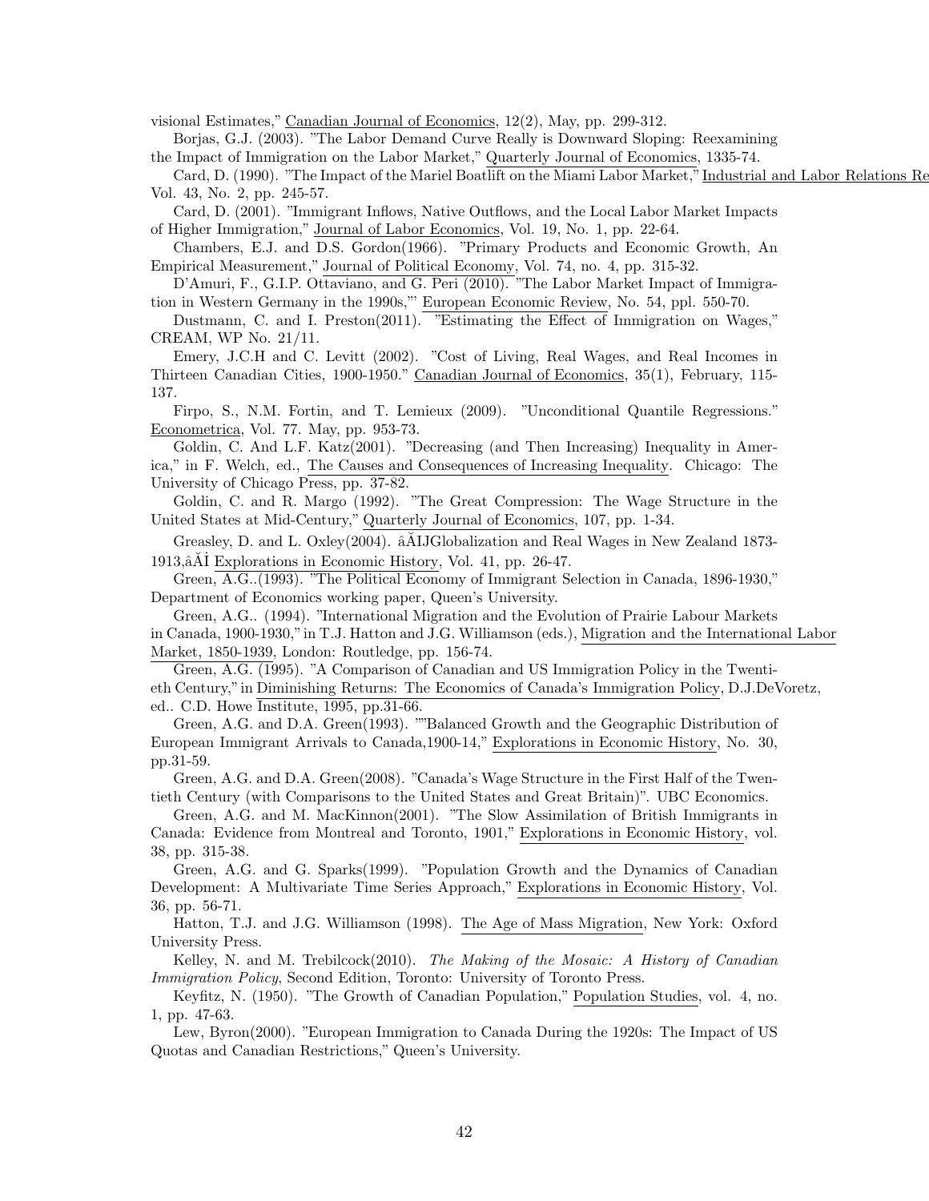visional Estimates," Canadian Journal of Economics, 12(2), May, pp. 299-312.

Borjas, G.J. (2003). "The Labor Demand Curve Really is Downward Sloping: Reexamining the Impact of Immigration on the Labor Market," Quarterly Journal of Economics, 1335-74.

Card, D. (1990). "The Impact of the Mariel Boatlift on the Miami Labor Market," Industrial and Labor Relations Re Vol. 43, No. 2, pp. 245-57.

Card, D. (2001). "Immigrant Inflows, Native Outflows, and the Local Labor Market Impacts of Higher Immigration," Journal of Labor Economics, Vol. 19, No. 1, pp. 22-64.

Chambers, E.J. and D.S. Gordon(1966). "Primary Products and Economic Growth, An Empirical Measurement," Journal of Political Economy, Vol. 74, no. 4, pp. 315-32.

D'Amuri, F., G.I.P. Ottaviano, and G. Peri (2010). "The Labor Market Impact of Immigration in Western Germany in the 1990s,"' European Economic Review, No. 54, ppl. 550-70.

Dustmann, C. and I. Preston(2011). "Estimating the Effect of Immigration on Wages," CREAM, WP No. 21/11.

Emery, J.C.H and C. Levitt (2002). "Cost of Living, Real Wages, and Real Incomes in Thirteen Canadian Cities, 1900-1950." Canadian Journal of Economics, 35(1), February, 115-137.

Firpo, S., N.M. Fortin, and T. Lemieux (2009). "Unconditional Quantile Regressions." Econometrica, Vol. 77. May, pp. 953-73.

Goldin, C. And L.F. Katz(2001). "Decreasing (and Then Increasing) Inequality in America," in F. Welch, ed., The Causes and Consequences of Increasing Inequality. Chicago: The University of Chicago Press, pp. 37-82.

Goldin, C. and R. Margo (1992). "The Great Compression: The Wage Structure in the United States at Mid-Century," Quarterly Journal of Economics, 107, pp. 1-34.

Greasley, D. and L. Oxley(2004). âĂIJGlobalization and Real Wages in New Zealand 1873-1913,âĂİ Explorations in Economic History, Vol. 41, pp. 26-47.

Green, A.G..(1993). "The Political Economy of Immigrant Selection in Canada, 1896-1930," Department of Economics working paper, Queen's University.

Green, A.G.. (1994). "International Migration and the Evolution of Prairie Labour Markets in Canada, 1900-1930," in T.J. Hatton and J.G. Williamson (eds.), Migration and the International Labor Market, 1850-1939, London: Routledge, pp. 156-74.

Green, A.G. (1995). "A Comparison of Canadian and US Immigration Policy in the Twentieth Century," in Diminishing Returns: The Economics of Canada's Immigration Policy, D.J.DeVoretz, ed.. C.D. Howe Institute, 1995, pp.31-66.

Green, A.G. and D.A. Green(1993). ""Balanced Growth and the Geographic Distribution of European Immigrant Arrivals to Canada,1900-14," Explorations in Economic History, No. 30, pp.31-59.

Green, A.G. and D.A. Green(2008). "Canada's Wage Structure in the First Half of the Twentieth Century (with Comparisons to the United States and Great Britain)". UBC Economics.

Green, A.G. and M. MacKinnon(2001). "The Slow Assimilation of British Immigrants in Canada: Evidence from Montreal and Toronto, 1901," Explorations in Economic History, vol. 38, pp. 315-38.

Green, A.G. and G. Sparks(1999). "Population Growth and the Dynamics of Canadian Development: A Multivariate Time Series Approach," Explorations in Economic History, Vol. 36, pp. 56-71.

Hatton, T.J. and J.G. Williamson (1998). The Age of Mass Migration, New York: Oxford University Press.

Kelley, N. and M. Trebilcock(2010). *The Making of the Mosaic: A History of Canadian Immigration Policy*, Second Edition, Toronto: University of Toronto Press.

Keyfitz, N. (1950). "The Growth of Canadian Population," Population Studies, vol. 4, no. 1, pp. 47-63.

Lew, Byron(2000). "European Immigration to Canada During the 1920s: The Impact of US Quotas and Canadian Restrictions," Queen's University.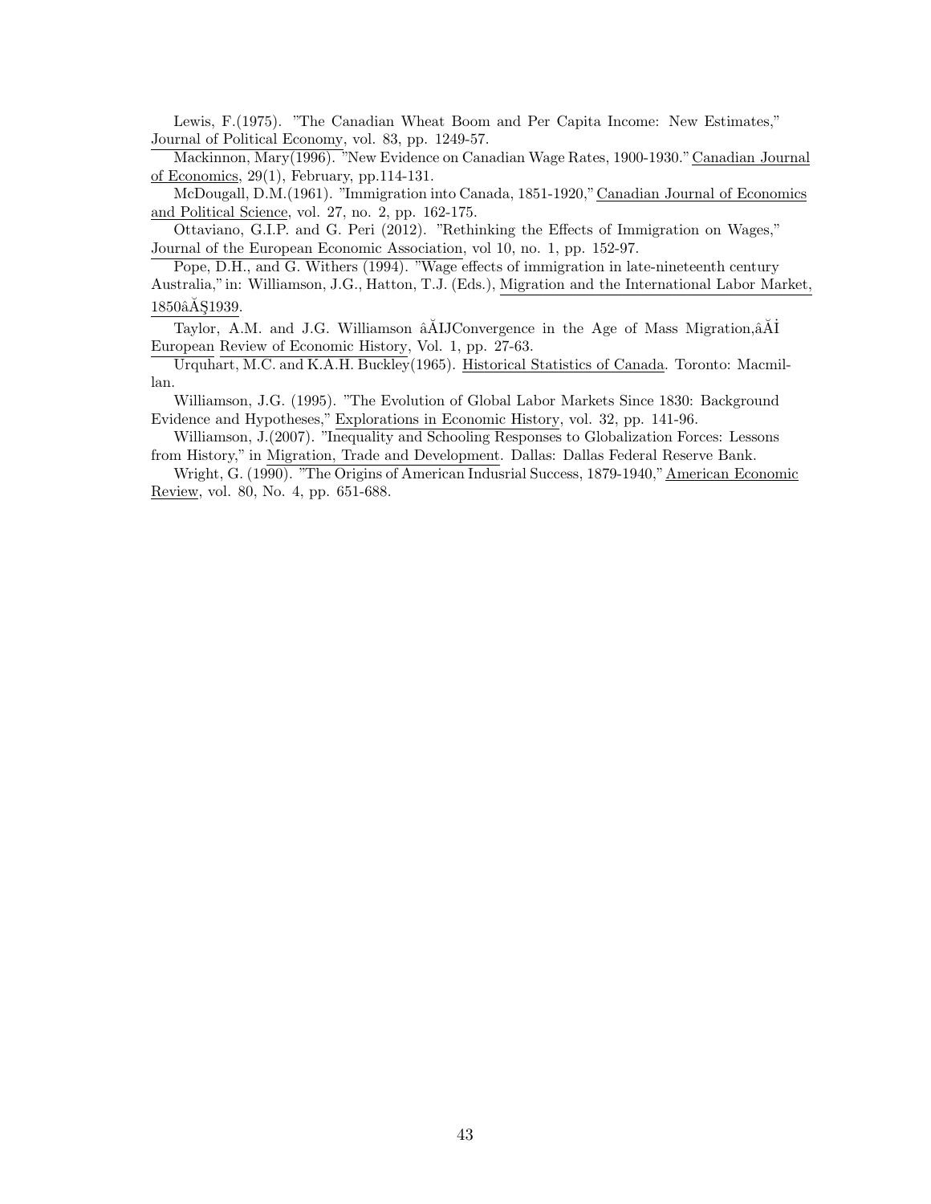Lewis, F.(1975). "The Canadian Wheat Boom and Per Capita Income: New Estimates," Journal of Political Economy, vol. 83, pp. 1249-57.

Mackinnon, Mary(1996). "New Evidence on Canadian Wage Rates, 1900-1930." Canadian Journal of Economics, 29(1), February, pp.114-131.

McDougall, D.M.(1961). "Immigration into Canada, 1851-1920," Canadian Journal of Economics and Political Science, vol. 27, no. 2, pp. 162-175.

Ottaviano, G.I.P. and G. Peri (2012). "Rethinking the Effects of Immigration on Wages," Journal of the European Economic Association, vol 10, no. 1, pp. 152-97.

Pope, D.H., and G. Withers (1994). "Wage effects of immigration in late-nineteenth century Australia," in: Williamson, J.G., Hatton, T.J. (Eds.), Migration and the International Labor Market, 1850âĂŞ1939.

Taylor, A.M. and J.G. Williamson âĂIJConvergence in the Age of Mass Migration,âĂİ European Review of Economic History, Vol. 1, pp. 27-63.

Urquhart, M.C. and K.A.H. Buckley(1965). Historical Statistics of Canada. Toronto: Macmillan.

Williamson, J.G. (1995). "The Evolution of Global Labor Markets Since 1830: Background Evidence and Hypotheses," Explorations in Economic History, vol. 32, pp. 141-96.

Williamson, J.(2007). "Inequality and Schooling Responses to Globalization Forces: Lessons from History," in Migration, Trade and Development. Dallas: Dallas Federal Reserve Bank.

Wright, G. (1990). "The Origins of American Indusrial Success, 1879-1940," American Economic Review, vol. 80, No. 4, pp. 651-688.